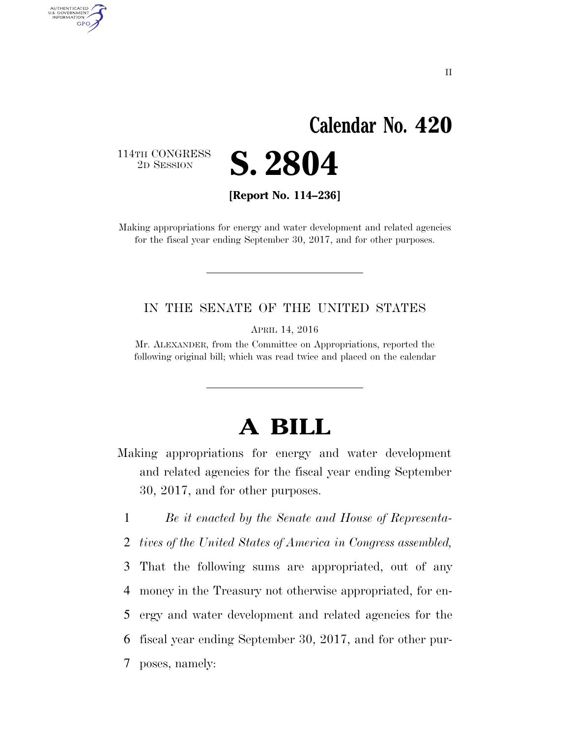# Calendar No. 420

114TH CONGRESS
2D SESSION

# S. 2804

**[Report No. 114–236]**

Making appropriations for energy and water development and related agencies for the fiscal year ending September 30, 2017, and for other purposes.

---

IN THE SENATE OF THE UNITED STATES

APRIL 14, 2016

Mr. ALEXANDER, from the Committee on Appropriations, reported the following original bill; which was read twice and placed on the calendar

---

# A BILL

Making appropriations for energy and water development and related agencies for the fiscal year ending September 30, 2017, and for other purposes.

1 *Be it enacted by the Senate and House of Representa-*
2 *tives of the United States of America in Congress assembled,*
3 That the following sums are appropriated, out of any
4 money in the Treasury not otherwise appropriated, for en-
5 ergy and water development and related agencies for the
6 fiscal year ending September 30, 2017, and for other pur-
7 poses, namely: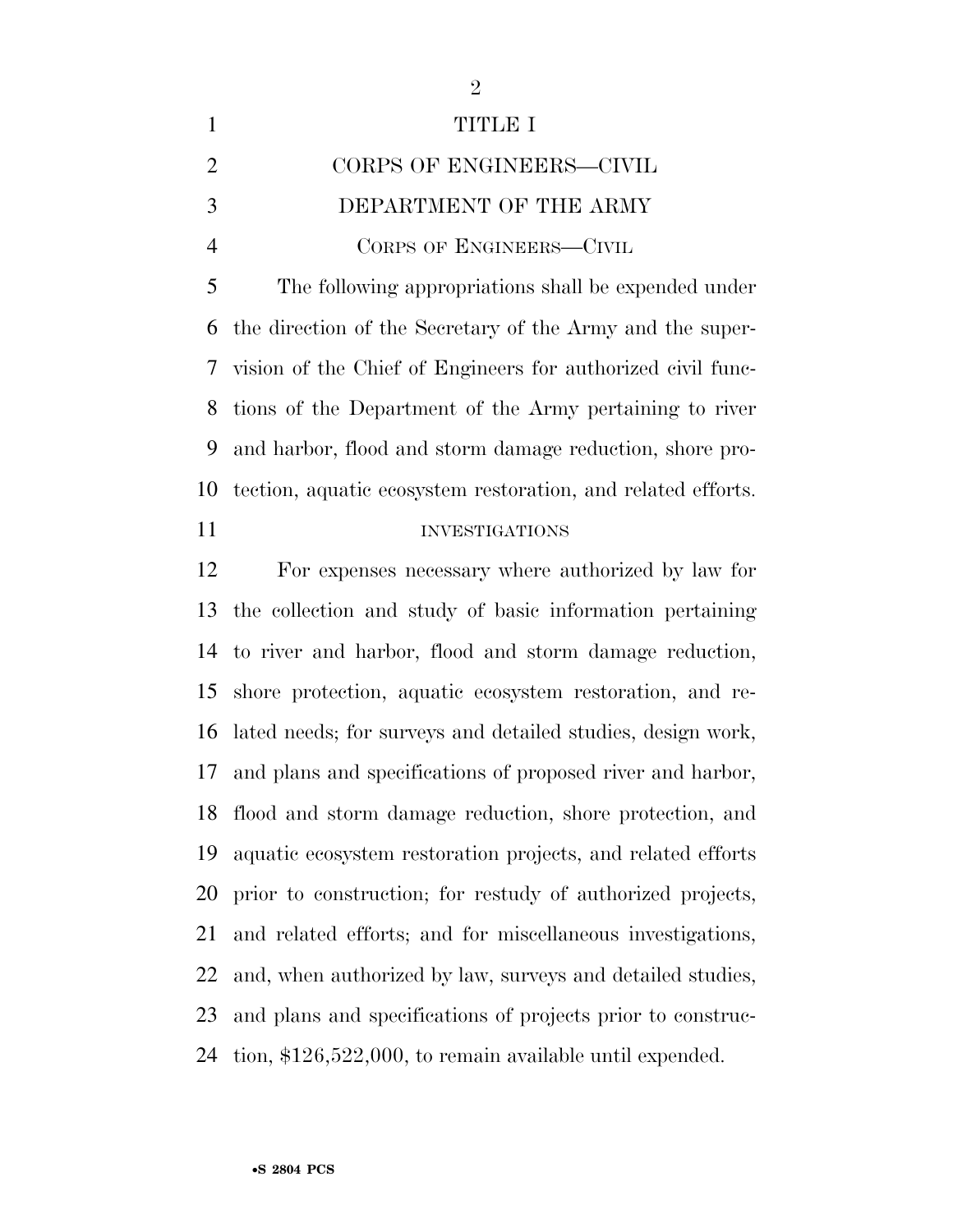# TITLE I

## CORPS OF ENGINEERS—CIVIL

## DEPARTMENT OF THE ARMY

### CORPS OF ENGINEERS—CIVIL

The following appropriations shall be expended under the direction of the Secretary of the Army and the supervision of the Chief of Engineers for authorized civil functions of the Department of the Army pertaining to river and harbor, flood and storm damage reduction, shore protection, aquatic ecosystem restoration, and related efforts.

#### INVESTIGATIONS

For expenses necessary where authorized by law for the collection and study of basic information pertaining to river and harbor, flood and storm damage reduction, shore protection, aquatic ecosystem restoration, and related needs; for surveys and detailed studies, design work, and plans and specifications of proposed river and harbor, flood and storm damage reduction, shore protection, and aquatic ecosystem restoration projects, and related efforts prior to construction; for restudy of authorized projects, and related efforts; and for miscellaneous investigations, and, when authorized by law, surveys and detailed studies, and plans and specifications of projects prior to construction, $126,522,000, to remain available until expended.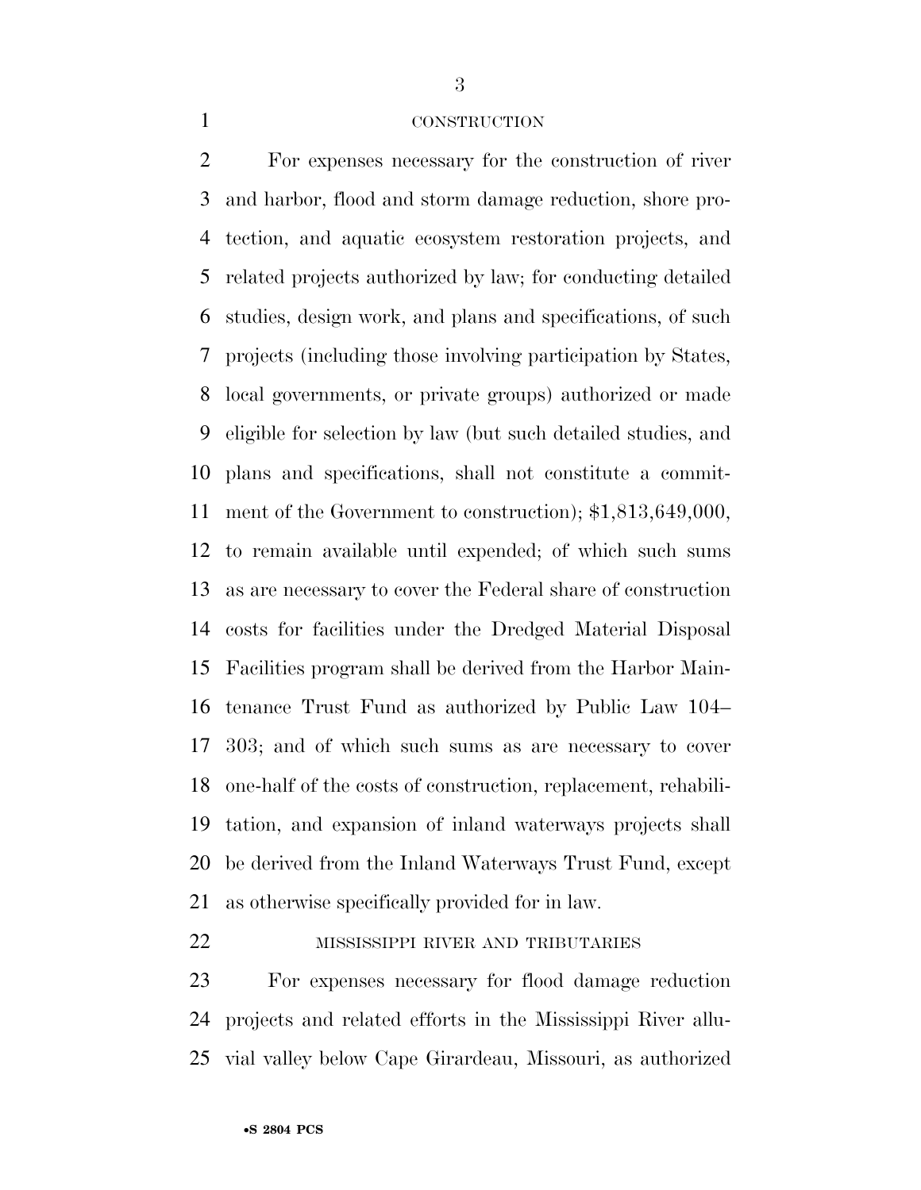CONSTRUCTION

For expenses necessary for the construction of river and harbor, flood and storm damage reduction, shore protection, and aquatic ecosystem restoration projects, and related projects authorized by law; for conducting detailed studies, design work, and plans and specifications, of such projects (including those involving participation by States, local governments, or private groups) authorized or made eligible for selection by law (but such detailed studies, and plans and specifications, shall not constitute a commitment of the Government to construction); $1,813,649,000, to remain available until expended; of which such sums as are necessary to cover the Federal share of construction costs for facilities under the Dredged Material Disposal Facilities program shall be derived from the Harbor Maintenance Trust Fund as authorized by Public Law 104–303; and of which such sums as are necessary to cover one-half of the costs of construction, replacement, rehabilitation, and expansion of inland waterways projects shall be derived from the Inland Waterways Trust Fund, except as otherwise specifically provided for in law.

MISSISSIPPI RIVER AND TRIBUTARIES

For expenses necessary for flood damage reduction projects and related efforts in the Mississippi River alluvial valley below Cape Girardeau, Missouri, as authorized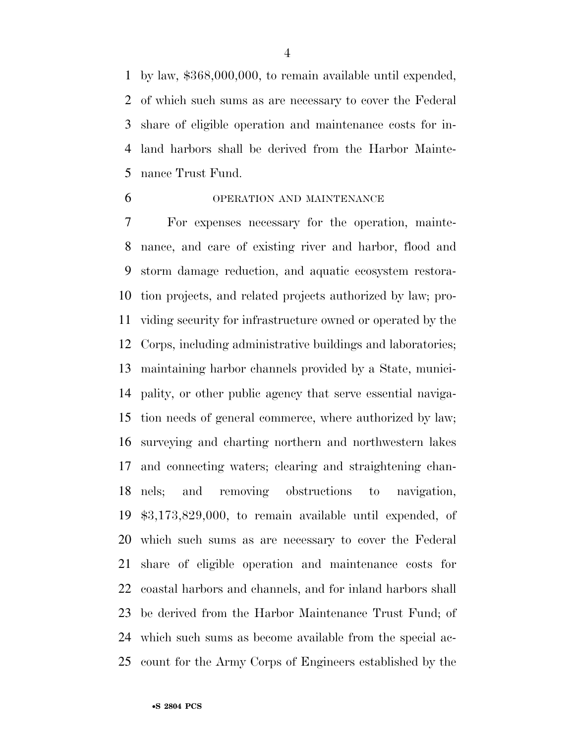by law, $368,000,000, to remain available until expended, of which such sums as are necessary to cover the Federal share of eligible operation and maintenance costs for inland harbors shall be derived from the Harbor Maintenance Trust Fund.

OPERATION AND MAINTENANCE

For expenses necessary for the operation, maintenance, and care of existing river and harbor, flood and storm damage reduction, and aquatic ecosystem restoration projects, and related projects authorized by law; providing security for infrastructure owned or operated by the Corps, including administrative buildings and laboratories; maintaining harbor channels provided by a State, municipality, or other public agency that serve essential navigation needs of general commerce, where authorized by law; surveying and charting northern and northwestern lakes and connecting waters; clearing and straightening channels; and removing obstructions to navigation, $3,173,829,000, to remain available until expended, of which such sums as are necessary to cover the Federal share of eligible operation and maintenance costs for coastal harbors and channels, and for inland harbors shall be derived from the Harbor Maintenance Trust Fund; of which such sums as become available from the special account for the Army Corps of Engineers established by the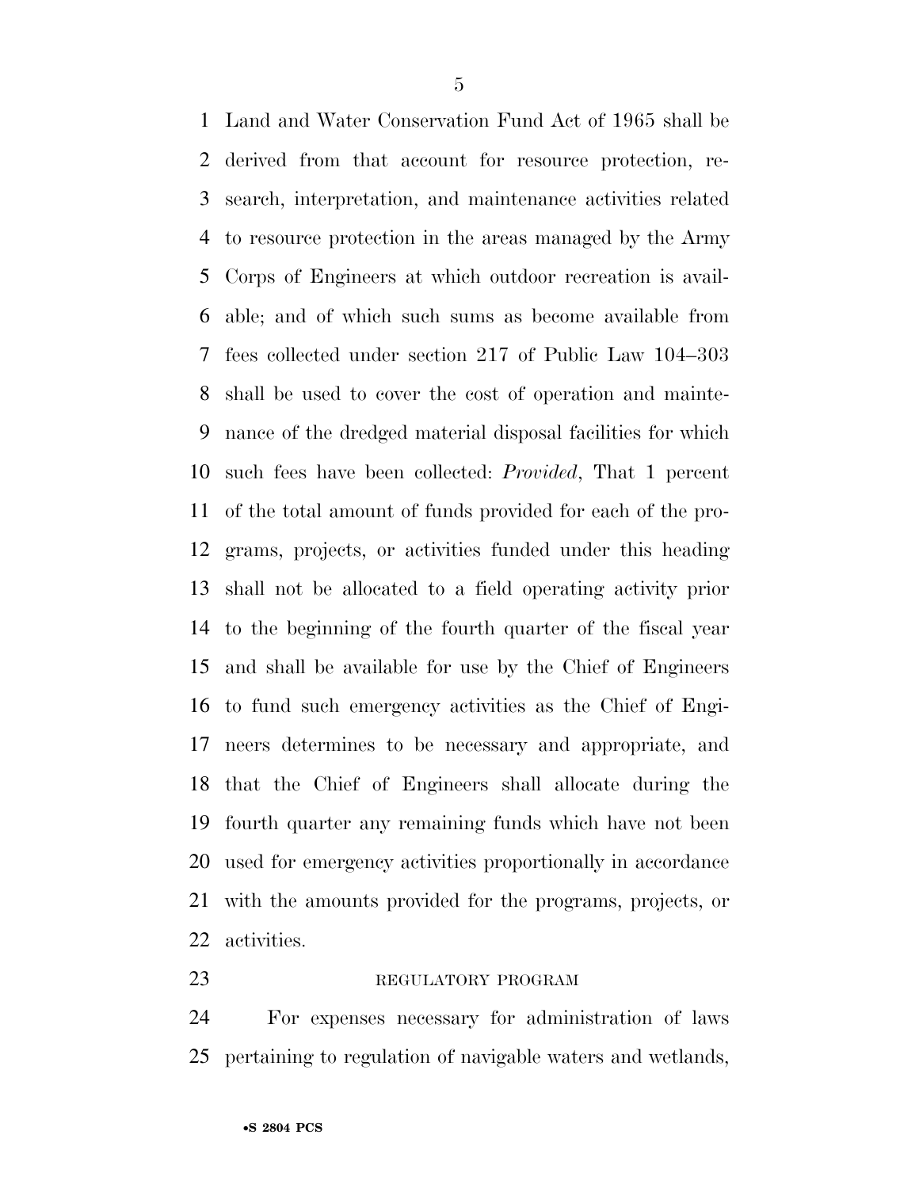Land and Water Conservation Fund Act of 1965 shall be derived from that account for resource protection, research, interpretation, and maintenance activities related to resource protection in the areas managed by the Army Corps of Engineers at which outdoor recreation is available; and of which such sums as become available from fees collected under section 217 of Public Law 104–303 shall be used to cover the cost of operation and maintenance of the dredged material disposal facilities for which such fees have been collected: *Provided*, That 1 percent of the total amount of funds provided for each of the programs, projects, or activities funded under this heading shall not be allocated to a field operating activity prior to the beginning of the fourth quarter of the fiscal year and shall be available for use by the Chief of Engineers to fund such emergency activities as the Chief of Engineers determines to be necessary and appropriate, and that the Chief of Engineers shall allocate during the fourth quarter any remaining funds which have not been used for emergency activities proportionally in accordance with the amounts provided for the programs, projects, or activities.

REGULATORY PROGRAM

For expenses necessary for administration of laws pertaining to regulation of navigable waters and wetlands,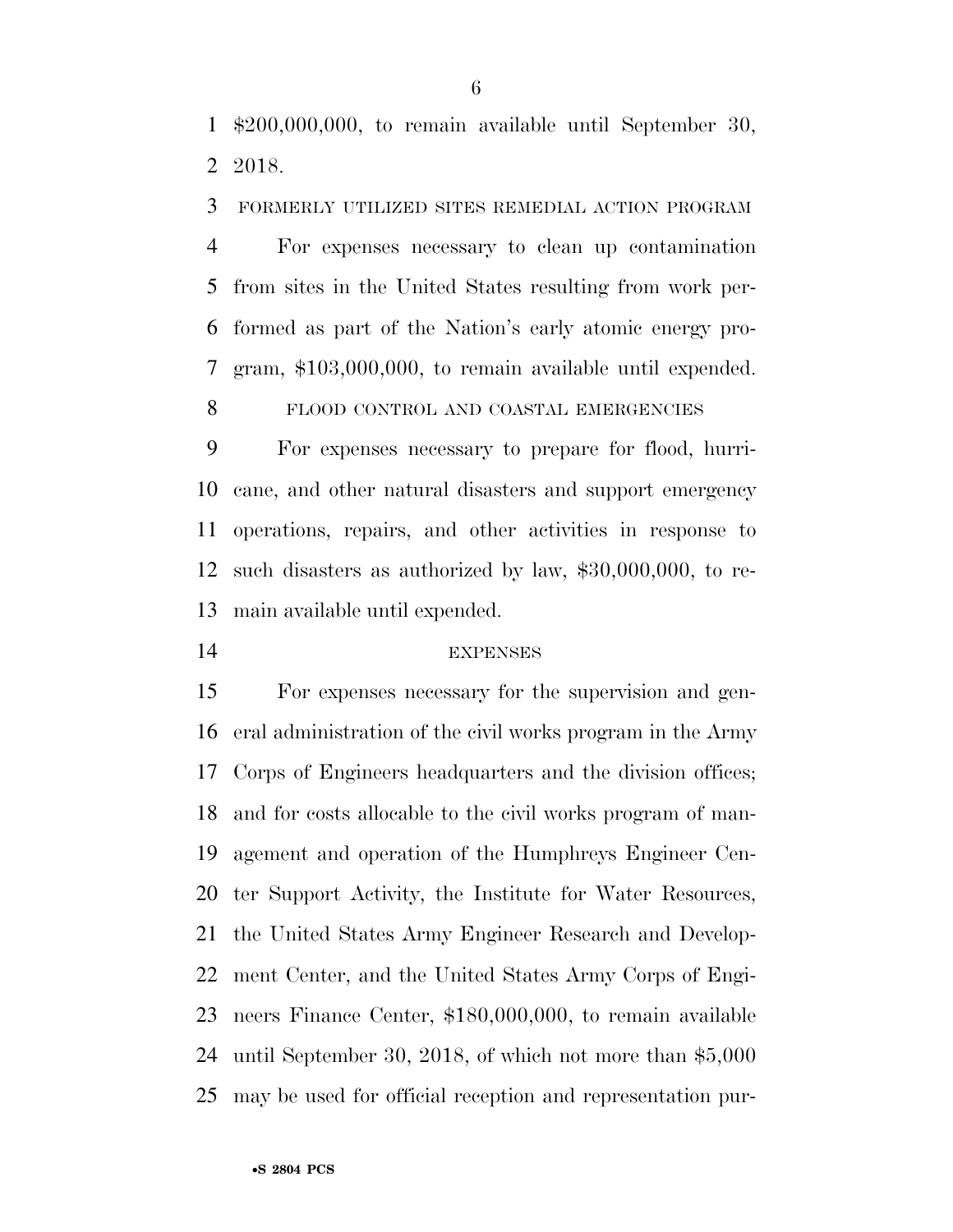$200,000,000, to remain available until September 30, 2018.

FORMERLY UTILIZED SITES REMEDIAL ACTION PROGRAM

For expenses necessary to clean up contamination from sites in the United States resulting from work performed as part of the Nation's early atomic energy program, $103,000,000, to remain available until expended.

FLOOD CONTROL AND COASTAL EMERGENCIES

For expenses necessary to prepare for flood, hurricane, and other natural disasters and support emergency operations, repairs, and other activities in response to such disasters as authorized by law, $30,000,000, to remain available until expended.

EXPENSES

For expenses necessary for the supervision and general administration of the civil works program in the Army Corps of Engineers headquarters and the division offices; and for costs allocable to the civil works program of management and operation of the Humphreys Engineer Center Support Activity, the Institute for Water Resources, the United States Army Engineer Research and Development Center, and the United States Army Corps of Engineers Finance Center, $180,000,000, to remain available until September 30, 2018, of which not more than $5,000 may be used for official reception and representation pur-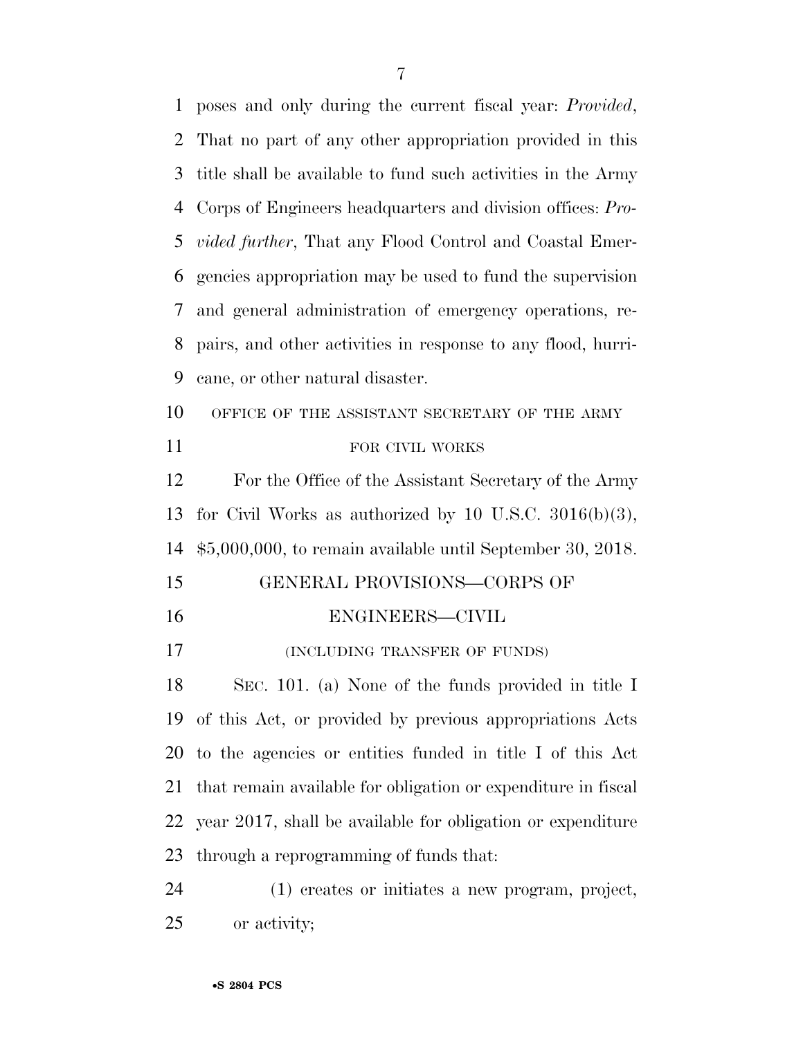poses and only during the current fiscal year: *Provided*, That no part of any other appropriation provided in this title shall be available to fund such activities in the Army Corps of Engineers headquarters and division offices: *Provided further*, That any Flood Control and Coastal Emergencies appropriation may be used to fund the supervision and general administration of emergency operations, repairs, and other activities in response to any flood, hurricane, or other natural disaster.

OFFICE OF THE ASSISTANT SECRETARY OF THE ARMY FOR CIVIL WORKS

For the Office of the Assistant Secretary of the Army for Civil Works as authorized by 10 U.S.C. 3016(b)(3), $5,000,000, to remain available until September 30, 2018.

## GENERAL PROVISIONS—CORPS OF ENGINEERS—CIVIL

(INCLUDING TRANSFER OF FUNDS)

SEC. 101. (a) None of the funds provided in title I of this Act, or provided by previous appropriations Acts to the agencies or entities funded in title I of this Act that remain available for obligation or expenditure in fiscal year 2017, shall be available for obligation or expenditure through a reprogramming of funds that:

(1) creates or initiates a new program, project, or activity;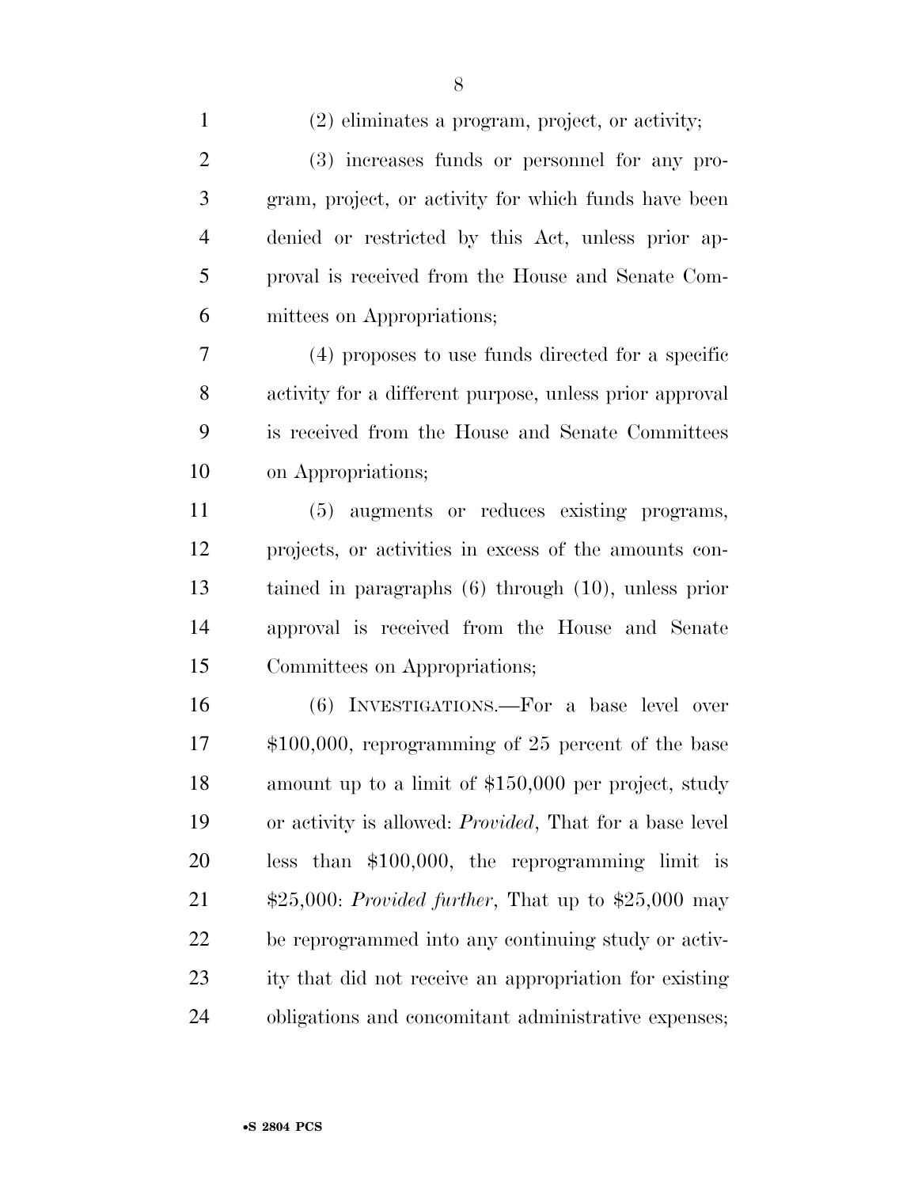(2) eliminates a program, project, or activity;

(3) increases funds or personnel for any program, project, or activity for which funds have been denied or restricted by this Act, unless prior approval is received from the House and Senate Committees on Appropriations;

(4) proposes to use funds directed for a specific activity for a different purpose, unless prior approval is received from the House and Senate Committees on Appropriations;

(5) augments or reduces existing programs, projects, or activities in excess of the amounts contained in paragraphs (6) through (10), unless prior approval is received from the House and Senate Committees on Appropriations;

(6) INVESTIGATIONS.—For a base level over $100,000, reprogramming of 25 percent of the base amount up to a limit of $150,000 per project, study or activity is allowed: *Provided*, That for a base level less than $100,000, the reprogramming limit is $25,000: *Provided further*, That up to $25,000 may be reprogrammed into any continuing study or activity that did not receive an appropriation for existing obligations and concomitant administrative expenses;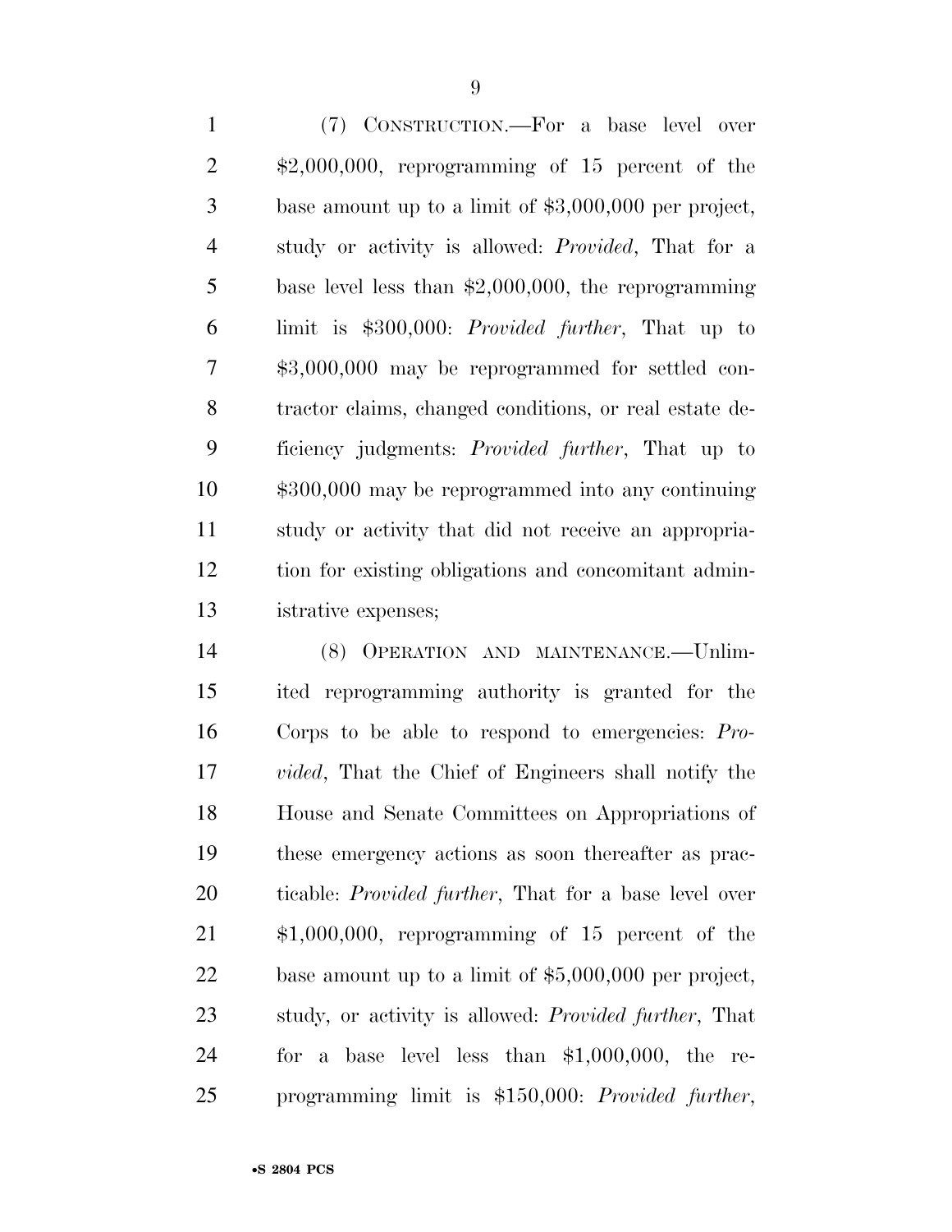(7) CONSTRUCTION.—For a base level over $2,000,000, reprogramming of 15 percent of the base amount up to a limit of $3,000,000 per project, study or activity is allowed: *Provided*, That for a base level less than $2,000,000, the reprogramming limit is $300,000: *Provided further*, That up to $3,000,000 may be reprogrammed for settled contractor claims, changed conditions, or real estate deficiency judgments: *Provided further*, That up to $300,000 may be reprogrammed into any continuing study or activity that did not receive an appropriation for existing obligations and concomitant administrative expenses;

(8) OPERATION AND MAINTENANCE.—Unlimited reprogramming authority is granted for the Corps to be able to respond to emergencies: *Provided*, That the Chief of Engineers shall notify the House and Senate Committees on Appropriations of these emergency actions as soon thereafter as practicable: *Provided further*, That for a base level over $1,000,000, reprogramming of 15 percent of the base amount up to a limit of $5,000,000 per project, study, or activity is allowed: *Provided further*, That for a base level less than $1,000,000, the reprogramming limit is $150,000: *Provided further*,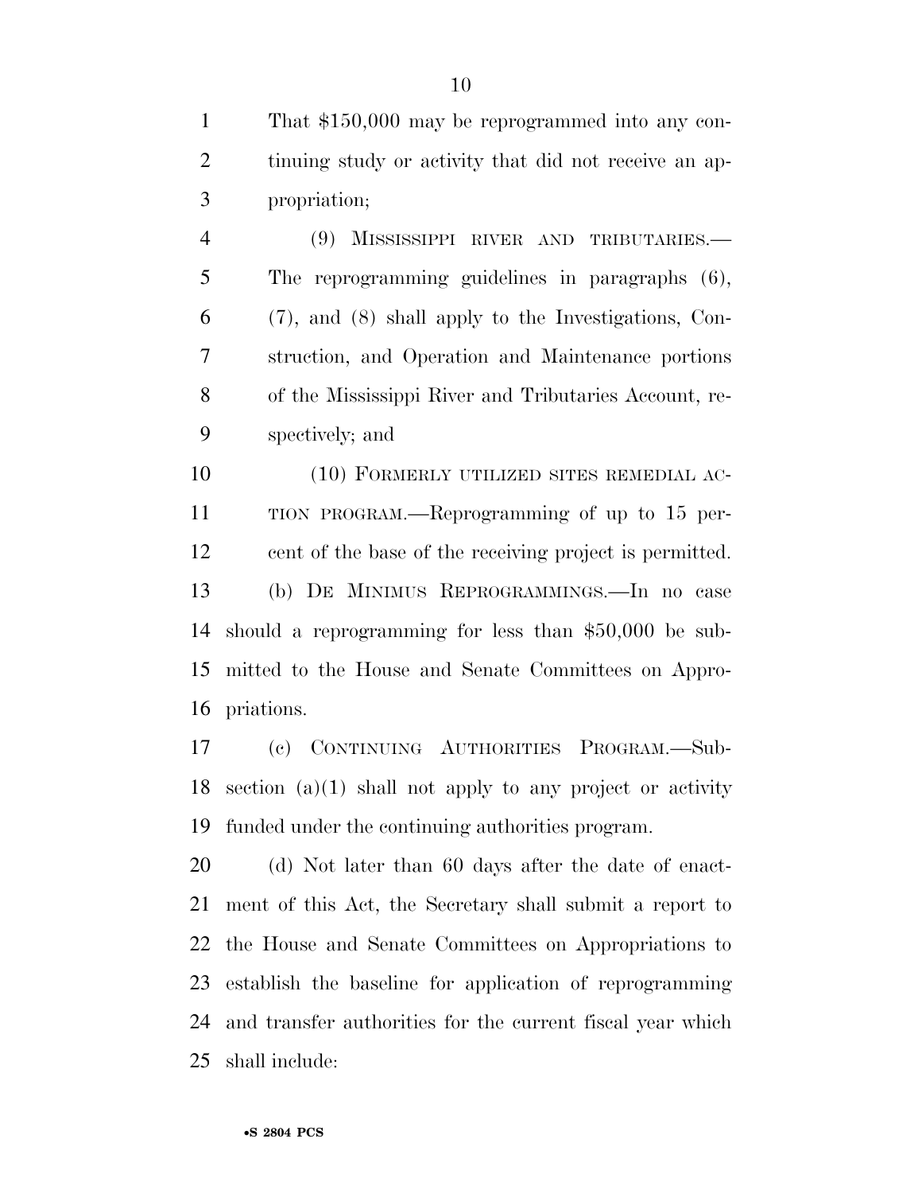That $150,000 may be reprogrammed into any continuing study or activity that did not receive an appropriation;

(9) MISSISSIPPI RIVER AND TRIBUTARIES.—The reprogramming guidelines in paragraphs (6), (7), and (8) shall apply to the Investigations, Construction, and Operation and Maintenance portions of the Mississippi River and Tributaries Account, respectively; and

(10) FORMERLY UTILIZED SITES REMEDIAL ACTION PROGRAM.—Reprogramming of up to 15 percent of the base of the receiving project is permitted.

(b) DE MINIMUS REPROGRAMMINGS.—In no case should a reprogramming for less than $50,000 be submitted to the House and Senate Committees on Appropriations.

(c) CONTINUING AUTHORITIES PROGRAM.—Subsection (a)(1) shall not apply to any project or activity funded under the continuing authorities program.

(d) Not later than 60 days after the date of enactment of this Act, the Secretary shall submit a report to the House and Senate Committees on Appropriations to establish the baseline for application of reprogramming and transfer authorities for the current fiscal year which shall include: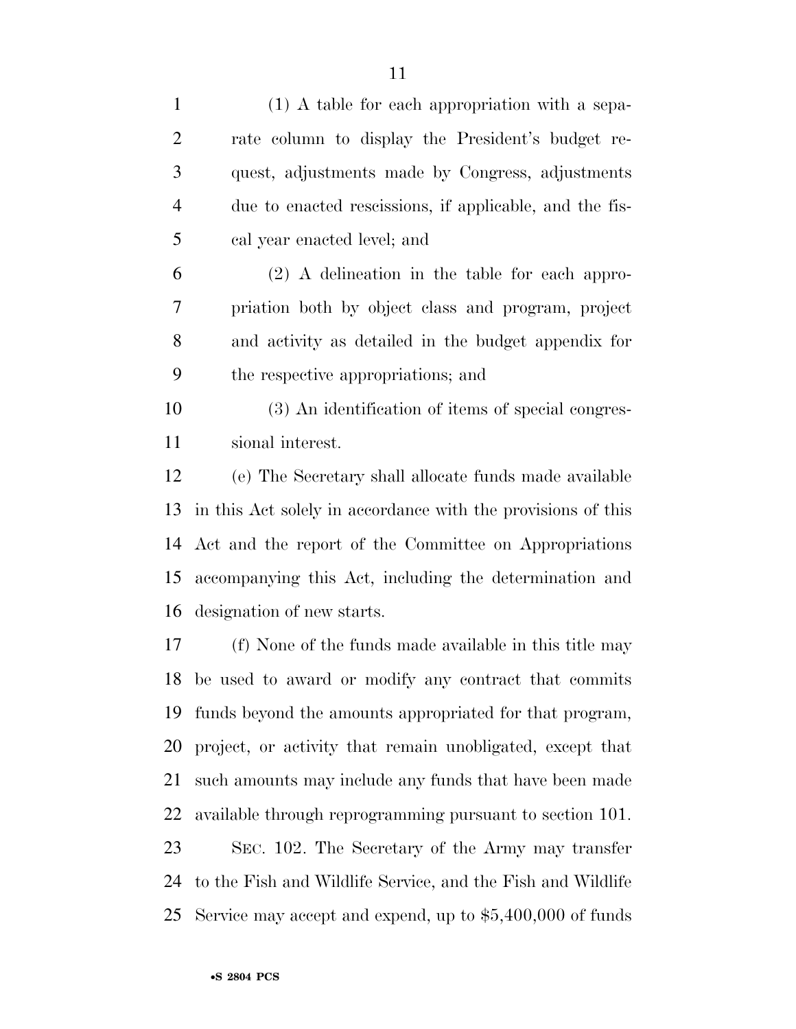(1) A table for each appropriation with a separate column to display the President's budget request, adjustments made by Congress, adjustments due to enacted rescissions, if applicable, and the fiscal year enacted level; and

(2) A delineation in the table for each appropriation both by object class and program, project and activity as detailed in the budget appendix for the respective appropriations; and

(3) An identification of items of special congressional interest.

(e) The Secretary shall allocate funds made available in this Act solely in accordance with the provisions of this Act and the report of the Committee on Appropriations accompanying this Act, including the determination and designation of new starts.

(f) None of the funds made available in this title may be used to award or modify any contract that commits funds beyond the amounts appropriated for that program, project, or activity that remain unobligated, except that such amounts may include any funds that have been made available through reprogramming pursuant to section 101.

SEC. 102. The Secretary of the Army may transfer to the Fish and Wildlife Service, and the Fish and Wildlife Service may accept and expend, up to $5,400,000 of funds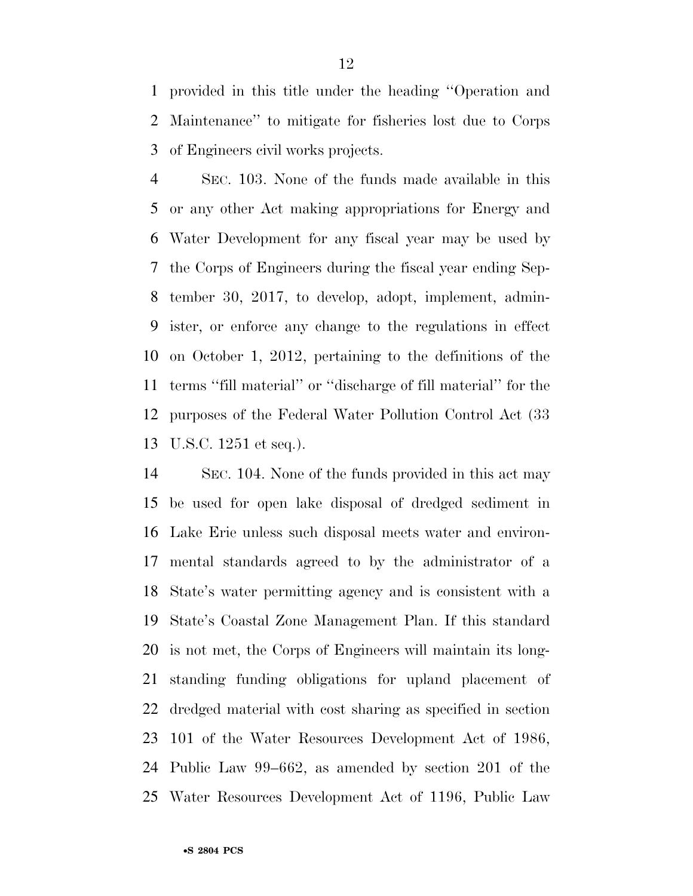provided in this title under the heading ''Operation and Maintenance'' to mitigate for fisheries lost due to Corps of Engineers civil works projects.

SEC. 103. None of the funds made available in this or any other Act making appropriations for Energy and Water Development for any fiscal year may be used by the Corps of Engineers during the fiscal year ending September 30, 2017, to develop, adopt, implement, administer, or enforce any change to the regulations in effect on October 1, 2012, pertaining to the definitions of the terms ''fill material'' or ''discharge of fill material'' for the purposes of the Federal Water Pollution Control Act (33 U.S.C. 1251 et seq.).

SEC. 104. None of the funds provided in this act may be used for open lake disposal of dredged sediment in Lake Erie unless such disposal meets water and environmental standards agreed to by the administrator of a State's water permitting agency and is consistent with a State's Coastal Zone Management Plan. If this standard is not met, the Corps of Engineers will maintain its long-standing funding obligations for upland placement of dredged material with cost sharing as specified in section 101 of the Water Resources Development Act of 1986, Public Law 99–662, as amended by section 201 of the Water Resources Development Act of 1196, Public Law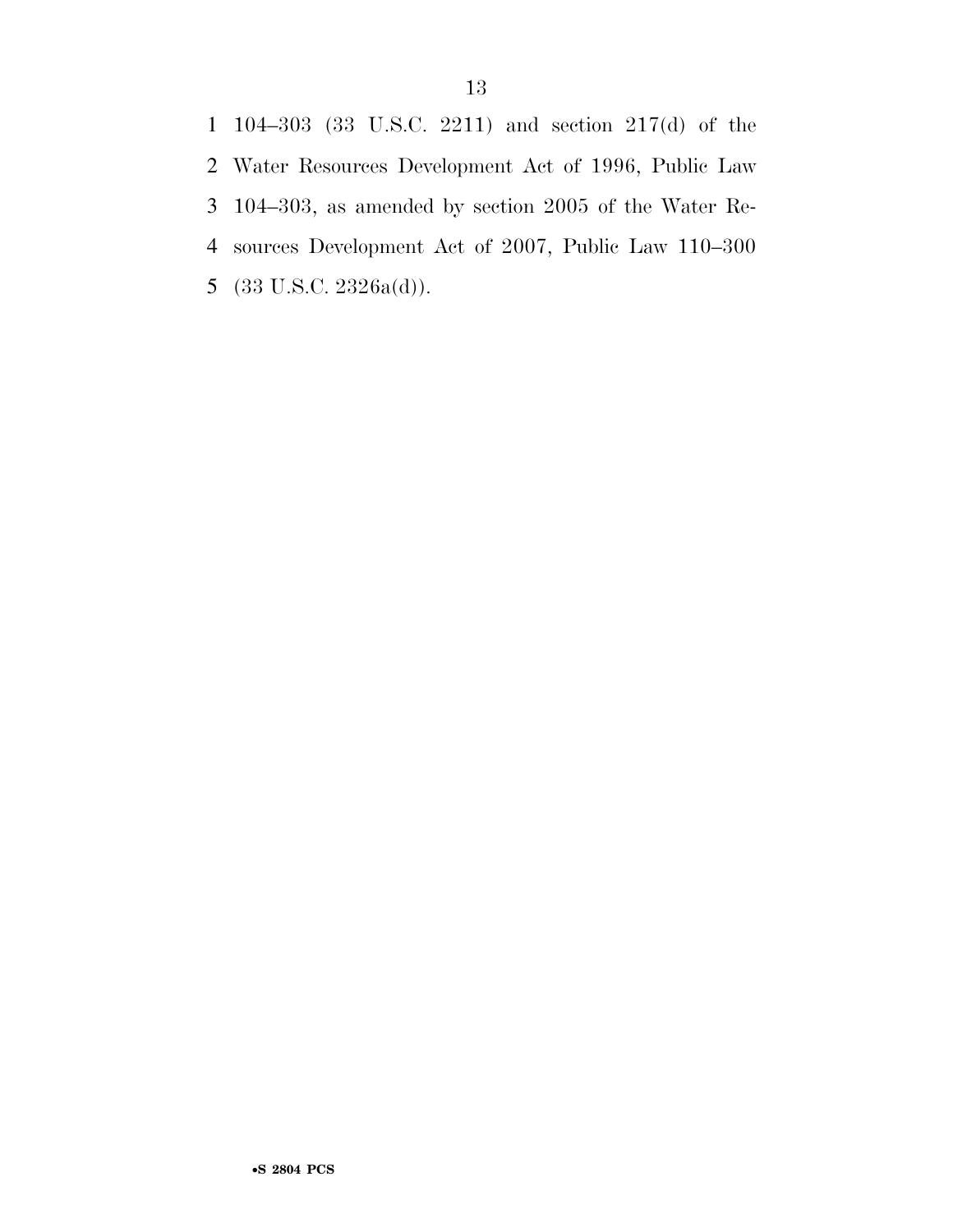104–303 (33 U.S.C. 2211) and section 217(d) of the Water Resources Development Act of 1996, Public Law 104–303, as amended by section 2005 of the Water Resources Development Act of 2007, Public Law 110–300 (33 U.S.C. 2326a(d)).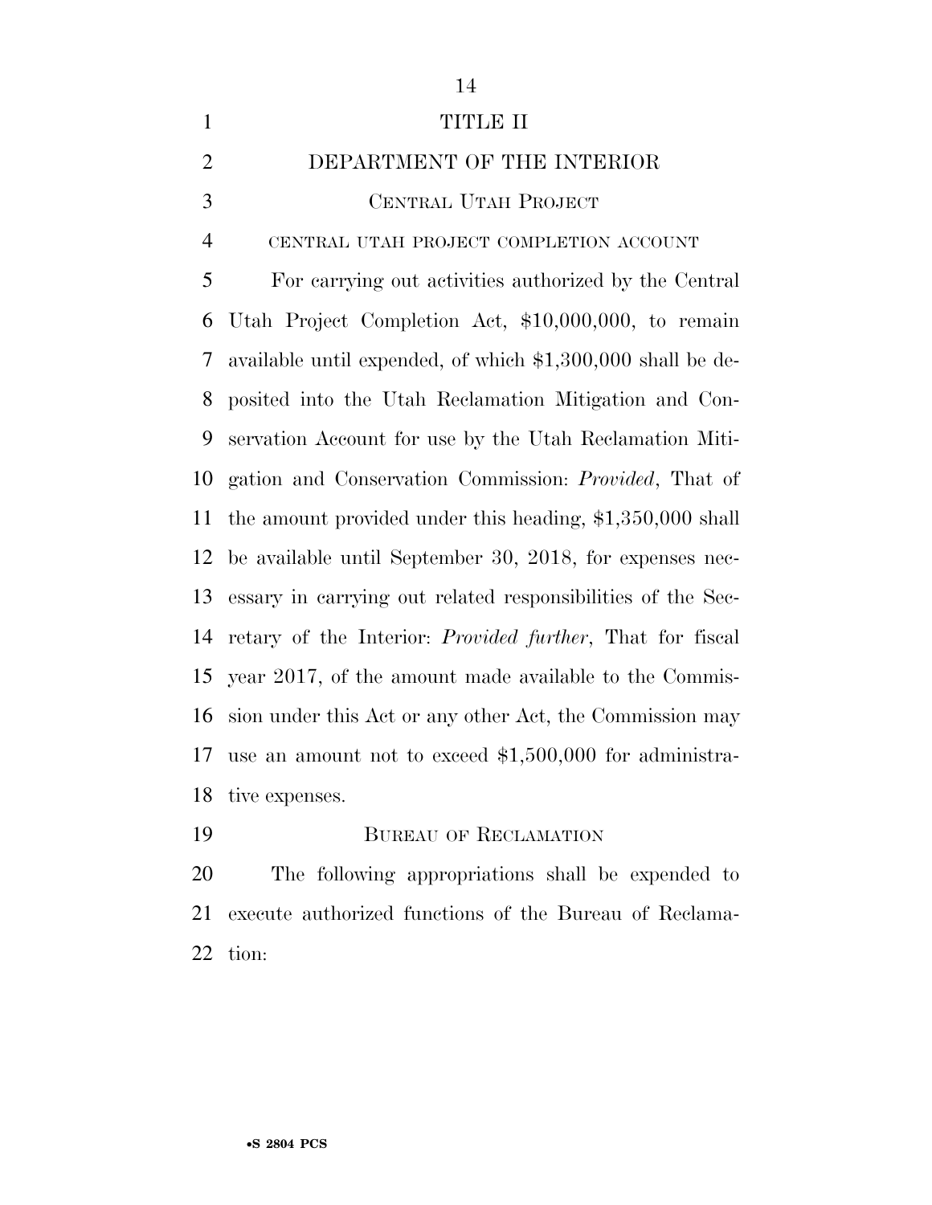# TITLE II

## DEPARTMENT OF THE INTERIOR

### CENTRAL UTAH PROJECT

#### CENTRAL UTAH PROJECT COMPLETION ACCOUNT

For carrying out activities authorized by the Central Utah Project Completion Act, $10,000,000, to remain available until expended, of which $1,300,000 shall be deposited into the Utah Reclamation Mitigation and Conservation Account for use by the Utah Reclamation Mitigation and Conservation Commission: *Provided*, That of the amount provided under this heading, $1,350,000 shall be available until September 30, 2018, for expenses necessary in carrying out related responsibilities of the Secretary of the Interior: *Provided further*, That for fiscal year 2017, of the amount made available to the Commission under this Act or any other Act, the Commission may use an amount not to exceed $1,500,000 for administrative expenses.

### BUREAU OF RECLAMATION

The following appropriations shall be expended to execute authorized functions of the Bureau of Reclamation: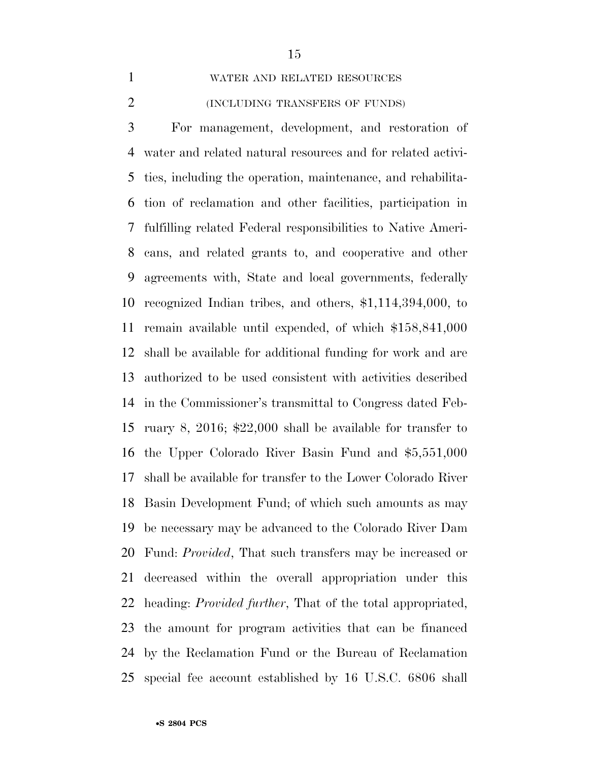WATER AND RELATED RESOURCES

(INCLUDING TRANSFERS OF FUNDS)

For management, development, and restoration of water and related natural resources and for related activities, including the operation, maintenance, and rehabilitation of reclamation and other facilities, participation in fulfilling related Federal responsibilities to Native Americans, and related grants to, and cooperative and other agreements with, State and local governments, federally recognized Indian tribes, and others, $1,114,394,000, to remain available until expended, of which $158,841,000 shall be available for additional funding for work and are authorized to be used consistent with activities described in the Commissioner's transmittal to Congress dated February 8, 2016; $22,000 shall be available for transfer to the Upper Colorado River Basin Fund and $5,551,000 shall be available for transfer to the Lower Colorado River Basin Development Fund; of which such amounts as may be necessary may be advanced to the Colorado River Dam Fund: *Provided*, That such transfers may be increased or decreased within the overall appropriation under this heading: *Provided further*, That of the total appropriated, the amount for program activities that can be financed by the Reclamation Fund or the Bureau of Reclamation special fee account established by 16 U.S.C. 6806 shall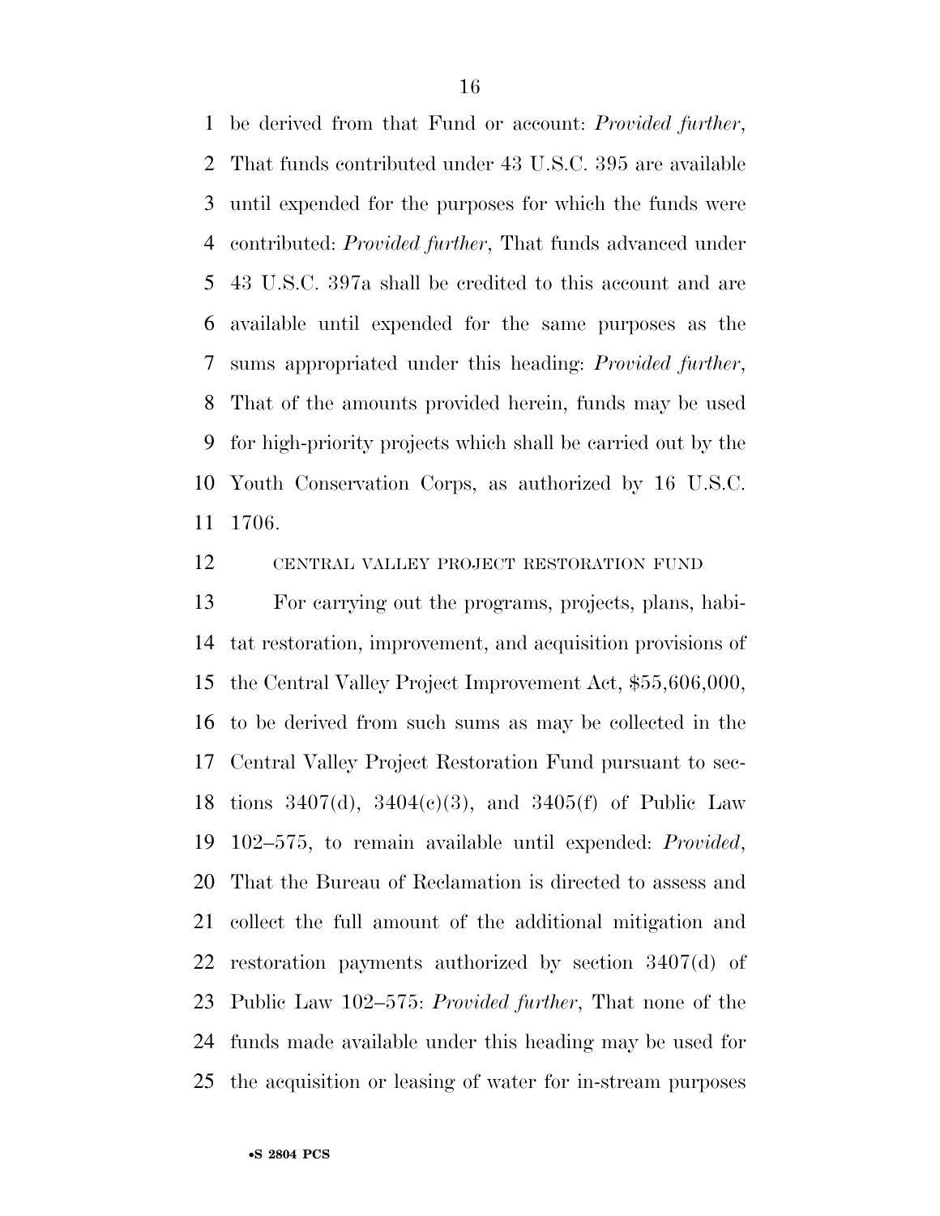be derived from that Fund or account: *Provided further*, That funds contributed under 43 U.S.C. 395 are available until expended for the purposes for which the funds were contributed: *Provided further*, That funds advanced under 43 U.S.C. 397a shall be credited to this account and are available until expended for the same purposes as the sums appropriated under this heading: *Provided further*, That of the amounts provided herein, funds may be used for high-priority projects which shall be carried out by the Youth Conservation Corps, as authorized by 16 U.S.C. 1706.

CENTRAL VALLEY PROJECT RESTORATION FUND

For carrying out the programs, projects, plans, habitat restoration, improvement, and acquisition provisions of the Central Valley Project Improvement Act, $55,606,000, to be derived from such sums as may be collected in the Central Valley Project Restoration Fund pursuant to sections 3407(d), 3404(c)(3), and 3405(f) of Public Law 102–575, to remain available until expended: *Provided*, That the Bureau of Reclamation is directed to assess and collect the full amount of the additional mitigation and restoration payments authorized by section 3407(d) of Public Law 102–575: *Provided further*, That none of the funds made available under this heading may be used for the acquisition or leasing of water for in-stream purposes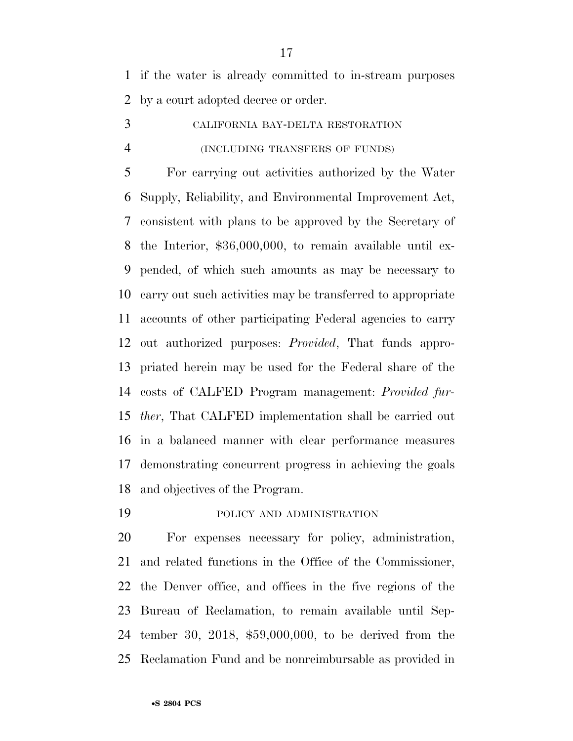if the water is already committed to in-stream purposes by a court adopted decree or order.

CALIFORNIA BAY-DELTA RESTORATION

(INCLUDING TRANSFERS OF FUNDS)

For carrying out activities authorized by the Water Supply, Reliability, and Environmental Improvement Act, consistent with plans to be approved by the Secretary of the Interior, $36,000,000, to remain available until expended, of which such amounts as may be necessary to carry out such activities may be transferred to appropriate accounts of other participating Federal agencies to carry out authorized purposes: *Provided*, That funds appropriated herein may be used for the Federal share of the costs of CALFED Program management: *Provided further*, That CALFED implementation shall be carried out in a balanced manner with clear performance measures demonstrating concurrent progress in achieving the goals and objectives of the Program.

POLICY AND ADMINISTRATION

For expenses necessary for policy, administration, and related functions in the Office of the Commissioner, the Denver office, and offices in the five regions of the Bureau of Reclamation, to remain available until September 30, 2018, $59,000,000, to be derived from the Reclamation Fund and be nonreimbursable as provided in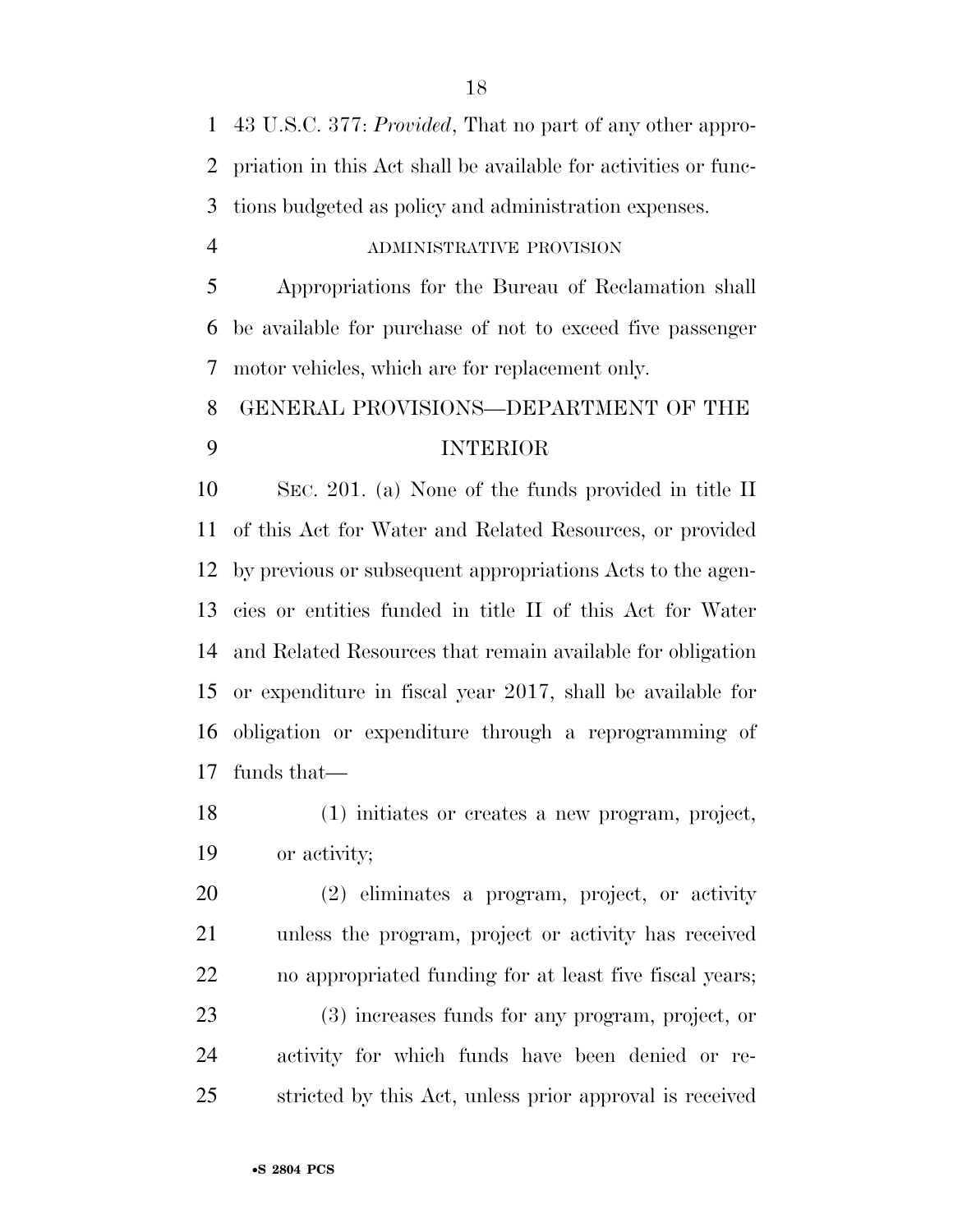43 U.S.C. 377: *Provided*, That no part of any other appropriation in this Act shall be available for activities or functions budgeted as policy and administration expenses.

ADMINISTRATIVE PROVISION

Appropriations for the Bureau of Reclamation shall be available for purchase of not to exceed five passenger motor vehicles, which are for replacement only.

## GENERAL PROVISIONS—DEPARTMENT OF THE INTERIOR

SEC. 201. (a) None of the funds provided in title II of this Act for Water and Related Resources, or provided by previous or subsequent appropriations Acts to the agencies or entities funded in title II of this Act for Water and Related Resources that remain available for obligation or expenditure in fiscal year 2017, shall be available for obligation or expenditure through a reprogramming of funds that—

(1) initiates or creates a new program, project, or activity;

(2) eliminates a program, project, or activity unless the program, project or activity has received no appropriated funding for at least five fiscal years;

(3) increases funds for any program, project, or activity for which funds have been denied or restricted by this Act, unless prior approval is received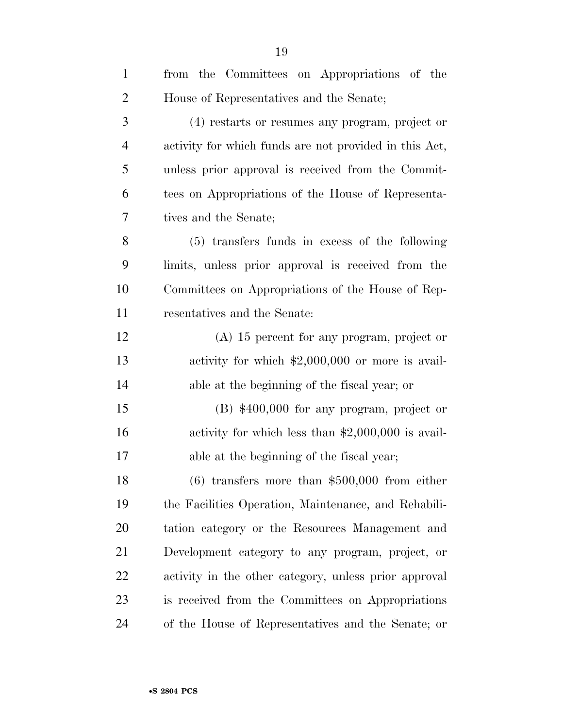from the Committees on Appropriations of the House of Representatives and the Senate;

(4) restarts or resumes any program, project or activity for which funds are not provided in this Act, unless prior approval is received from the Committees on Appropriations of the House of Representatives and the Senate;

(5) transfers funds in excess of the following limits, unless prior approval is received from the Committees on Appropriations of the House of Representatives and the Senate:

(A) 15 percent for any program, project or activity for which $2,000,000 or more is available at the beginning of the fiscal year; or

(B) $400,000 for any program, project or activity for which less than $2,000,000 is available at the beginning of the fiscal year;

(6) transfers more than $500,000 from either the Facilities Operation, Maintenance, and Rehabilitation category or the Resources Management and Development category to any program, project, or activity in the other category, unless prior approval is received from the Committees on Appropriations of the House of Representatives and the Senate; or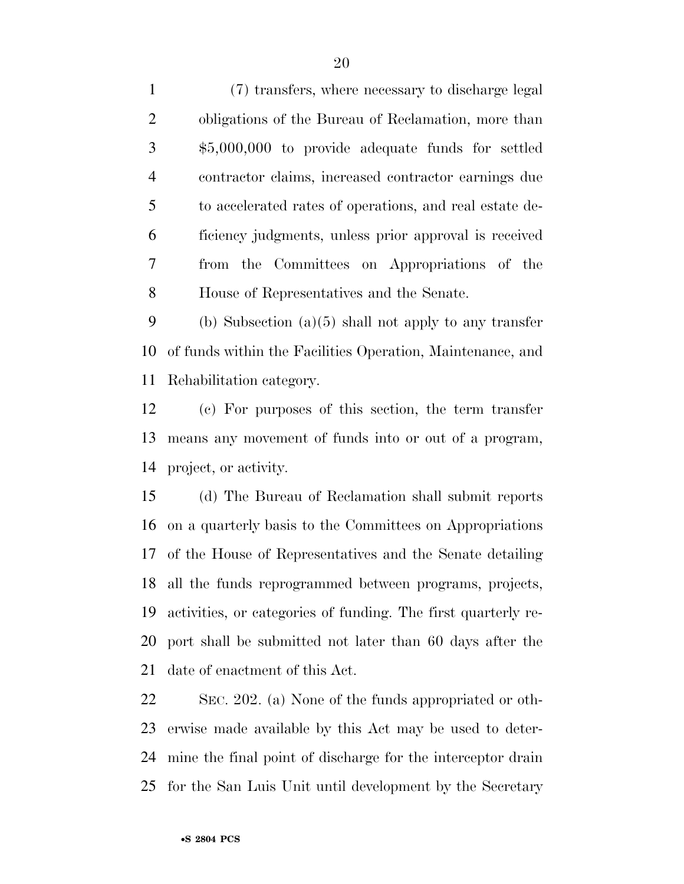(7) transfers, where necessary to discharge legal obligations of the Bureau of Reclamation, more than $5,000,000 to provide adequate funds for settled contractor claims, increased contractor earnings due to accelerated rates of operations, and real estate deficiency judgments, unless prior approval is received from the Committees on Appropriations of the House of Representatives and the Senate.

(b) Subsection (a)(5) shall not apply to any transfer of funds within the Facilities Operation, Maintenance, and Rehabilitation category.

(c) For purposes of this section, the term transfer means any movement of funds into or out of a program, project, or activity.

(d) The Bureau of Reclamation shall submit reports on a quarterly basis to the Committees on Appropriations of the House of Representatives and the Senate detailing all the funds reprogrammed between programs, projects, activities, or categories of funding. The first quarterly report shall be submitted not later than 60 days after the date of enactment of this Act.

SEC. 202. (a) None of the funds appropriated or otherwise made available by this Act may be used to determine the final point of discharge for the interceptor drain for the San Luis Unit until development by the Secretary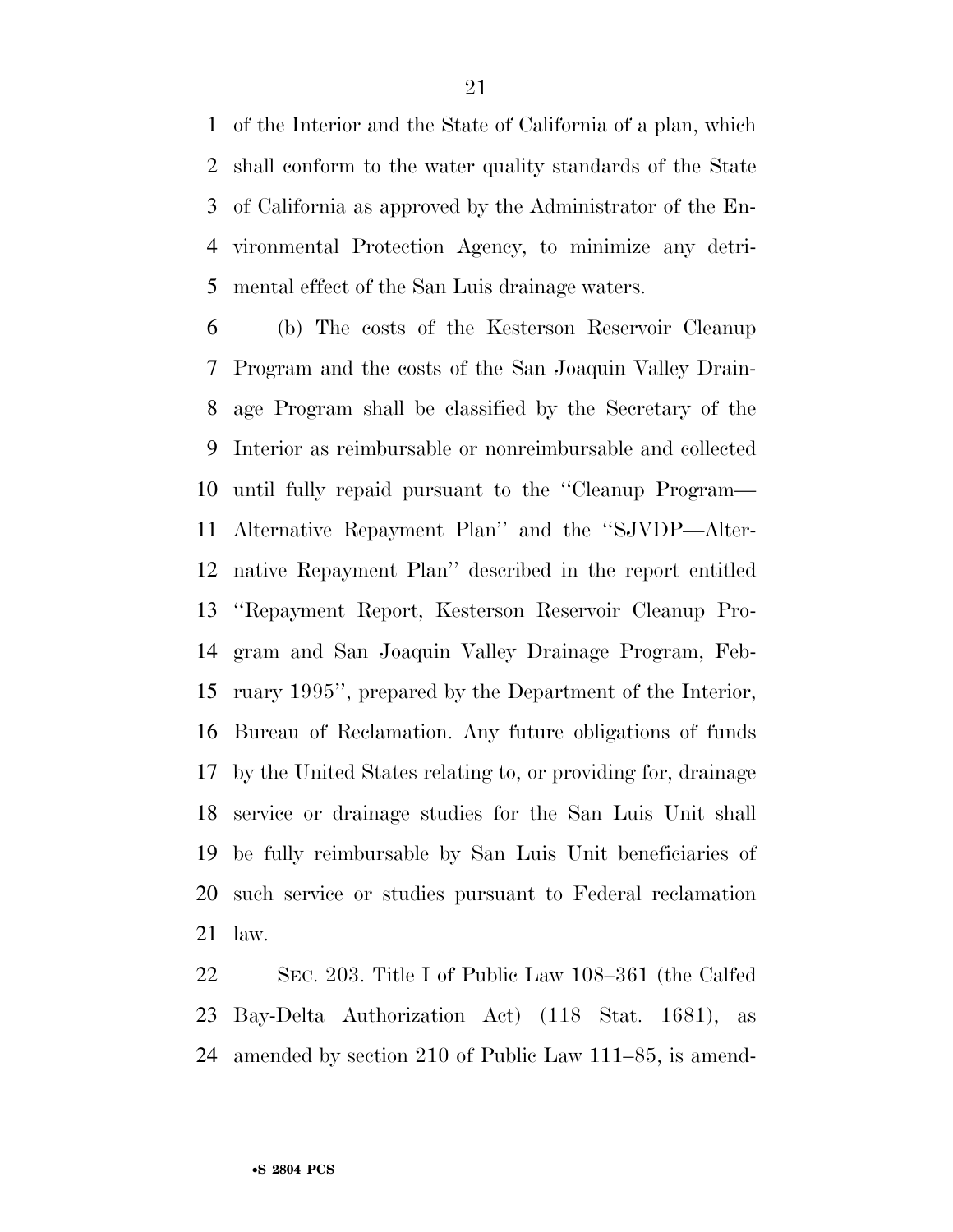of the Interior and the State of California of a plan, which shall conform to the water quality standards of the State of California as approved by the Administrator of the Environmental Protection Agency, to minimize any detrimental effect of the San Luis drainage waters.

(b) The costs of the Kesterson Reservoir Cleanup Program and the costs of the San Joaquin Valley Drainage Program shall be classified by the Secretary of the Interior as reimbursable or nonreimbursable and collected until fully repaid pursuant to the ''Cleanup Program—Alternative Repayment Plan'' and the ''SJVDP—Alternative Repayment Plan'' described in the report entitled ''Repayment Report, Kesterson Reservoir Cleanup Program and San Joaquin Valley Drainage Program, February 1995'', prepared by the Department of the Interior, Bureau of Reclamation. Any future obligations of funds by the United States relating to, or providing for, drainage service or drainage studies for the San Luis Unit shall be fully reimbursable by San Luis Unit beneficiaries of such service or studies pursuant to Federal reclamation law.

SEC. 203. Title I of Public Law 108–361 (the Calfed Bay-Delta Authorization Act) (118 Stat. 1681), as amended by section 210 of Public Law 111–85, is amend-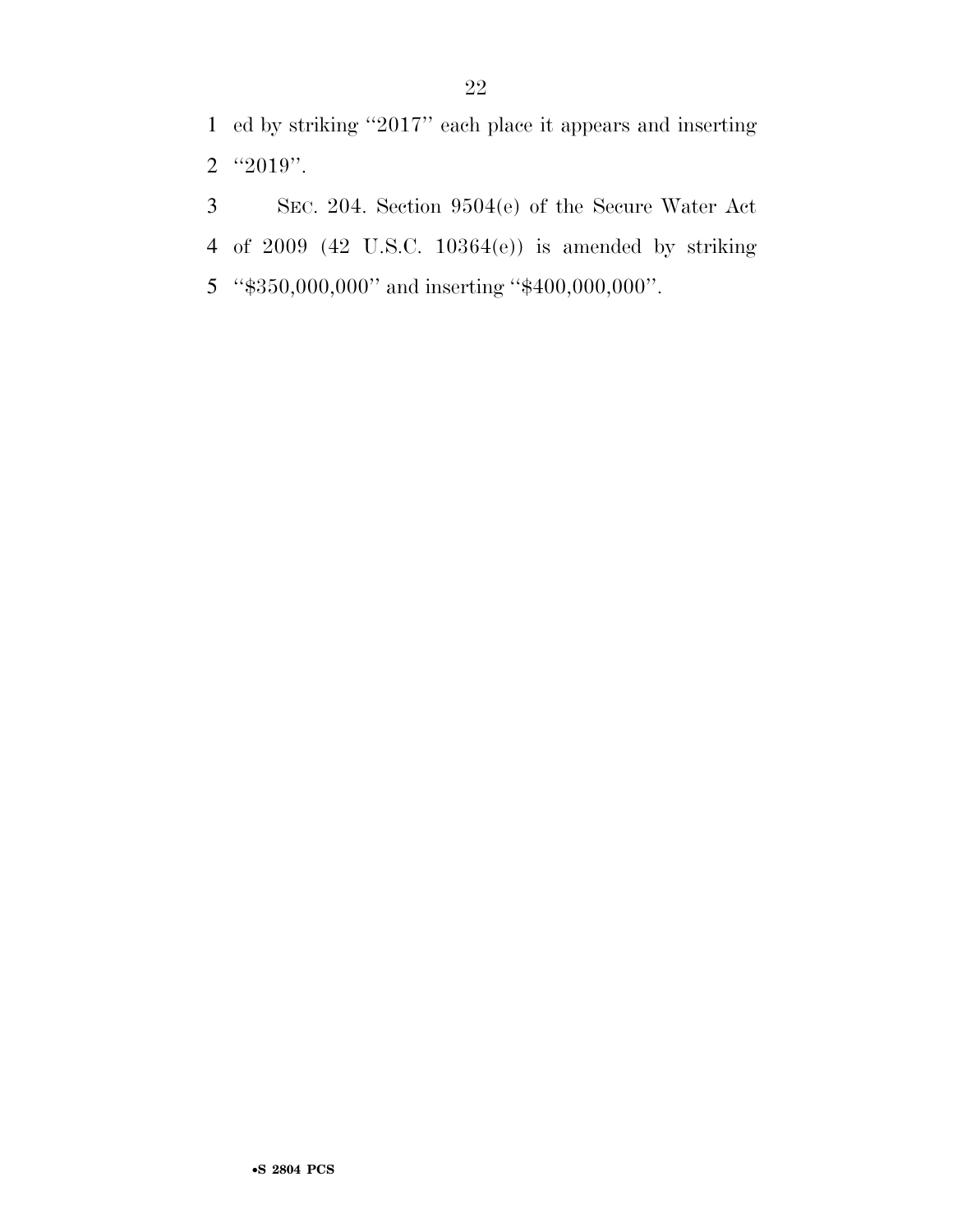ed by striking "2017" each place it appears and inserting "2019".

SEC. 204. Section 9504(e) of the Secure Water Act of 2009 (42 U.S.C. 10364(e)) is amended by striking "$350,000,000" and inserting "$400,000,000".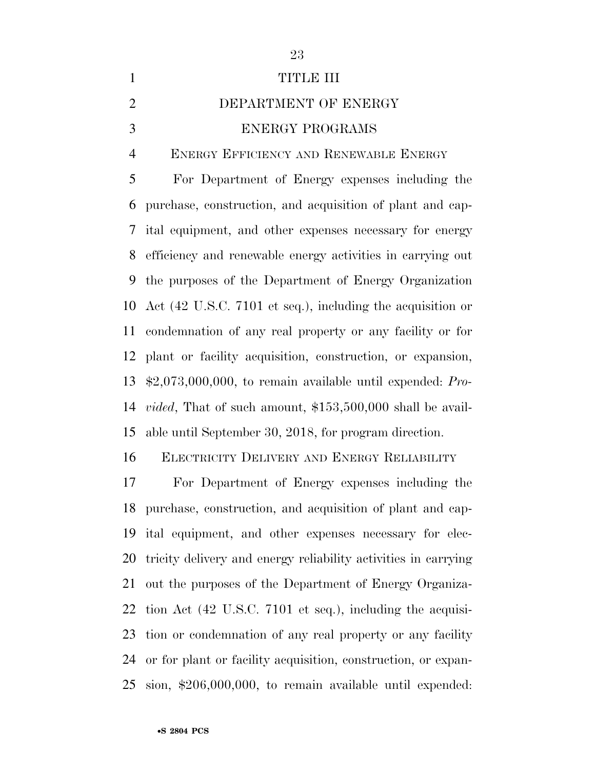# TITLE III

# DEPARTMENT OF ENERGY

## ENERGY PROGRAMS

### ENERGY EFFICIENCY AND RENEWABLE ENERGY

For Department of Energy expenses including the purchase, construction, and acquisition of plant and capital equipment, and other expenses necessary for energy efficiency and renewable energy activities in carrying out the purposes of the Department of Energy Organization Act (42 U.S.C. 7101 et seq.), including the acquisition or condemnation of any real property or any facility or for plant or facility acquisition, construction, or expansion, $2,073,000,000, to remain available until expended: *Provided*, That of such amount, $153,500,000 shall be available until September 30, 2018, for program direction.

### ELECTRICITY DELIVERY AND ENERGY RELIABILITY

For Department of Energy expenses including the purchase, construction, and acquisition of plant and capital equipment, and other expenses necessary for electricity delivery and energy reliability activities in carrying out the purposes of the Department of Energy Organization Act (42 U.S.C. 7101 et seq.), including the acquisition or condemnation of any real property or any facility or for plant or facility acquisition, construction, or expansion, $206,000,000, to remain available until expended: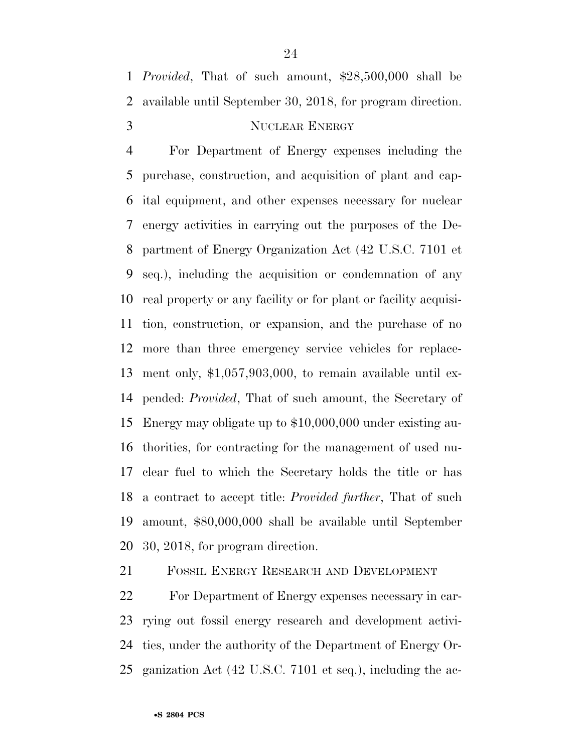*Provided*, That of such amount, $28,500,000 shall be available until September 30, 2018, for program direction.

### NUCLEAR ENERGY

For Department of Energy expenses including the purchase, construction, and acquisition of plant and capital equipment, and other expenses necessary for nuclear energy activities in carrying out the purposes of the Department of Energy Organization Act (42 U.S.C. 7101 et seq.), including the acquisition or condemnation of any real property or any facility or for plant or facility acquisition, construction, or expansion, and the purchase of no more than three emergency service vehicles for replacement only, $1,057,903,000, to remain available until expended: *Provided*, That of such amount, the Secretary of Energy may obligate up to $10,000,000 under existing authorities, for contracting for the management of used nuclear fuel to which the Secretary holds the title or has a contract to accept title: *Provided further*, That of such amount, $80,000,000 shall be available until September 30, 2018, for program direction.

### FOSSIL ENERGY RESEARCH AND DEVELOPMENT

For Department of Energy expenses necessary in carrying out fossil energy research and development activities, under the authority of the Department of Energy Organization Act (42 U.S.C. 7101 et seq.), including the ac-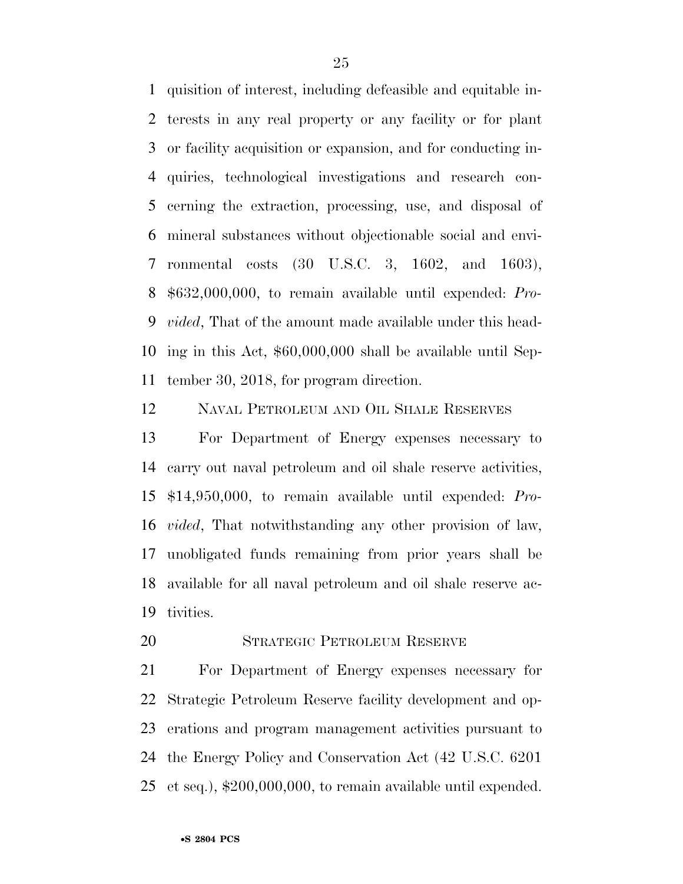quisition of interest, including defeasible and equitable interests in any real property or any facility or for plant or facility acquisition or expansion, and for conducting inquiries, technological investigations and research concerning the extraction, processing, use, and disposal of mineral substances without objectionable social and environmental costs (30 U.S.C. 3, 1602, and 1603), $632,000,000, to remain available until expended: *Provided*, That of the amount made available under this heading in this Act, $60,000,000 shall be available until September 30, 2018, for program direction.

NAVAL PETROLEUM AND OIL SHALE RESERVES

For Department of Energy expenses necessary to carry out naval petroleum and oil shale reserve activities, $14,950,000, to remain available until expended: *Provided*, That notwithstanding any other provision of law, unobligated funds remaining from prior years shall be available for all naval petroleum and oil shale reserve activities.

STRATEGIC PETROLEUM RESERVE

For Department of Energy expenses necessary for Strategic Petroleum Reserve facility development and operations and program management activities pursuant to the Energy Policy and Conservation Act (42 U.S.C. 6201 et seq.), $200,000,000, to remain available until expended.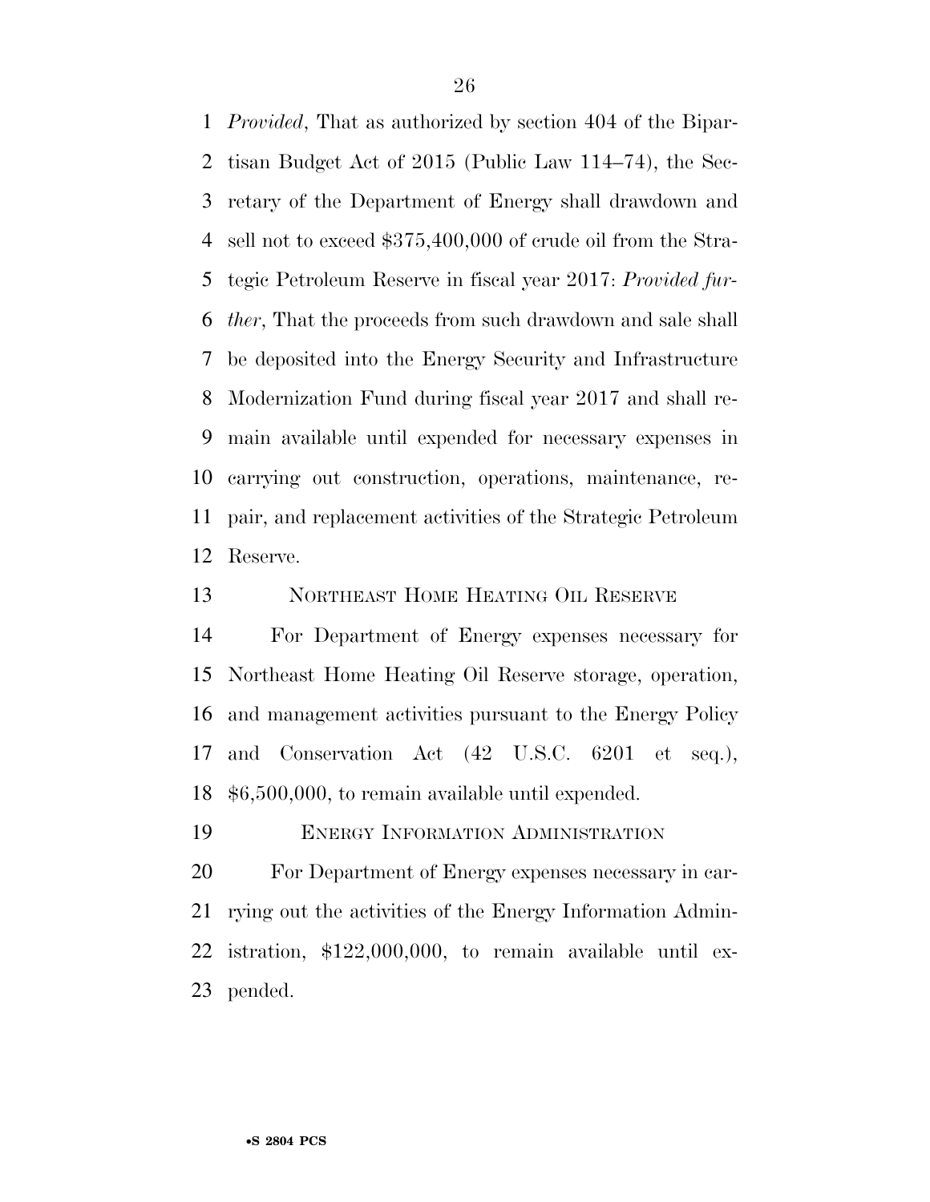*Provided*, That as authorized by section 404 of the Bipartisan Budget Act of 2015 (Public Law 114–74), the Secretary of the Department of Energy shall drawdown and sell not to exceed $375,400,000 of crude oil from the Strategic Petroleum Reserve in fiscal year 2017: *Provided further*, That the proceeds from such drawdown and sale shall be deposited into the Energy Security and Infrastructure Modernization Fund during fiscal year 2017 and shall remain available until expended for necessary expenses in carrying out construction, operations, maintenance, repair, and replacement activities of the Strategic Petroleum Reserve.

NORTHEAST HOME HEATING OIL RESERVE

For Department of Energy expenses necessary for Northeast Home Heating Oil Reserve storage, operation, and management activities pursuant to the Energy Policy and Conservation Act (42 U.S.C. 6201 et seq.), $6,500,000, to remain available until expended.

ENERGY INFORMATION ADMINISTRATION

For Department of Energy expenses necessary in carrying out the activities of the Energy Information Administration, $122,000,000, to remain available until expended.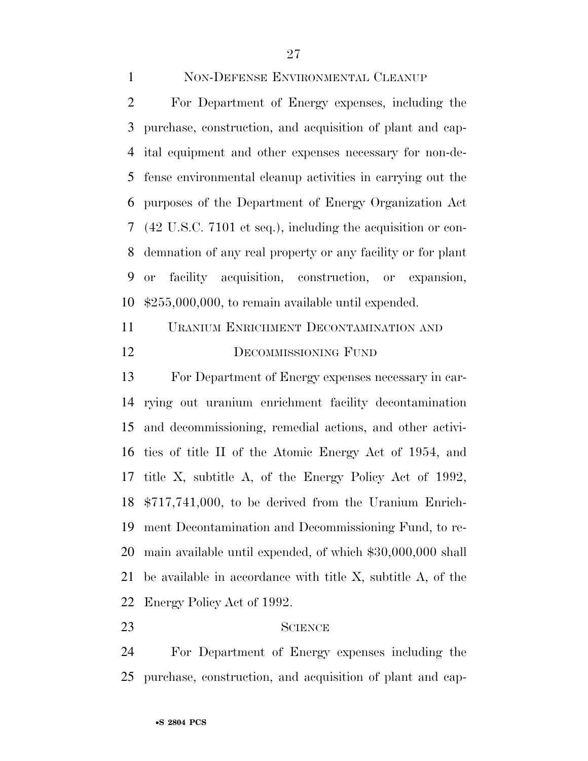## NON-DEFENSE ENVIRONMENTAL CLEANUP

For Department of Energy expenses, including the purchase, construction, and acquisition of plant and capital equipment and other expenses necessary for non-defense environmental cleanup activities in carrying out the purposes of the Department of Energy Organization Act (42 U.S.C. 7101 et seq.), including the acquisition or condemnation of any real property or any facility or for plant or facility acquisition, construction, or expansion, $255,000,000, to remain available until expended.

## URANIUM ENRICHMENT DECONTAMINATION AND DECOMMISSIONING FUND

For Department of Energy expenses necessary in carrying out uranium enrichment facility decontamination and decommissioning, remedial actions, and other activities of title II of the Atomic Energy Act of 1954, and title X, subtitle A, of the Energy Policy Act of 1992, $717,741,000, to be derived from the Uranium Enrichment Decontamination and Decommissioning Fund, to remain available until expended, of which $30,000,000 shall be available in accordance with title X, subtitle A, of the Energy Policy Act of 1992.

## SCIENCE

For Department of Energy expenses including the purchase, construction, and acquisition of plant and cap-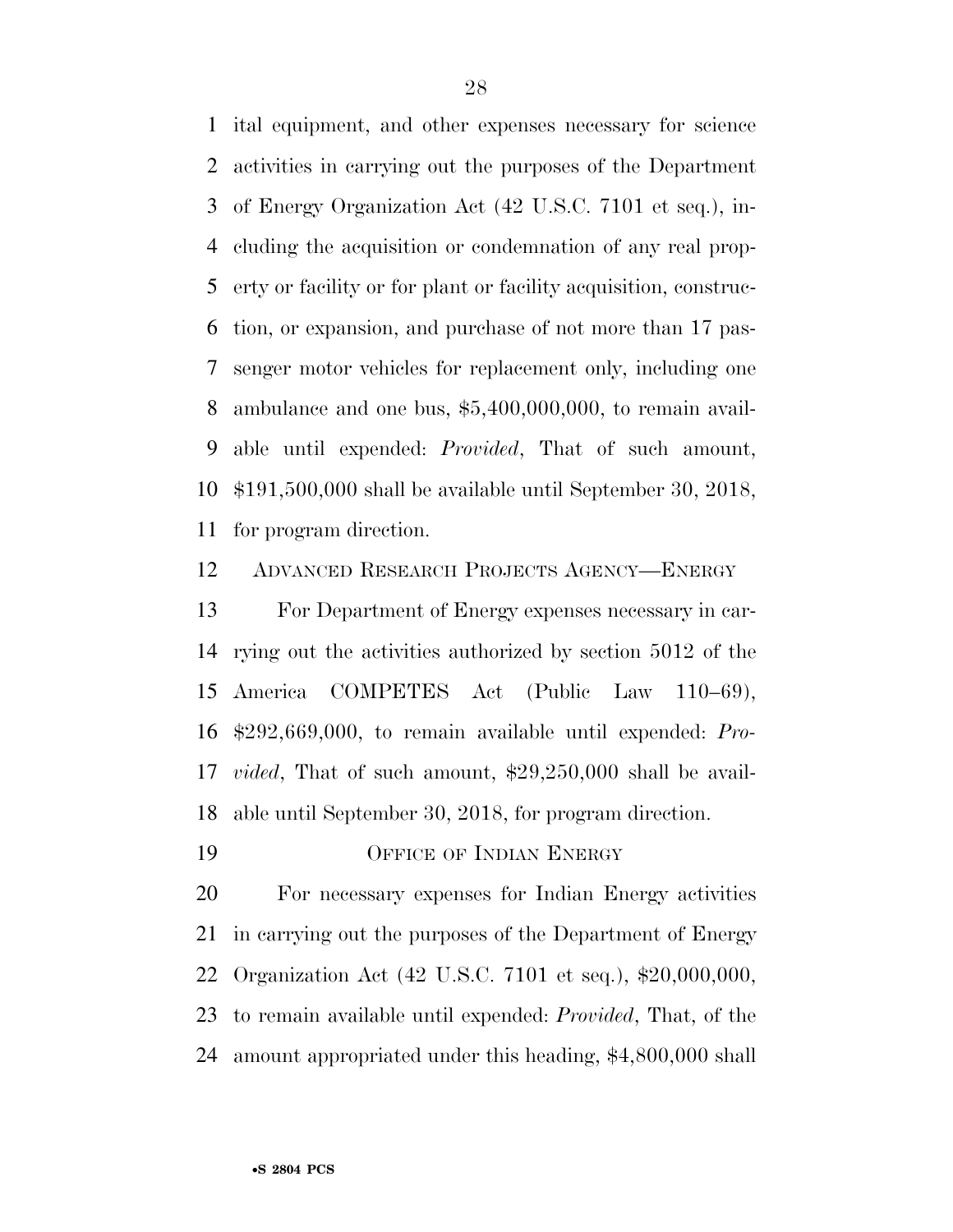ital equipment, and other expenses necessary for science activities in carrying out the purposes of the Department of Energy Organization Act (42 U.S.C. 7101 et seq.), including the acquisition or condemnation of any real property or facility or for plant or facility acquisition, construction, or expansion, and purchase of not more than 17 passenger motor vehicles for replacement only, including one ambulance and one bus, $5,400,000,000, to remain available until expended: *Provided*, That of such amount, $191,500,000 shall be available until September 30, 2018, for program direction.

ADVANCED RESEARCH PROJECTS AGENCY—ENERGY

For Department of Energy expenses necessary in carrying out the activities authorized by section 5012 of the America COMPETES Act (Public Law 110–69), $292,669,000, to remain available until expended: *Provided*, That of such amount, $29,250,000 shall be available until September 30, 2018, for program direction.

OFFICE OF INDIAN ENERGY

For necessary expenses for Indian Energy activities in carrying out the purposes of the Department of Energy Organization Act (42 U.S.C. 7101 et seq.), $20,000,000, to remain available until expended: *Provided*, That, of the amount appropriated under this heading, $4,800,000 shall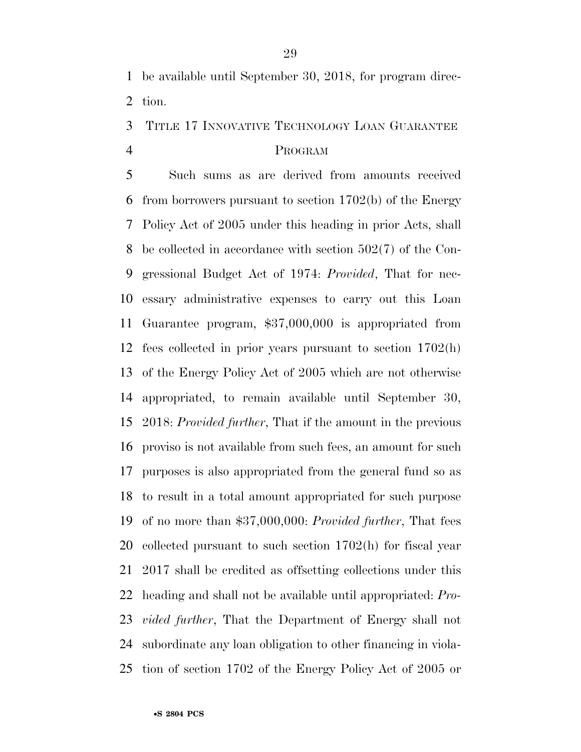be available until September 30, 2018, for program direction.

TITLE 17 INNOVATIVE TECHNOLOGY LOAN GUARANTEE PROGRAM

Such sums as are derived from amounts received from borrowers pursuant to section 1702(b) of the Energy Policy Act of 2005 under this heading in prior Acts, shall be collected in accordance with section 502(7) of the Congressional Budget Act of 1974: *Provided*, That for necessary administrative expenses to carry out this Loan Guarantee program, $37,000,000 is appropriated from fees collected in prior years pursuant to section 1702(h) of the Energy Policy Act of 2005 which are not otherwise appropriated, to remain available until September 30, 2018: *Provided further*, That if the amount in the previous proviso is not available from such fees, an amount for such purposes is also appropriated from the general fund so as to result in a total amount appropriated for such purpose of no more than $37,000,000: *Provided further*, That fees collected pursuant to such section 1702(h) for fiscal year 2017 shall be credited as offsetting collections under this heading and shall not be available until appropriated: *Provided further*, That the Department of Energy shall not subordinate any loan obligation to other financing in violation of section 1702 of the Energy Policy Act of 2005 or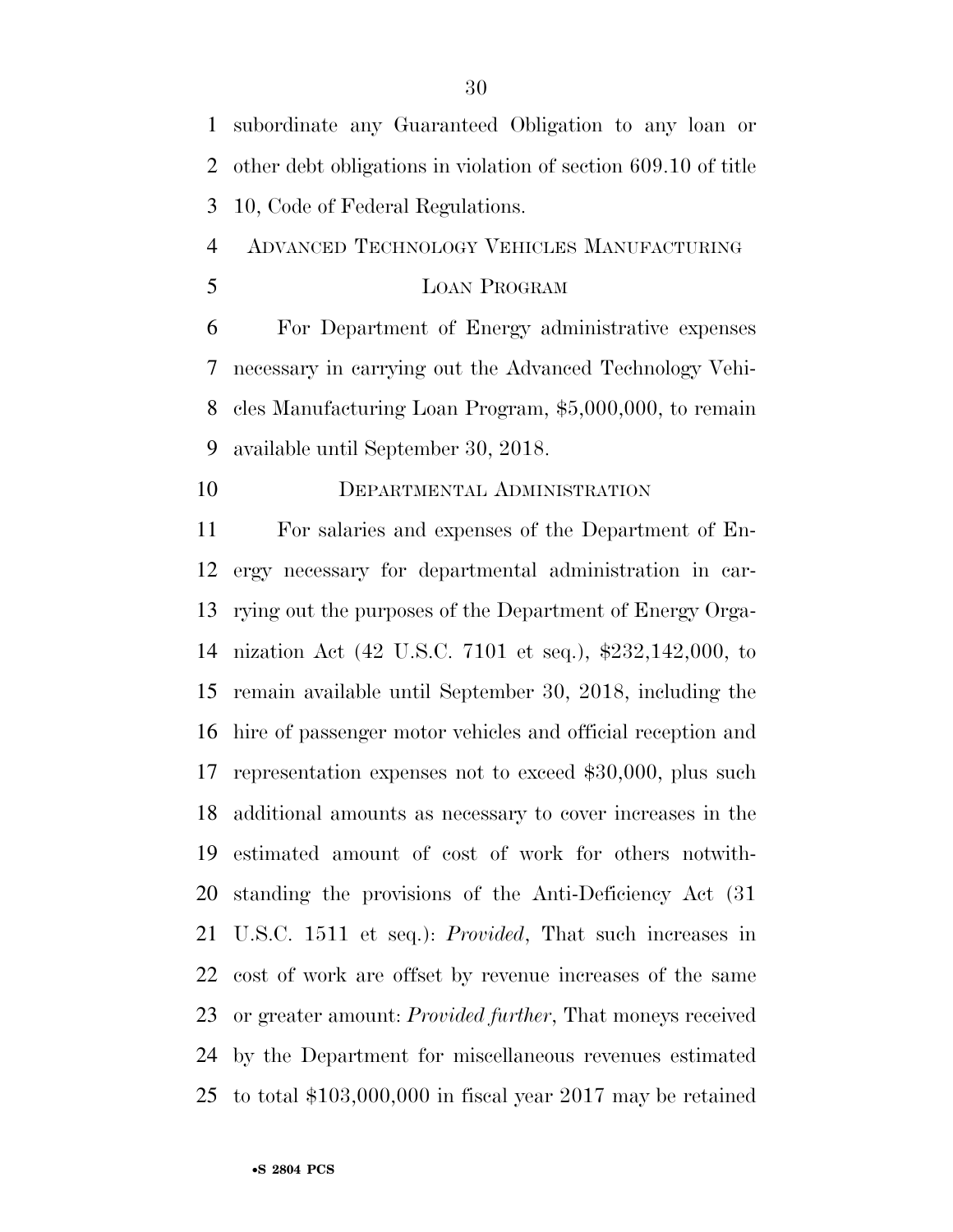subordinate any Guaranteed Obligation to any loan or other debt obligations in violation of section 609.10 of title 10, Code of Federal Regulations.

ADVANCED TECHNOLOGY VEHICLES MANUFACTURING LOAN PROGRAM

For Department of Energy administrative expenses necessary in carrying out the Advanced Technology Vehicles Manufacturing Loan Program, $5,000,000, to remain available until September 30, 2018.

DEPARTMENTAL ADMINISTRATION

For salaries and expenses of the Department of Energy necessary for departmental administration in carrying out the purposes of the Department of Energy Organization Act (42 U.S.C. 7101 et seq.), $232,142,000, to remain available until September 30, 2018, including the hire of passenger motor vehicles and official reception and representation expenses not to exceed $30,000, plus such additional amounts as necessary to cover increases in the estimated amount of cost of work for others notwithstanding the provisions of the Anti-Deficiency Act (31 U.S.C. 1511 et seq.): *Provided*, That such increases in cost of work are offset by revenue increases of the same or greater amount: *Provided further*, That moneys received by the Department for miscellaneous revenues estimated to total $103,000,000 in fiscal year 2017 may be retained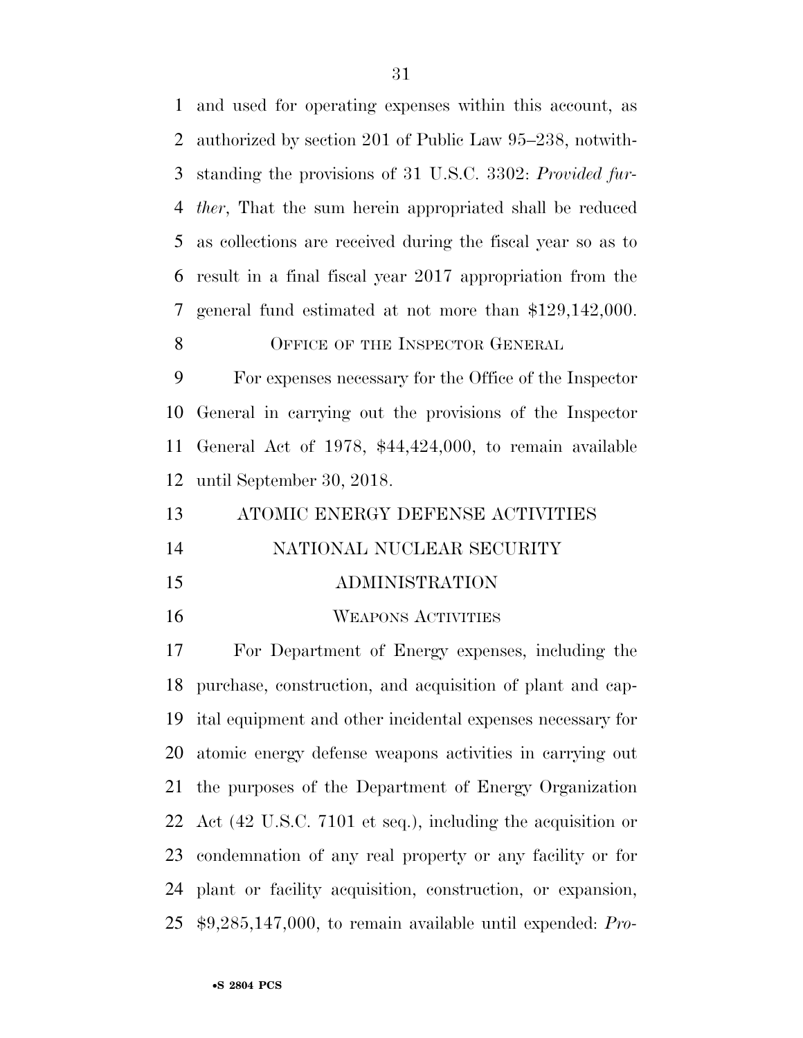and used for operating expenses within this account, as authorized by section 201 of Public Law 95–238, notwithstanding the provisions of 31 U.S.C. 3302: *Provided further*, That the sum herein appropriated shall be reduced as collections are received during the fiscal year so as to result in a final fiscal year 2017 appropriation from the general fund estimated at not more than $129,142,000.

OFFICE OF THE INSPECTOR GENERAL

For expenses necessary for the Office of the Inspector General in carrying out the provisions of the Inspector General Act of 1978, $44,424,000, to remain available until September 30, 2018.

ATOMIC ENERGY DEFENSE ACTIVITIES

NATIONAL NUCLEAR SECURITY ADMINISTRATION

WEAPONS ACTIVITIES

For Department of Energy expenses, including the purchase, construction, and acquisition of plant and capital equipment and other incidental expenses necessary for atomic energy defense weapons activities in carrying out the purposes of the Department of Energy Organization Act (42 U.S.C. 7101 et seq.), including the acquisition or condemnation of any real property or any facility or for plant or facility acquisition, construction, or expansion, $9,285,147,000, to remain available until expended: *Pro-*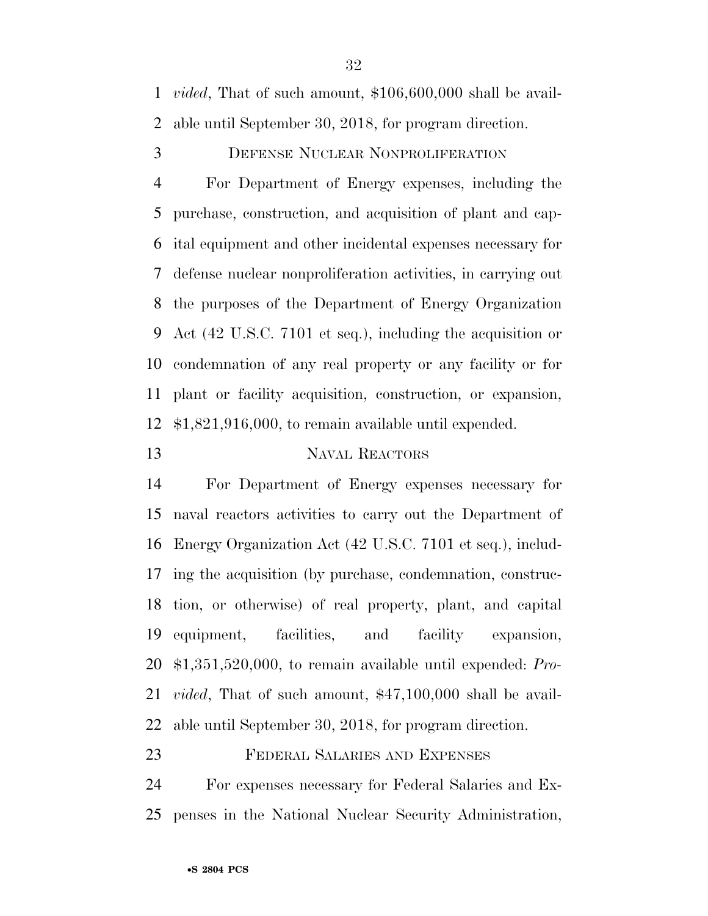*vided*, That of such amount, $106,600,000 shall be available until September 30, 2018, for program direction.

DEFENSE NUCLEAR NONPROLIFERATION

For Department of Energy expenses, including the purchase, construction, and acquisition of plant and capital equipment and other incidental expenses necessary for defense nuclear nonproliferation activities, in carrying out the purposes of the Department of Energy Organization Act (42 U.S.C. 7101 et seq.), including the acquisition or condemnation of any real property or any facility or for plant or facility acquisition, construction, or expansion, $1,821,916,000, to remain available until expended.

NAVAL REACTORS

For Department of Energy expenses necessary for naval reactors activities to carry out the Department of Energy Organization Act (42 U.S.C. 7101 et seq.), including the acquisition (by purchase, condemnation, construction, or otherwise) of real property, plant, and capital equipment, facilities, and facility expansion, $1,351,520,000, to remain available until expended: *Provided*, That of such amount, $47,100,000 shall be available until September 30, 2018, for program direction.

FEDERAL SALARIES AND EXPENSES

For expenses necessary for Federal Salaries and Expenses in the National Nuclear Security Administration,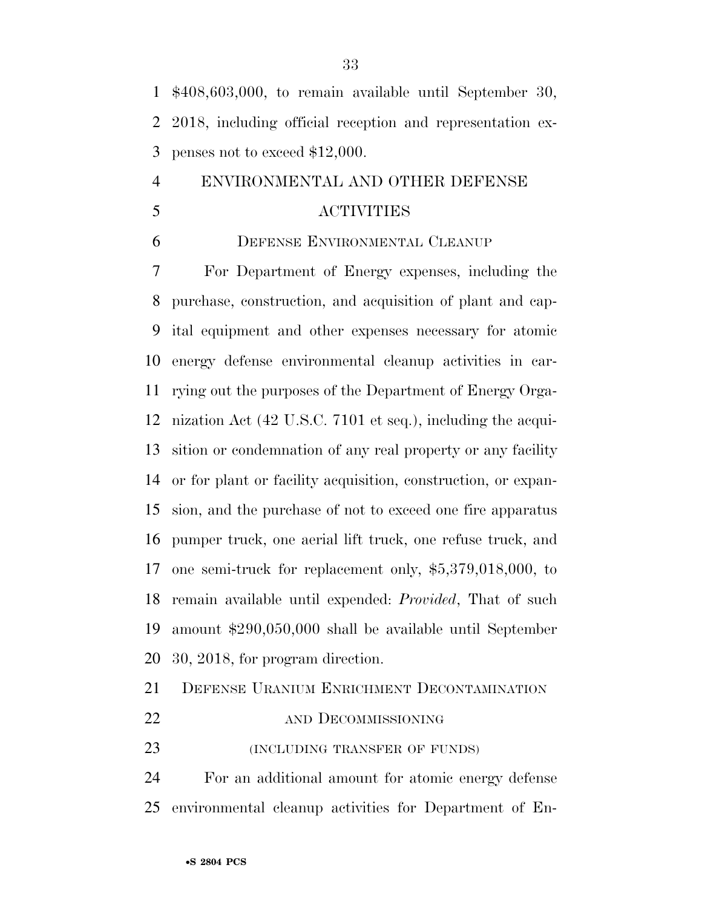$408,603,000, to remain available until September 30, 2018, including official reception and representation expenses not to exceed $12,000.

## ENVIRONMENTAL AND OTHER DEFENSE ACTIVITIES

### DEFENSE ENVIRONMENTAL CLEANUP

For Department of Energy expenses, including the purchase, construction, and acquisition of plant and capital equipment and other expenses necessary for atomic energy defense environmental cleanup activities in carrying out the purposes of the Department of Energy Organization Act (42 U.S.C. 7101 et seq.), including the acquisition or condemnation of any real property or any facility or for plant or facility acquisition, construction, or expansion, and the purchase of not to exceed one fire apparatus pumper truck, one aerial lift truck, one refuse truck, and one semi-truck for replacement only, $5,379,018,000, to remain available until expended: *Provided*, That of such amount $290,050,000 shall be available until September 30, 2018, for program direction.

### DEFENSE URANIUM ENRICHMENT DECONTAMINATION AND DECOMMISSIONING

(INCLUDING TRANSFER OF FUNDS)

For an additional amount for atomic energy defense environmental cleanup activities for Department of En-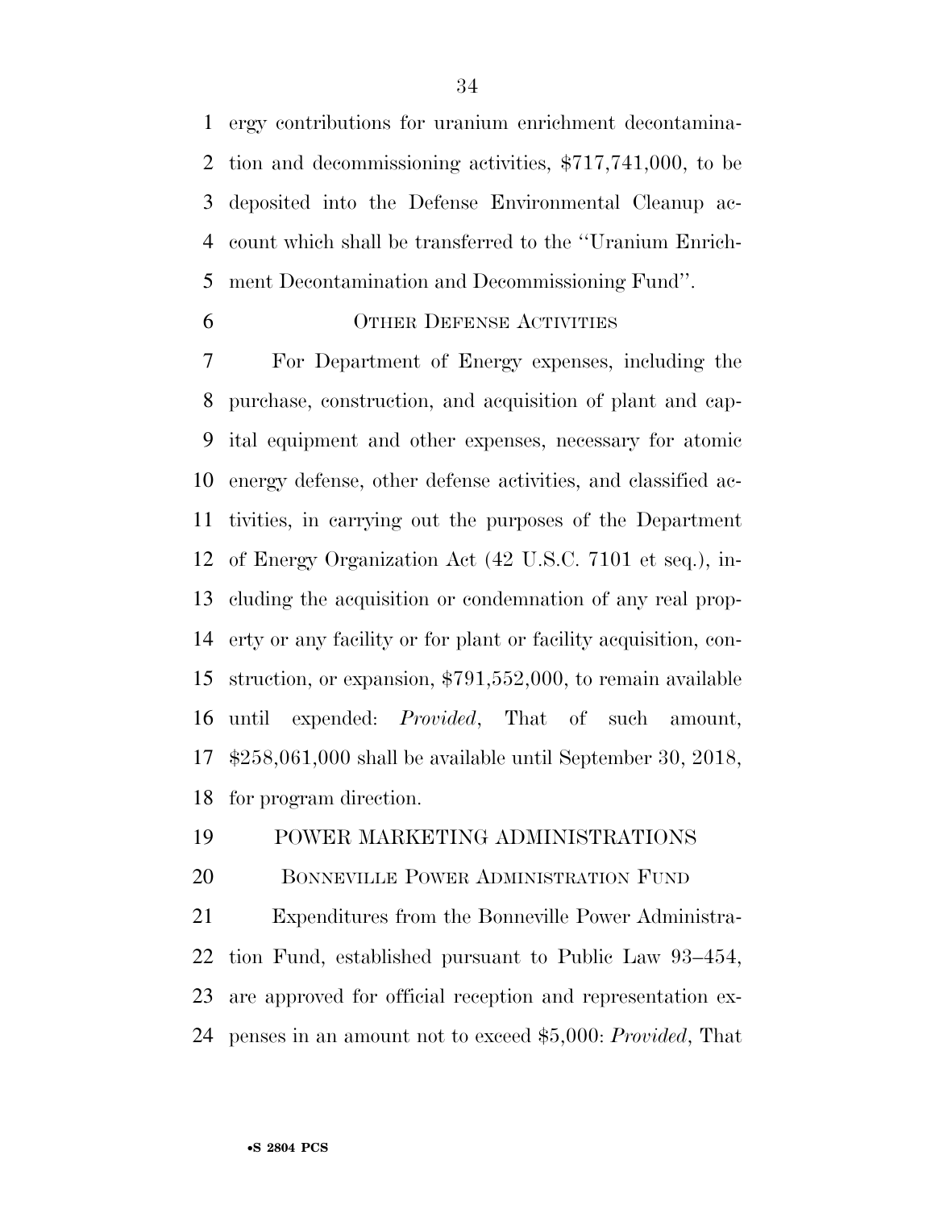ergy contributions for uranium enrichment decontamination and decommissioning activities, $717,741,000, to be deposited into the Defense Environmental Cleanup account which shall be transferred to the ''Uranium Enrichment Decontamination and Decommissioning Fund''.

OTHER DEFENSE ACTIVITIES

For Department of Energy expenses, including the purchase, construction, and acquisition of plant and capital equipment and other expenses, necessary for atomic energy defense, other defense activities, and classified activities, in carrying out the purposes of the Department of Energy Organization Act (42 U.S.C. 7101 et seq.), including the acquisition or condemnation of any real property or any facility or for plant or facility acquisition, construction, or expansion, $791,552,000, to remain available until expended: *Provided*, That of such amount, $258,061,000 shall be available until September 30, 2018, for program direction.

POWER MARKETING ADMINISTRATIONS

BONNEVILLE POWER ADMINISTRATION FUND

Expenditures from the Bonneville Power Administration Fund, established pursuant to Public Law 93–454, are approved for official reception and representation expenses in an amount not to exceed $5,000: *Provided*, That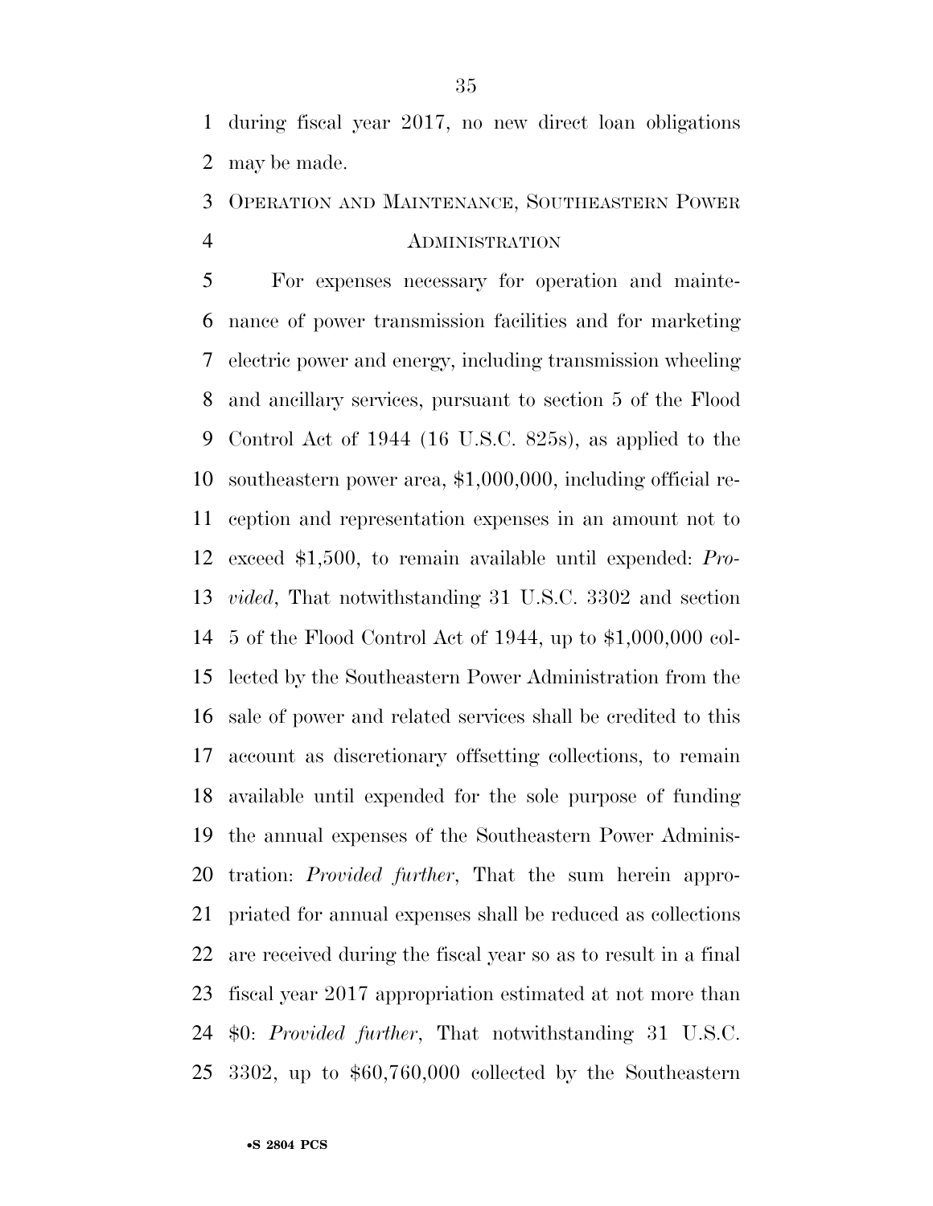during fiscal year 2017, no new direct loan obligations may be made.

## OPERATION AND MAINTENANCE, SOUTHEASTERN POWER ADMINISTRATION

For expenses necessary for operation and maintenance of power transmission facilities and for marketing electric power and energy, including transmission wheeling and ancillary services, pursuant to section 5 of the Flood Control Act of 1944 (16 U.S.C. 825s), as applied to the southeastern power area, $1,000,000, including official reception and representation expenses in an amount not to exceed $1,500, to remain available until expended: *Provided*, That notwithstanding 31 U.S.C. 3302 and section 5 of the Flood Control Act of 1944, up to $1,000,000 collected by the Southeastern Power Administration from the sale of power and related services shall be credited to this account as discretionary offsetting collections, to remain available until expended for the sole purpose of funding the annual expenses of the Southeastern Power Administration: *Provided further*, That the sum herein appropriated for annual expenses shall be reduced as collections are received during the fiscal year so as to result in a final fiscal year 2017 appropriation estimated at not more than $0: *Provided further*, That notwithstanding 31 U.S.C. 3302, up to $60,760,000 collected by the Southeastern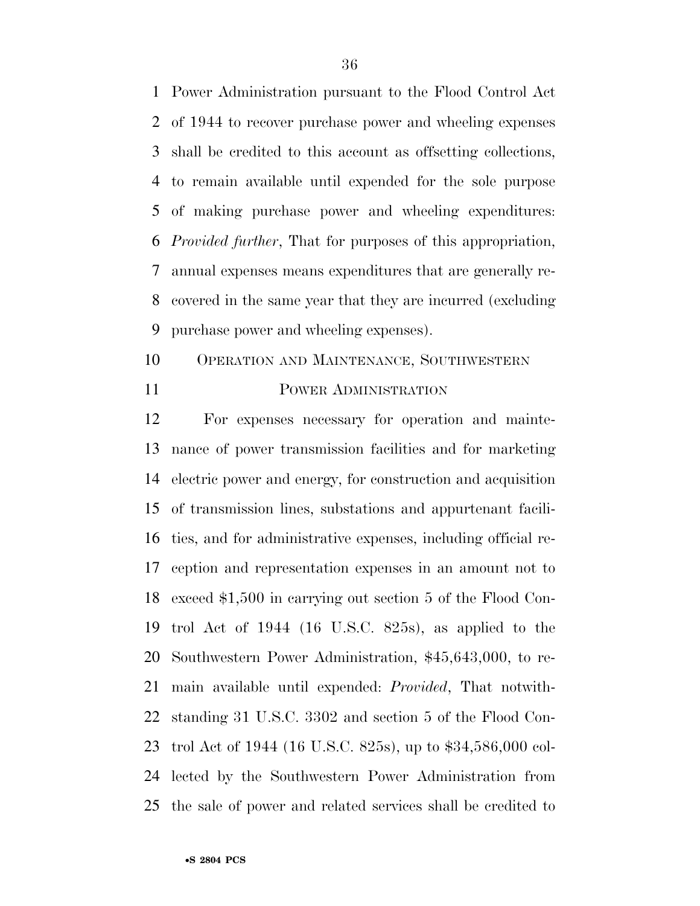Power Administration pursuant to the Flood Control Act of 1944 to recover purchase power and wheeling expenses shall be credited to this account as offsetting collections, to remain available until expended for the sole purpose of making purchase power and wheeling expenditures: *Provided further*, That for purposes of this appropriation, annual expenses means expenditures that are generally recovered in the same year that they are incurred (excluding purchase power and wheeling expenses).

## OPERATION AND MAINTENANCE, SOUTHWESTERN POWER ADMINISTRATION

For expenses necessary for operation and maintenance of power transmission facilities and for marketing electric power and energy, for construction and acquisition of transmission lines, substations and appurtenant facilities, and for administrative expenses, including official reception and representation expenses in an amount not to exceed $1,500 in carrying out section 5 of the Flood Control Act of 1944 (16 U.S.C. 825s), as applied to the Southwestern Power Administration, $45,643,000, to remain available until expended: *Provided*, That notwithstanding 31 U.S.C. 3302 and section 5 of the Flood Control Act of 1944 (16 U.S.C. 825s), up to $34,586,000 collected by the Southwestern Power Administration from the sale of power and related services shall be credited to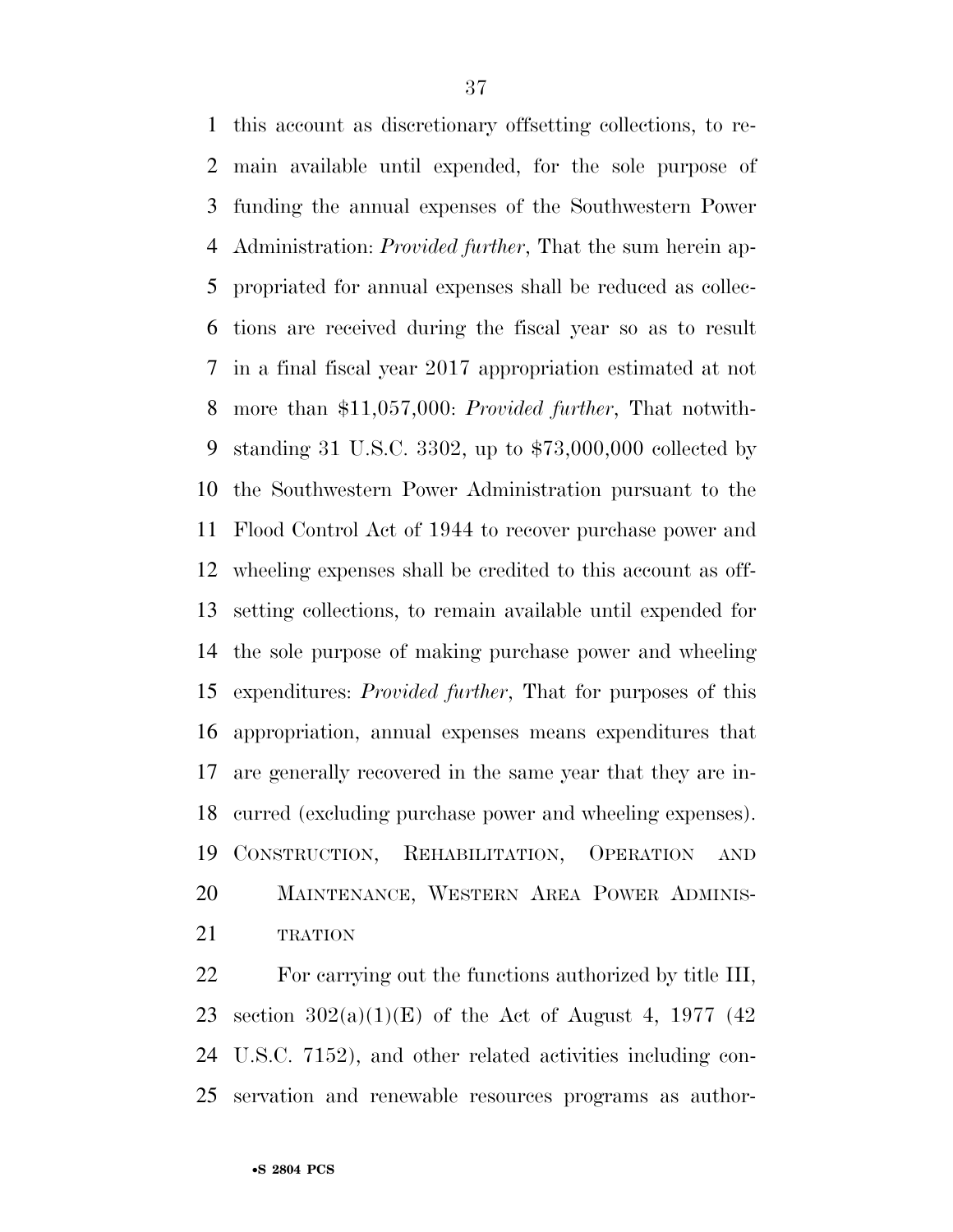this account as discretionary offsetting collections, to remain available until expended, for the sole purpose of funding the annual expenses of the Southwestern Power Administration: *Provided further*, That the sum herein appropriated for annual expenses shall be reduced as collections are received during the fiscal year so as to result in a final fiscal year 2017 appropriation estimated at not more than $11,057,000: *Provided further*, That notwithstanding 31 U.S.C. 3302, up to $73,000,000 collected by the Southwestern Power Administration pursuant to the Flood Control Act of 1944 to recover purchase power and wheeling expenses shall be credited to this account as offsetting collections, to remain available until expended for the sole purpose of making purchase power and wheeling expenditures: *Provided further*, That for purposes of this appropriation, annual expenses means expenditures that are generally recovered in the same year that they are incurred (excluding purchase power and wheeling expenses).

CONSTRUCTION, REHABILITATION, OPERATION AND MAINTENANCE, WESTERN AREA POWER ADMINISTRATION

For carrying out the functions authorized by title III, section 302(a)(1)(E) of the Act of August 4, 1977 (42 U.S.C. 7152), and other related activities including conservation and renewable resources programs as author-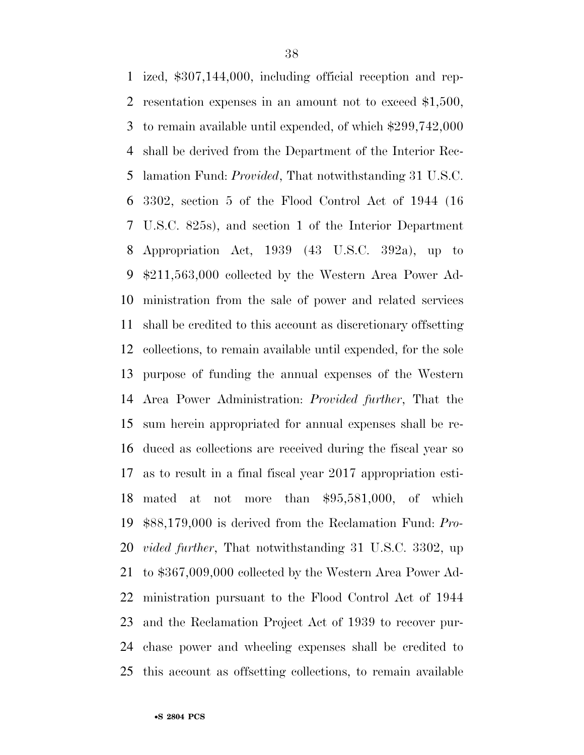ized, $307,144,000, including official reception and representation expenses in an amount not to exceed $1,500, to remain available until expended, of which $299,742,000 shall be derived from the Department of the Interior Reclamation Fund: *Provided*, That notwithstanding 31 U.S.C. 3302, section 5 of the Flood Control Act of 1944 (16 U.S.C. 825s), and section 1 of the Interior Department Appropriation Act, 1939 (43 U.S.C. 392a), up to $211,563,000 collected by the Western Area Power Administration from the sale of power and related services shall be credited to this account as discretionary offsetting collections, to remain available until expended, for the sole purpose of funding the annual expenses of the Western Area Power Administration: *Provided further*, That the sum herein appropriated for annual expenses shall be reduced as collections are received during the fiscal year so as to result in a final fiscal year 2017 appropriation estimated at not more than $95,581,000, of which $88,179,000 is derived from the Reclamation Fund: *Provided further*, That notwithstanding 31 U.S.C. 3302, up to $367,009,000 collected by the Western Area Power Administration pursuant to the Flood Control Act of 1944 and the Reclamation Project Act of 1939 to recover purchase power and wheeling expenses shall be credited to this account as offsetting collections, to remain available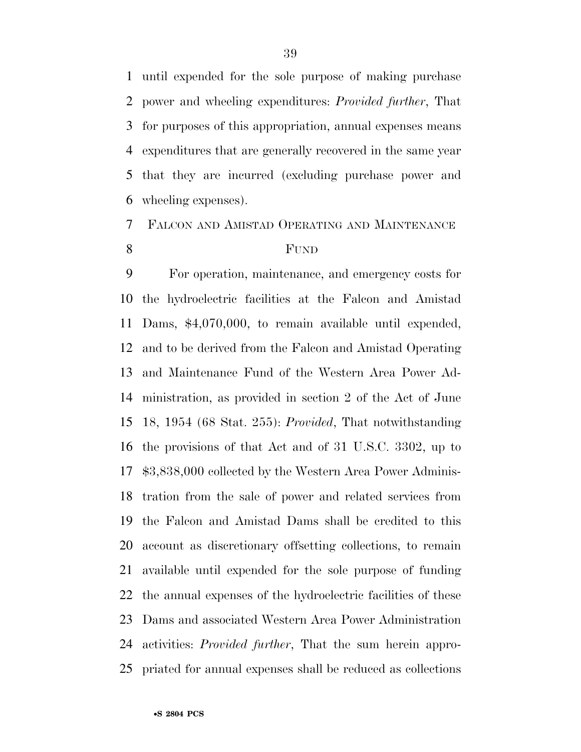until expended for the sole purpose of making purchase power and wheeling expenditures: *Provided further*, That for purposes of this appropriation, annual expenses means expenditures that are generally recovered in the same year that they are incurred (excluding purchase power and wheeling expenses).

FALCON AND AMISTAD OPERATING AND MAINTENANCE FUND

For operation, maintenance, and emergency costs for the hydroelectric facilities at the Falcon and Amistad Dams, $4,070,000, to remain available until expended, and to be derived from the Falcon and Amistad Operating and Maintenance Fund of the Western Area Power Administration, as provided in section 2 of the Act of June 18, 1954 (68 Stat. 255): *Provided*, That notwithstanding the provisions of that Act and of 31 U.S.C. 3302, up to $3,838,000 collected by the Western Area Power Administration from the sale of power and related services from the Falcon and Amistad Dams shall be credited to this account as discretionary offsetting collections, to remain available until expended for the sole purpose of funding the annual expenses of the hydroelectric facilities of these Dams and associated Western Area Power Administration activities: *Provided further*, That the sum herein appropriated for annual expenses shall be reduced as collections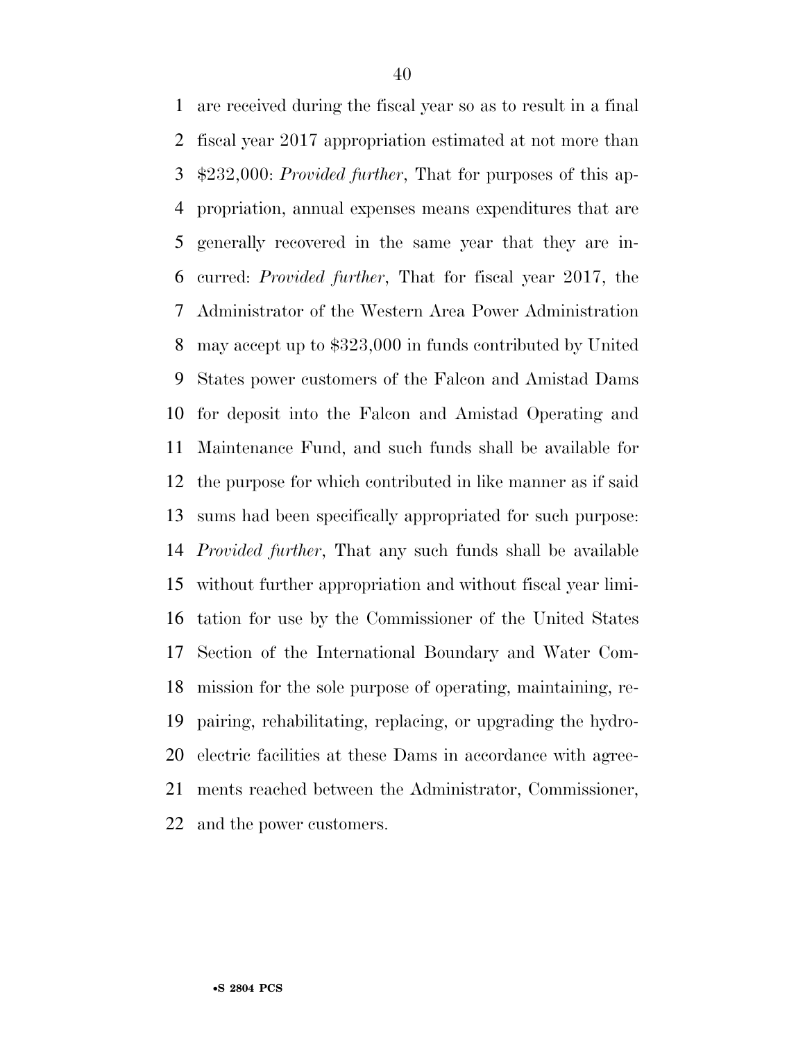are received during the fiscal year so as to result in a final fiscal year 2017 appropriation estimated at not more than $232,000: *Provided further*, That for purposes of this appropriation, annual expenses means expenditures that are generally recovered in the same year that they are incurred: *Provided further*, That for fiscal year 2017, the Administrator of the Western Area Power Administration may accept up to $323,000 in funds contributed by United States power customers of the Falcon and Amistad Dams for deposit into the Falcon and Amistad Operating and Maintenance Fund, and such funds shall be available for the purpose for which contributed in like manner as if said sums had been specifically appropriated for such purpose: *Provided further*, That any such funds shall be available without further appropriation and without fiscal year limitation for use by the Commissioner of the United States Section of the International Boundary and Water Commission for the sole purpose of operating, maintaining, repairing, rehabilitating, replacing, or upgrading the hydroelectric facilities at these Dams in accordance with agreements reached between the Administrator, Commissioner, and the power customers.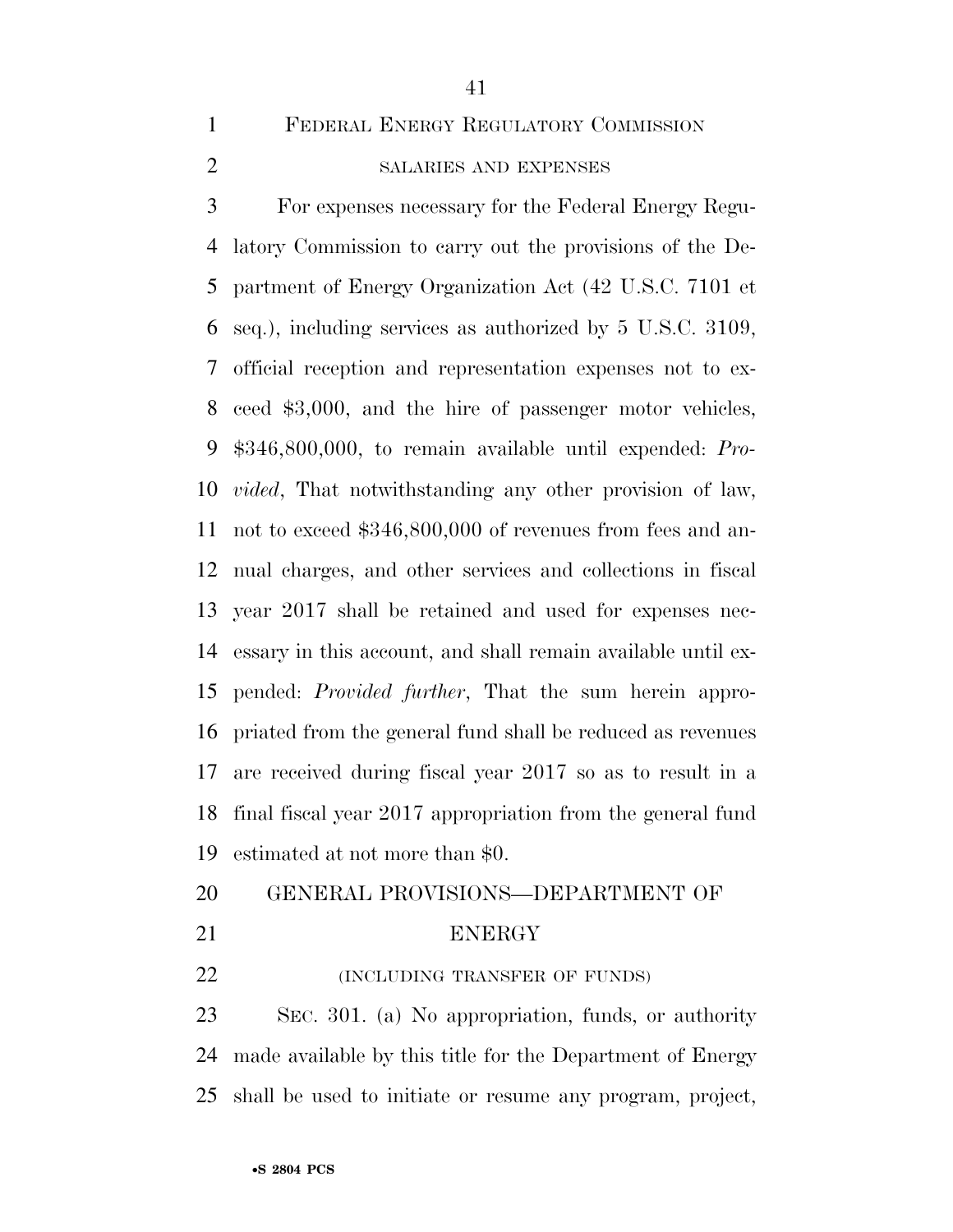## FEDERAL ENERGY REGULATORY COMMISSION

### SALARIES AND EXPENSES

For expenses necessary for the Federal Energy Regulatory Commission to carry out the provisions of the Department of Energy Organization Act (42 U.S.C. 7101 et seq.), including services as authorized by 5 U.S.C. 3109, official reception and representation expenses not to exceed $3,000, and the hire of passenger motor vehicles, $346,800,000, to remain available until expended: *Provided*, That notwithstanding any other provision of law, not to exceed $346,800,000 of revenues from fees and annual charges, and other services and collections in fiscal year 2017 shall be retained and used for expenses necessary in this account, and shall remain available until expended: *Provided further*, That the sum herein appropriated from the general fund shall be reduced as revenues are received during fiscal year 2017 so as to result in a final fiscal year 2017 appropriation from the general fund estimated at not more than $0.

## GENERAL PROVISIONS—DEPARTMENT OF ENERGY

### (INCLUDING TRANSFER OF FUNDS)

SEC. 301. (a) No appropriation, funds, or authority made available by this title for the Department of Energy shall be used to initiate or resume any program, project,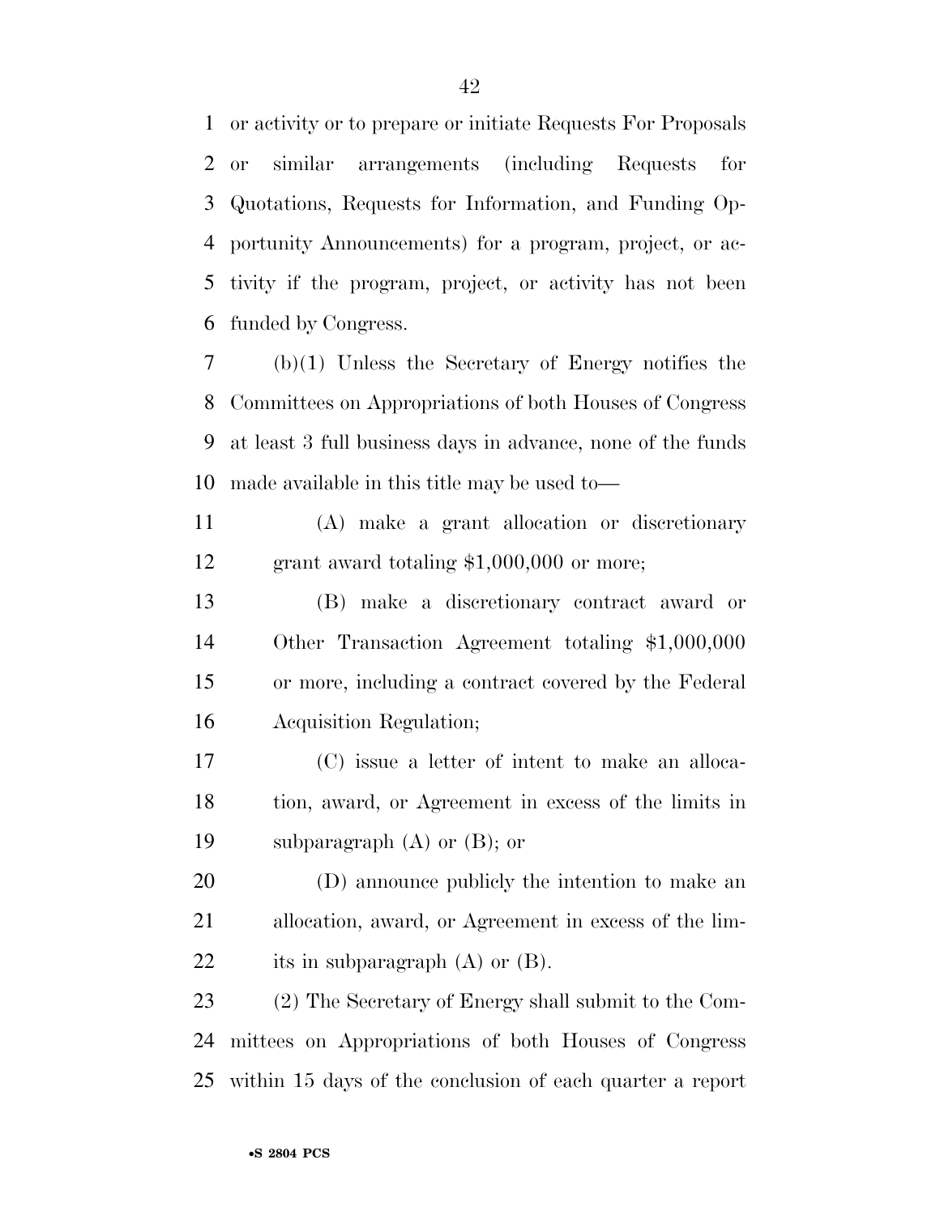or activity or to prepare or initiate Requests For Proposals or similar arrangements (including Requests for Quotations, Requests for Information, and Funding Opportunity Announcements) for a program, project, or activity if the program, project, or activity has not been funded by Congress.

(b)(1) Unless the Secretary of Energy notifies the Committees on Appropriations of both Houses of Congress at least 3 full business days in advance, none of the funds made available in this title may be used to—

(A) make a grant allocation or discretionary grant award totaling $1,000,000 or more;

(B) make a discretionary contract award or Other Transaction Agreement totaling $1,000,000 or more, including a contract covered by the Federal Acquisition Regulation;

(C) issue a letter of intent to make an allocation, award, or Agreement in excess of the limits in subparagraph (A) or (B); or

(D) announce publicly the intention to make an allocation, award, or Agreement in excess of the limits in subparagraph (A) or (B).

(2) The Secretary of Energy shall submit to the Committees on Appropriations of both Houses of Congress within 15 days of the conclusion of each quarter a report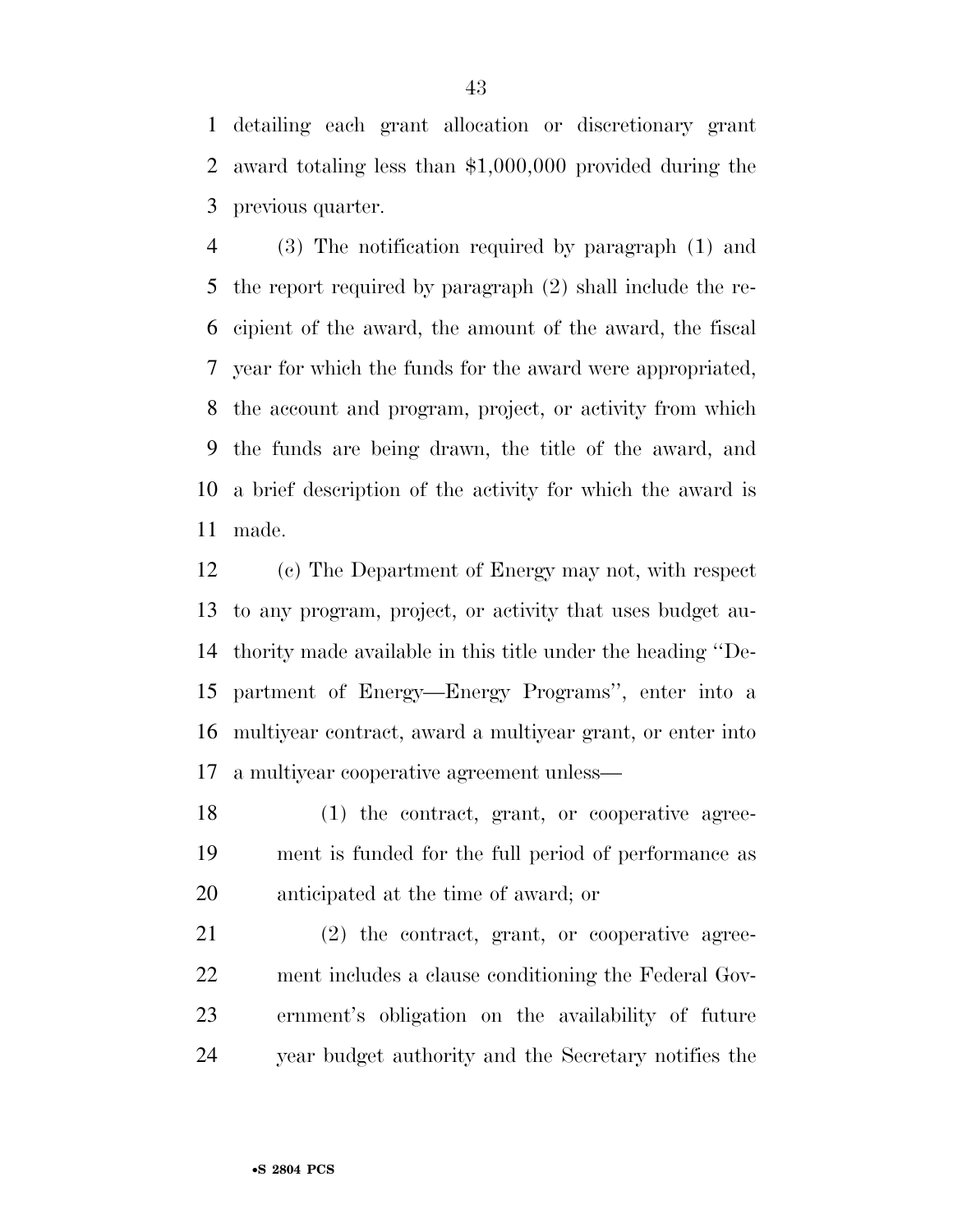detailing each grant allocation or discretionary grant award totaling less than $1,000,000 provided during the previous quarter.

(3) The notification required by paragraph (1) and the report required by paragraph (2) shall include the recipient of the award, the amount of the award, the fiscal year for which the funds for the award were appropriated, the account and program, project, or activity from which the funds are being drawn, the title of the award, and a brief description of the activity for which the award is made.

(c) The Department of Energy may not, with respect to any program, project, or activity that uses budget authority made available in this title under the heading ''Department of Energy—Energy Programs'', enter into a multiyear contract, award a multiyear grant, or enter into a multiyear cooperative agreement unless—

(1) the contract, grant, or cooperative agreement is funded for the full period of performance as anticipated at the time of award; or

(2) the contract, grant, or cooperative agreement includes a clause conditioning the Federal Government's obligation on the availability of future year budget authority and the Secretary notifies the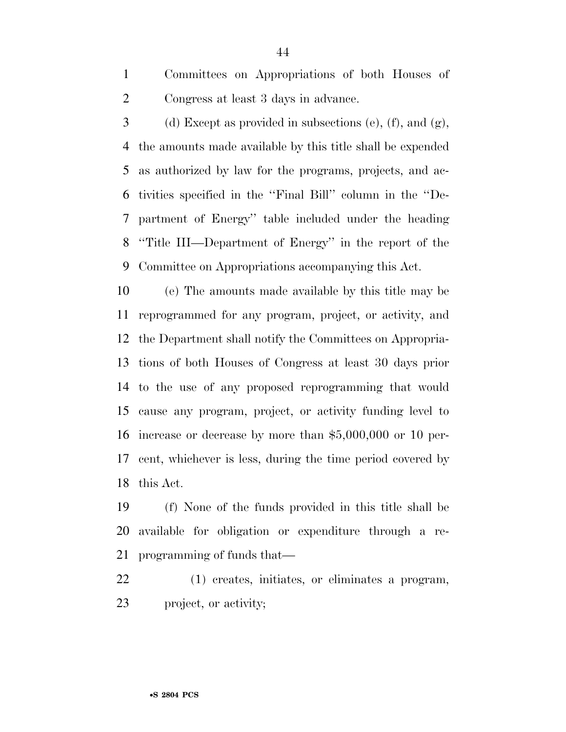Committees on Appropriations of both Houses of Congress at least 3 days in advance.

(d) Except as provided in subsections (e), (f), and (g), the amounts made available by this title shall be expended as authorized by law for the programs, projects, and activities specified in the ''Final Bill'' column in the ''Department of Energy'' table included under the heading ''Title III—Department of Energy'' in the report of the Committee on Appropriations accompanying this Act.

(e) The amounts made available by this title may be reprogrammed for any program, project, or activity, and the Department shall notify the Committees on Appropriations of both Houses of Congress at least 30 days prior to the use of any proposed reprogramming that would cause any program, project, or activity funding level to increase or decrease by more than $5,000,000 or 10 percent, whichever is less, during the time period covered by this Act.

(f) None of the funds provided in this title shall be available for obligation or expenditure through a reprogramming of funds that—

(1) creates, initiates, or eliminates a program, project, or activity;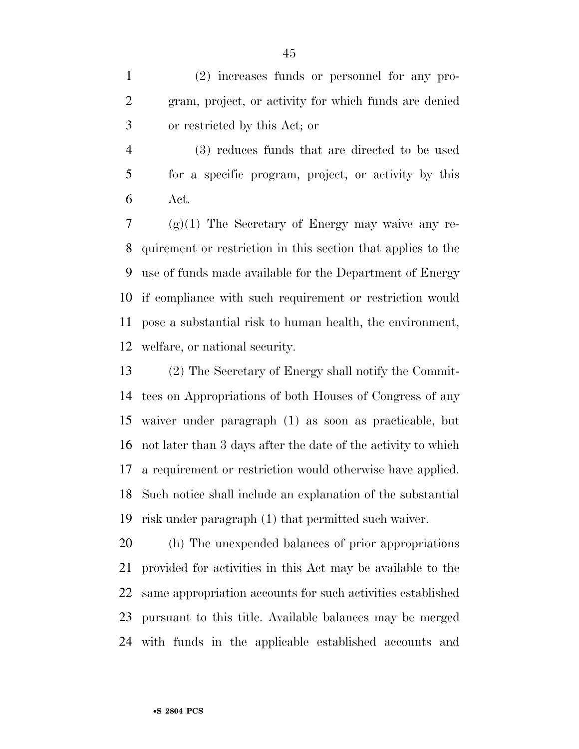(2) increases funds or personnel for any program, project, or activity for which funds are denied or restricted by this Act; or

(3) reduces funds that are directed to be used for a specific program, project, or activity by this Act.

(g)(1) The Secretary of Energy may waive any requirement or restriction in this section that applies to the use of funds made available for the Department of Energy if compliance with such requirement or restriction would pose a substantial risk to human health, the environment, welfare, or national security.

(2) The Secretary of Energy shall notify the Committees on Appropriations of both Houses of Congress of any waiver under paragraph (1) as soon as practicable, but not later than 3 days after the date of the activity to which a requirement or restriction would otherwise have applied. Such notice shall include an explanation of the substantial risk under paragraph (1) that permitted such waiver.

(h) The unexpended balances of prior appropriations provided for activities in this Act may be available to the same appropriation accounts for such activities established pursuant to this title. Available balances may be merged with funds in the applicable established accounts and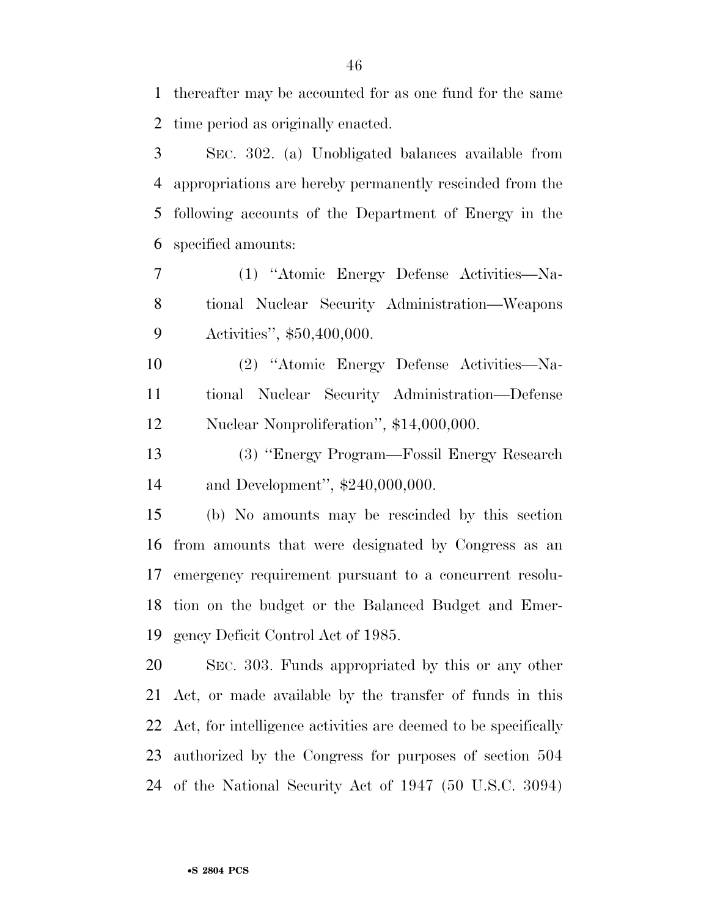thereafter may be accounted for as one fund for the same time period as originally enacted.

SEC. 302. (a) Unobligated balances available from appropriations are hereby permanently rescinded from the following accounts of the Department of Energy in the specified amounts:

(1) ''Atomic Energy Defense Activities—National Nuclear Security Administration—Weapons Activities'', $50,400,000.

(2) ''Atomic Energy Defense Activities—National Nuclear Security Administration—Defense Nuclear Nonproliferation'', $14,000,000.

(3) ''Energy Program—Fossil Energy Research and Development'', $240,000,000.

(b) No amounts may be rescinded by this section from amounts that were designated by Congress as an emergency requirement pursuant to a concurrent resolution on the budget or the Balanced Budget and Emergency Deficit Control Act of 1985.

SEC. 303. Funds appropriated by this or any other Act, or made available by the transfer of funds in this Act, for intelligence activities are deemed to be specifically authorized by the Congress for purposes of section 504 of the National Security Act of 1947 (50 U.S.C. 3094)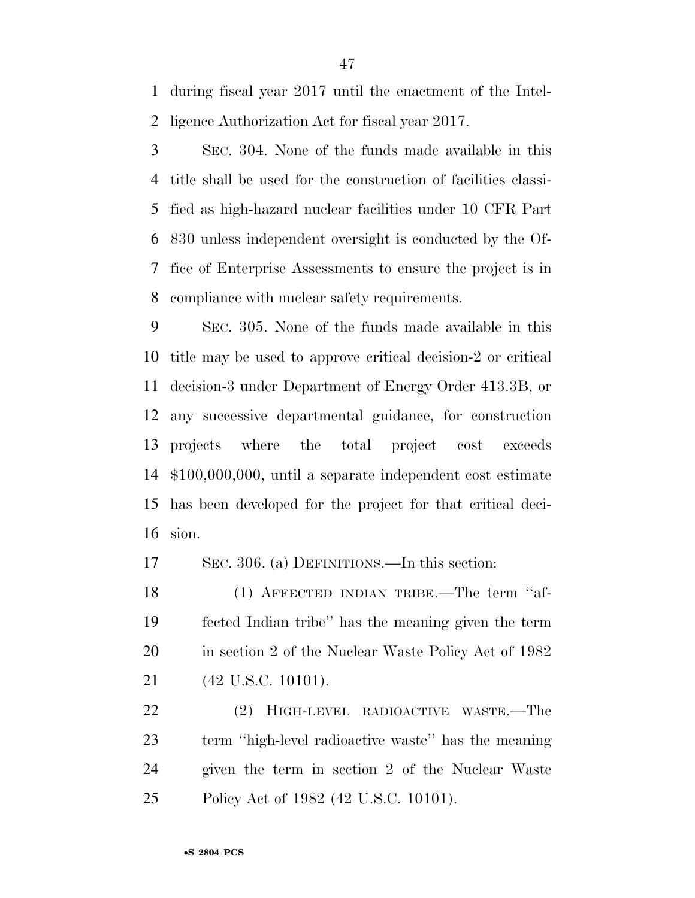during fiscal year 2017 until the enactment of the Intelligence Authorization Act for fiscal year 2017.

SEC. 304. None of the funds made available in this title shall be used for the construction of facilities classified as high-hazard nuclear facilities under 10 CFR Part 830 unless independent oversight is conducted by the Office of Enterprise Assessments to ensure the project is in compliance with nuclear safety requirements.

SEC. 305. None of the funds made available in this title may be used to approve critical decision-2 or critical decision-3 under Department of Energy Order 413.3B, or any successive departmental guidance, for construction projects where the total project cost exceeds $100,000,000, until a separate independent cost estimate has been developed for the project for that critical decision.

SEC. 306. (a) DEFINITIONS.—In this section:

(1) AFFECTED INDIAN TRIBE.—The term ''affected Indian tribe'' has the meaning given the term in section 2 of the Nuclear Waste Policy Act of 1982 (42 U.S.C. 10101).

(2) HIGH-LEVEL RADIOACTIVE WASTE.—The term ''high-level radioactive waste'' has the meaning given the term in section 2 of the Nuclear Waste Policy Act of 1982 (42 U.S.C. 10101).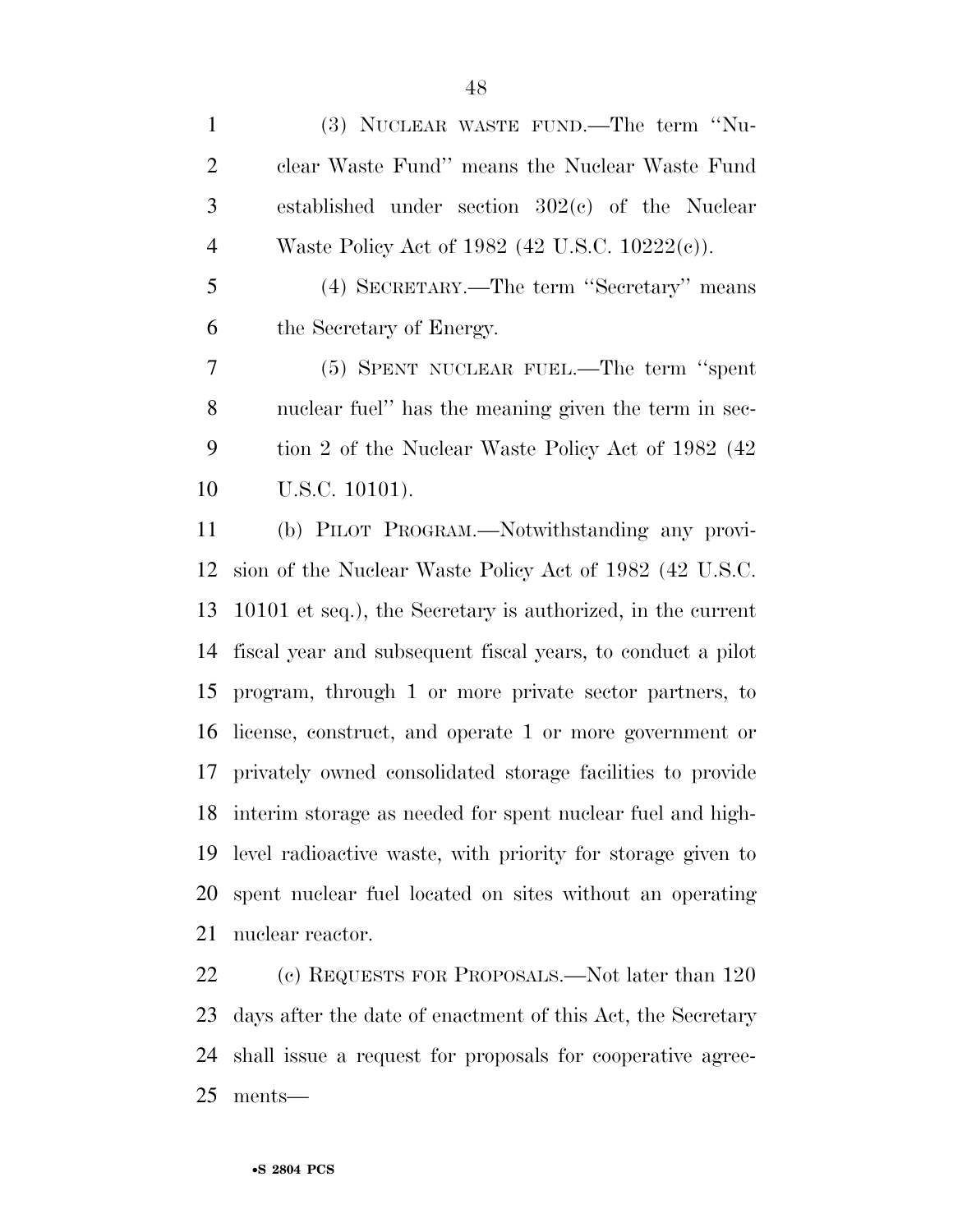(3) NUCLEAR WASTE FUND.—The term "Nuclear Waste Fund" means the Nuclear Waste Fund established under section 302(c) of the Nuclear Waste Policy Act of 1982 (42 U.S.C. 10222(c)).

(4) SECRETARY.—The term "Secretary" means the Secretary of Energy.

(5) SPENT NUCLEAR FUEL.—The term "spent nuclear fuel" has the meaning given the term in section 2 of the Nuclear Waste Policy Act of 1982 (42 U.S.C. 10101).

(b) PILOT PROGRAM.—Notwithstanding any provision of the Nuclear Waste Policy Act of 1982 (42 U.S.C. 10101 et seq.), the Secretary is authorized, in the current fiscal year and subsequent fiscal years, to conduct a pilot program, through 1 or more private sector partners, to license, construct, and operate 1 or more government or privately owned consolidated storage facilities to provide interim storage as needed for spent nuclear fuel and high-level radioactive waste, with priority for storage given to spent nuclear fuel located on sites without an operating nuclear reactor.

(c) REQUESTS FOR PROPOSALS.—Not later than 120 days after the date of enactment of this Act, the Secretary shall issue a request for proposals for cooperative agreements—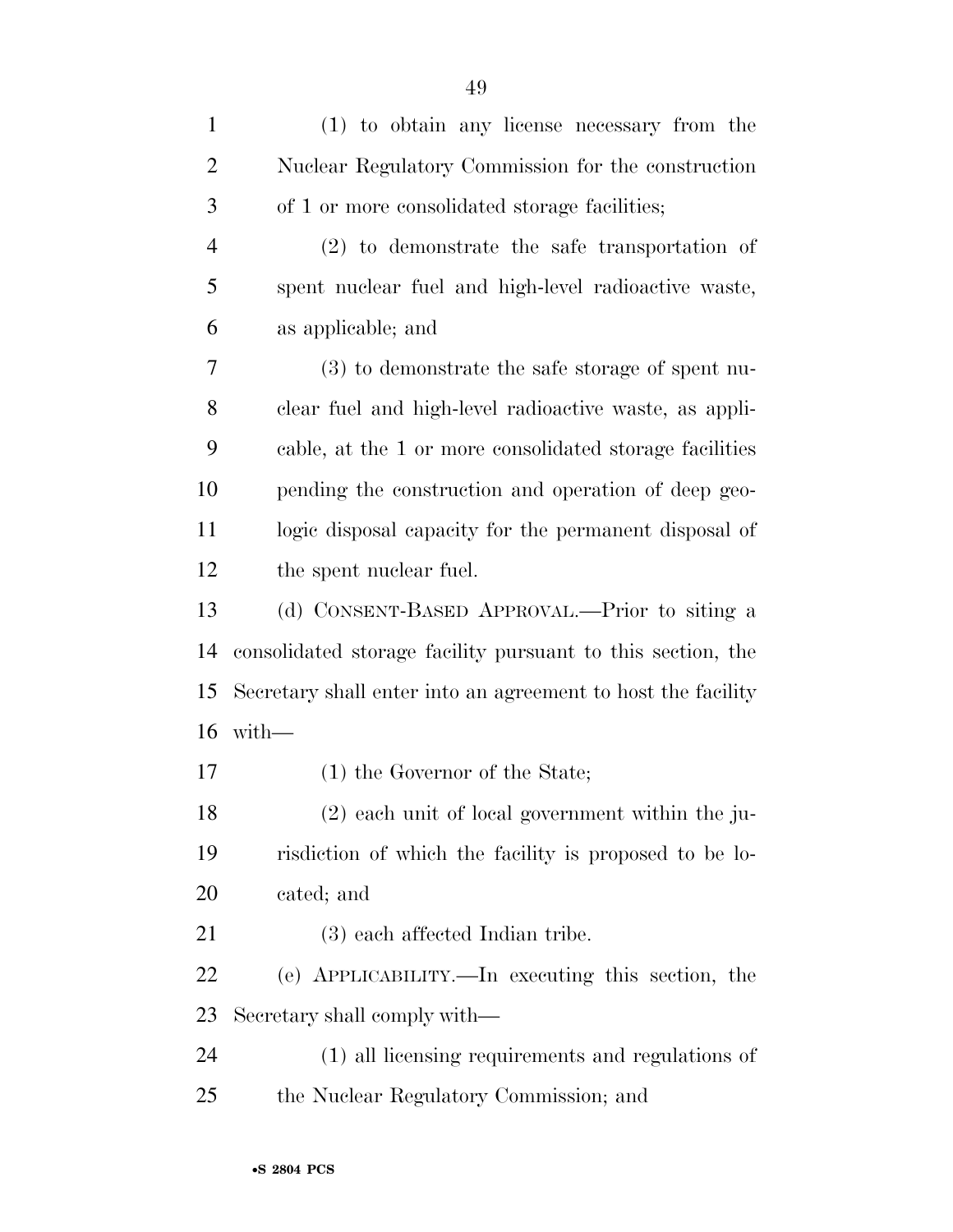(1) to obtain any license necessary from the Nuclear Regulatory Commission for the construction of 1 or more consolidated storage facilities;

(2) to demonstrate the safe transportation of spent nuclear fuel and high-level radioactive waste, as applicable; and

(3) to demonstrate the safe storage of spent nuclear fuel and high-level radioactive waste, as applicable, at the 1 or more consolidated storage facilities pending the construction and operation of deep geologic disposal capacity for the permanent disposal of the spent nuclear fuel.

(d) CONSENT-BASED APPROVAL.—Prior to siting a consolidated storage facility pursuant to this section, the Secretary shall enter into an agreement to host the facility with—

(1) the Governor of the State;

(2) each unit of local government within the jurisdiction of which the facility is proposed to be located; and

(3) each affected Indian tribe.

(e) APPLICABILITY.—In executing this section, the Secretary shall comply with—

(1) all licensing requirements and regulations of the Nuclear Regulatory Commission; and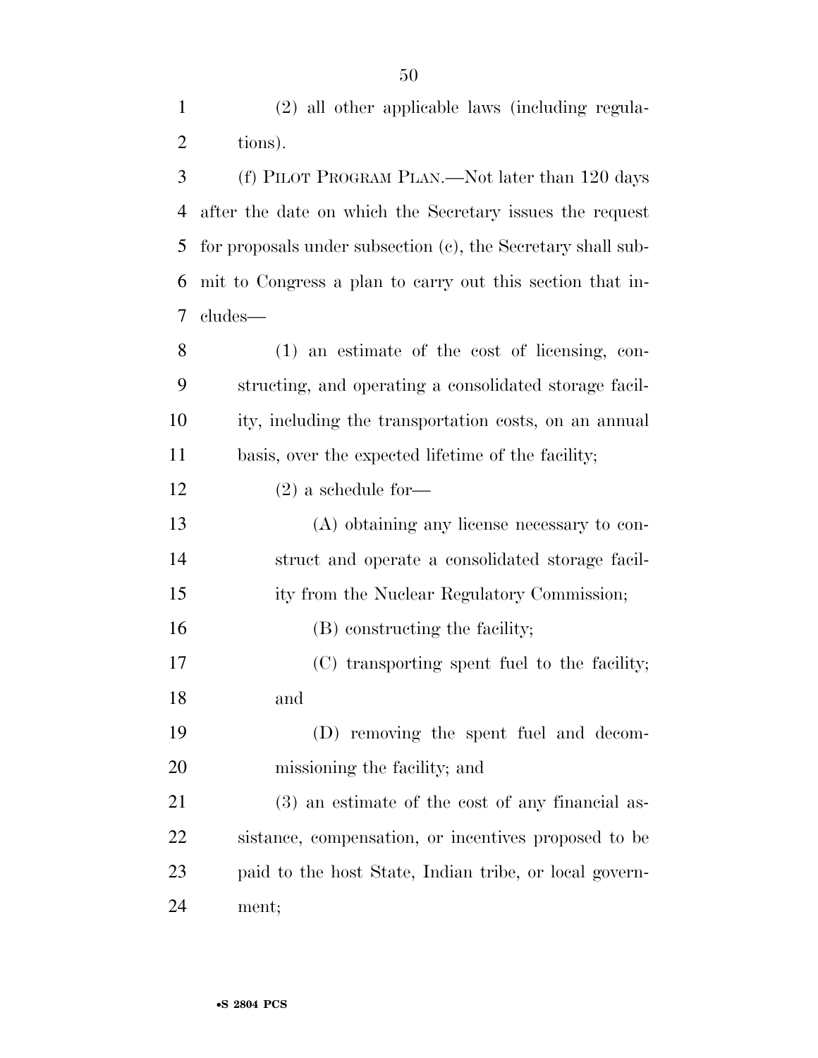(2) all other applicable laws (including regulations).

(f) PILOT PROGRAM PLAN.—Not later than 120 days after the date on which the Secretary issues the request for proposals under subsection (c), the Secretary shall submit to Congress a plan to carry out this section that includes—

(1) an estimate of the cost of licensing, constructing, and operating a consolidated storage facility, including the transportation costs, on an annual basis, over the expected lifetime of the facility;

(2) a schedule for—

(A) obtaining any license necessary to construct and operate a consolidated storage facility from the Nuclear Regulatory Commission;

(B) constructing the facility;

(C) transporting spent fuel to the facility; and

(D) removing the spent fuel and decommissioning the facility; and

(3) an estimate of the cost of any financial assistance, compensation, or incentives proposed to be paid to the host State, Indian tribe, or local government;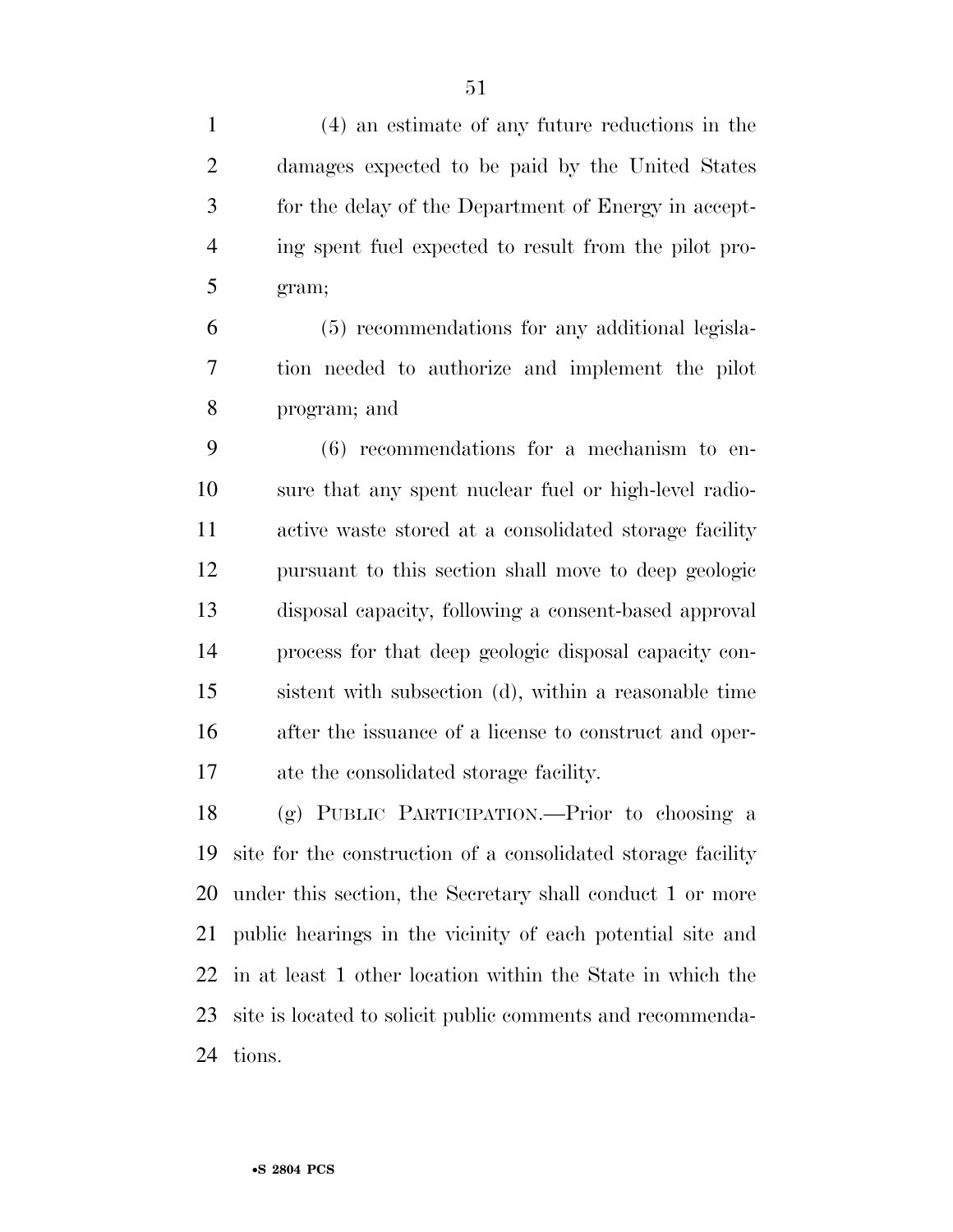(4) an estimate of any future reductions in the damages expected to be paid by the United States for the delay of the Department of Energy in accepting spent fuel expected to result from the pilot program;

(5) recommendations for any additional legislation needed to authorize and implement the pilot program; and

(6) recommendations for a mechanism to ensure that any spent nuclear fuel or high-level radioactive waste stored at a consolidated storage facility pursuant to this section shall move to deep geologic disposal capacity, following a consent-based approval process for that deep geologic disposal capacity consistent with subsection (d), within a reasonable time after the issuance of a license to construct and operate the consolidated storage facility.

(g) PUBLIC PARTICIPATION.—Prior to choosing a site for the construction of a consolidated storage facility under this section, the Secretary shall conduct 1 or more public hearings in the vicinity of each potential site and in at least 1 other location within the State in which the site is located to solicit public comments and recommendations.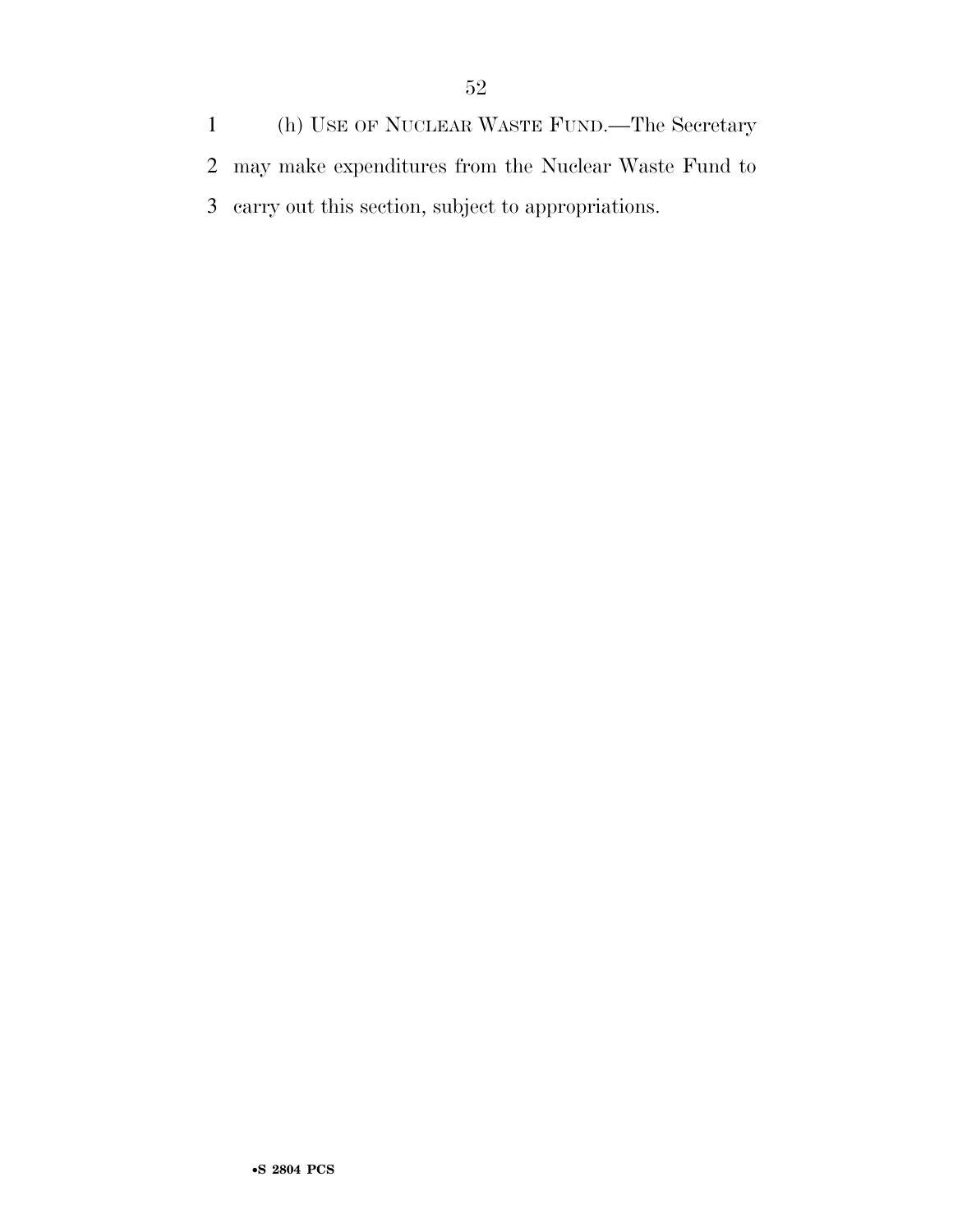(h) USE OF NUCLEAR WASTE FUND.—The Secretary may make expenditures from the Nuclear Waste Fund to carry out this section, subject to appropriations.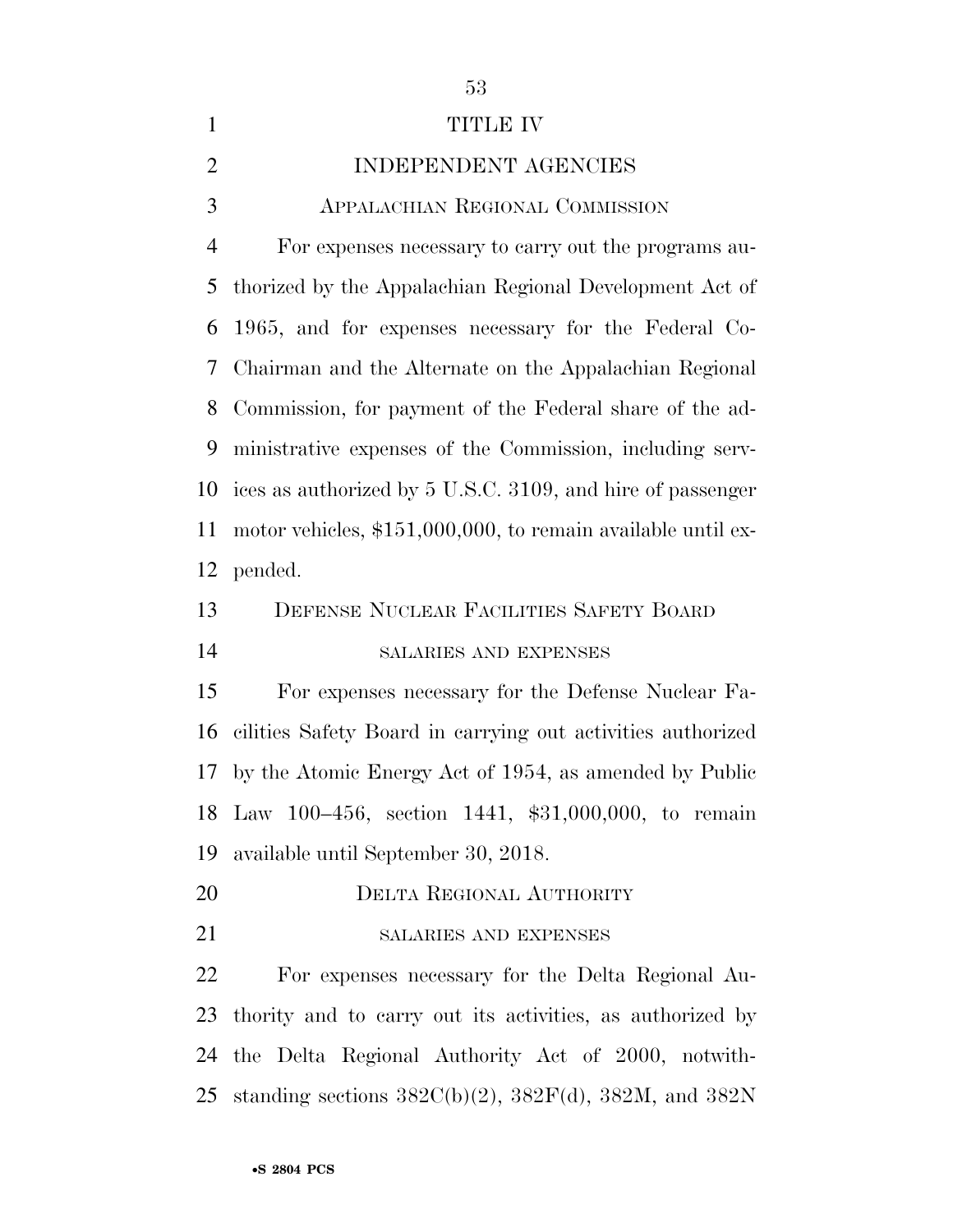# TITLE IV

## INDEPENDENT AGENCIES

### APPALACHIAN REGIONAL COMMISSION

For expenses necessary to carry out the programs authorized by the Appalachian Regional Development Act of 1965, and for expenses necessary for the Federal Co-Chairman and the Alternate on the Appalachian Regional Commission, for payment of the Federal share of the administrative expenses of the Commission, including services as authorized by 5 U.S.C. 3109, and hire of passenger motor vehicles, $151,000,000, to remain available until expended.

### DEFENSE NUCLEAR FACILITIES SAFETY BOARD

#### SALARIES AND EXPENSES

For expenses necessary for the Defense Nuclear Facilities Safety Board in carrying out activities authorized by the Atomic Energy Act of 1954, as amended by Public Law 100–456, section 1441, $31,000,000, to remain available until September 30, 2018.

### DELTA REGIONAL AUTHORITY

#### SALARIES AND EXPENSES

For expenses necessary for the Delta Regional Authority and to carry out its activities, as authorized by the Delta Regional Authority Act of 2000, notwithstanding sections 382C(b)(2), 382F(d), 382M, and 382N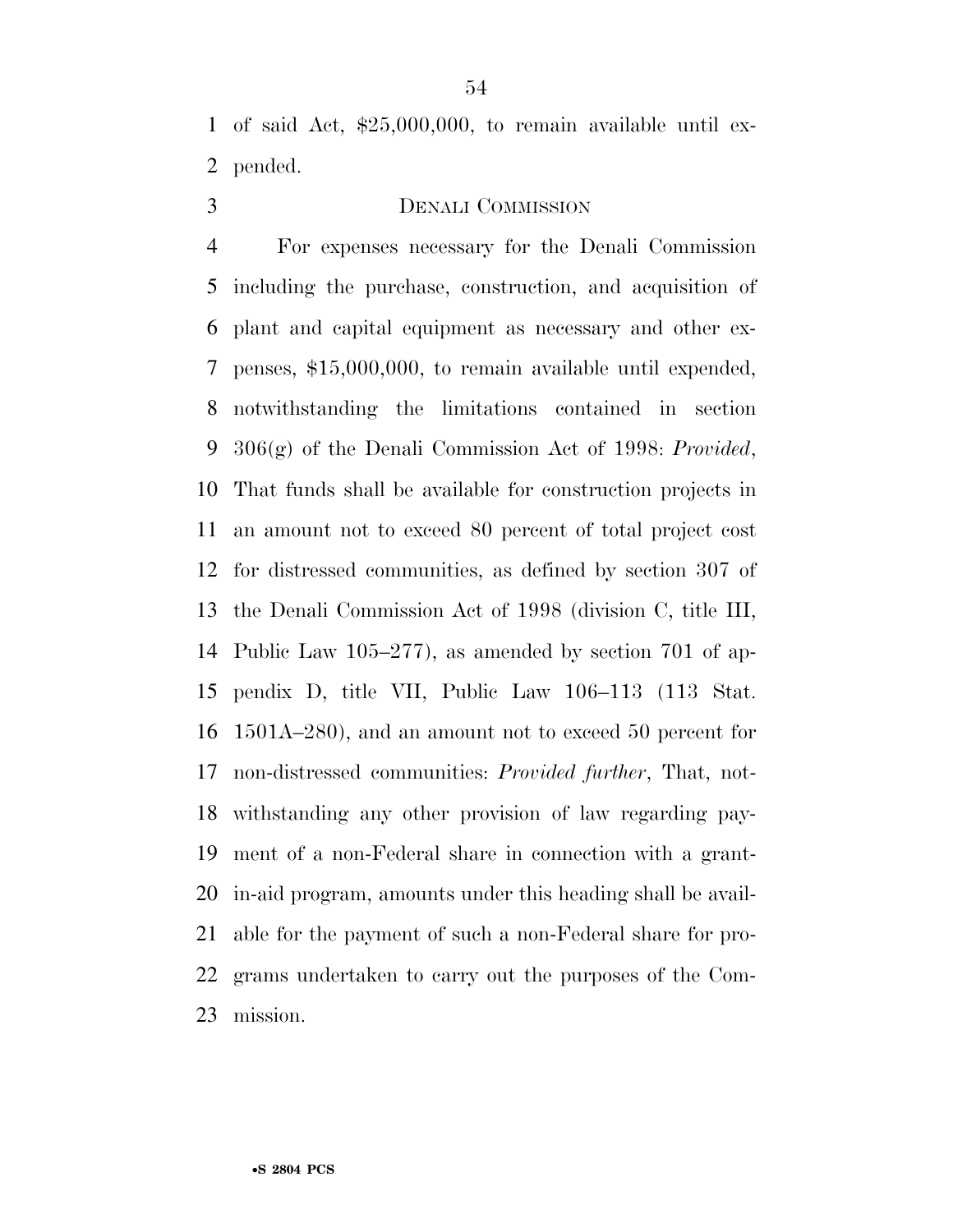of said Act, $25,000,000, to remain available until expended.

DENALI COMMISSION

For expenses necessary for the Denali Commission including the purchase, construction, and acquisition of plant and capital equipment as necessary and other expenses, $15,000,000, to remain available until expended, notwithstanding the limitations contained in section 306(g) of the Denali Commission Act of 1998: *Provided*, That funds shall be available for construction projects in an amount not to exceed 80 percent of total project cost for distressed communities, as defined by section 307 of the Denali Commission Act of 1998 (division C, title III, Public Law 105–277), as amended by section 701 of appendix D, title VII, Public Law 106–113 (113 Stat. 1501A–280), and an amount not to exceed 50 percent for non-distressed communities: *Provided further*, That, notwithstanding any other provision of law regarding payment of a non-Federal share in connection with a grant-in-aid program, amounts under this heading shall be available for the payment of such a non-Federal share for programs undertaken to carry out the purposes of the Commission.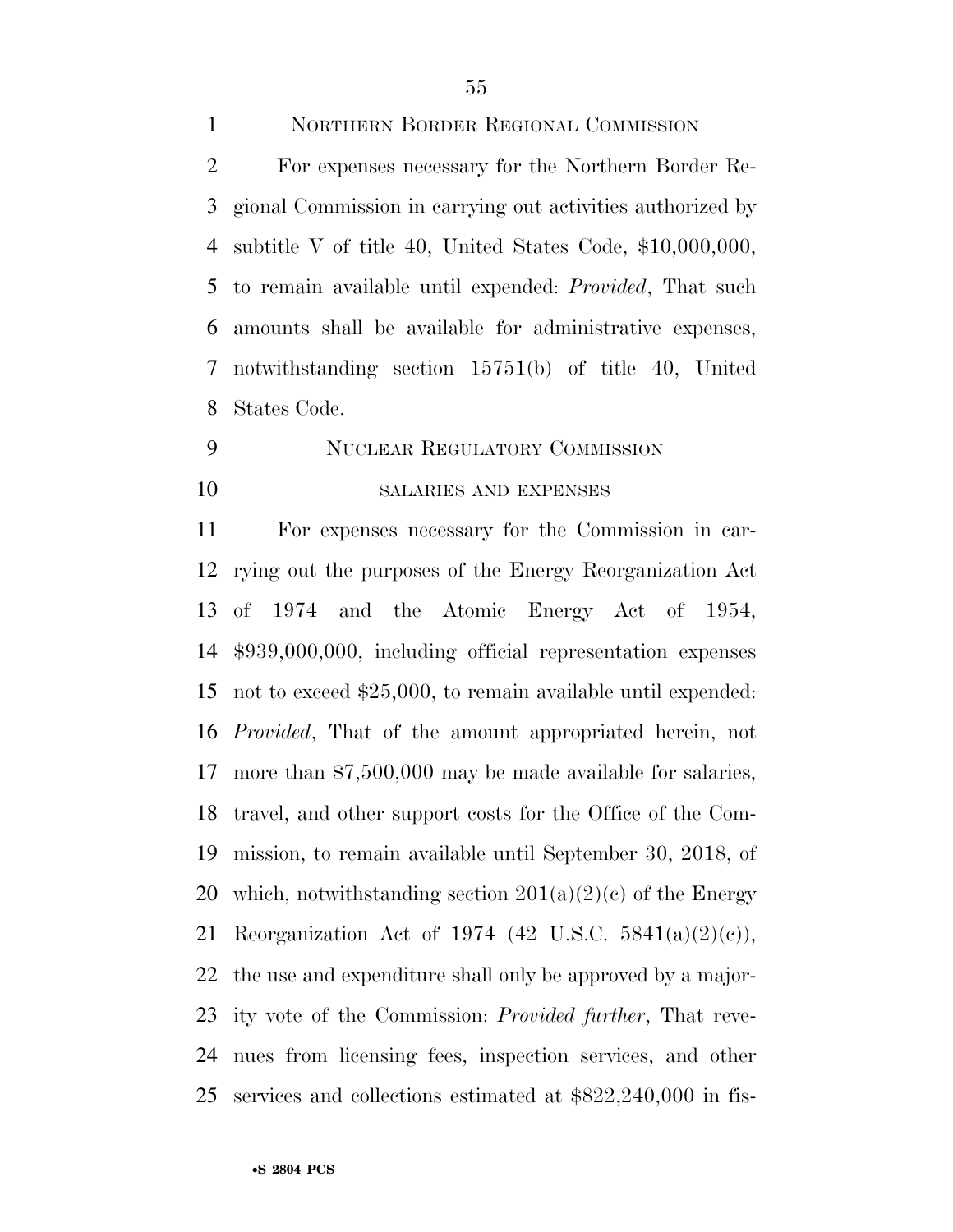NORTHERN BORDER REGIONAL COMMISSION

For expenses necessary for the Northern Border Regional Commission in carrying out activities authorized by subtitle V of title 40, United States Code, $10,000,000, to remain available until expended: *Provided*, That such amounts shall be available for administrative expenses, notwithstanding section 15751(b) of title 40, United States Code.

NUCLEAR REGULATORY COMMISSION

SALARIES AND EXPENSES

For expenses necessary for the Commission in carrying out the purposes of the Energy Reorganization Act of 1974 and the Atomic Energy Act of 1954, $939,000,000, including official representation expenses not to exceed $25,000, to remain available until expended: *Provided*, That of the amount appropriated herein, not more than $7,500,000 may be made available for salaries, travel, and other support costs for the Office of the Commission, to remain available until September 30, 2018, of which, notwithstanding section 201(a)(2)(c) of the Energy Reorganization Act of 1974 (42 U.S.C. 5841(a)(2)(c)), the use and expenditure shall only be approved by a majority vote of the Commission: *Provided further*, That revenues from licensing fees, inspection services, and other services and collections estimated at $822,240,000 in fis-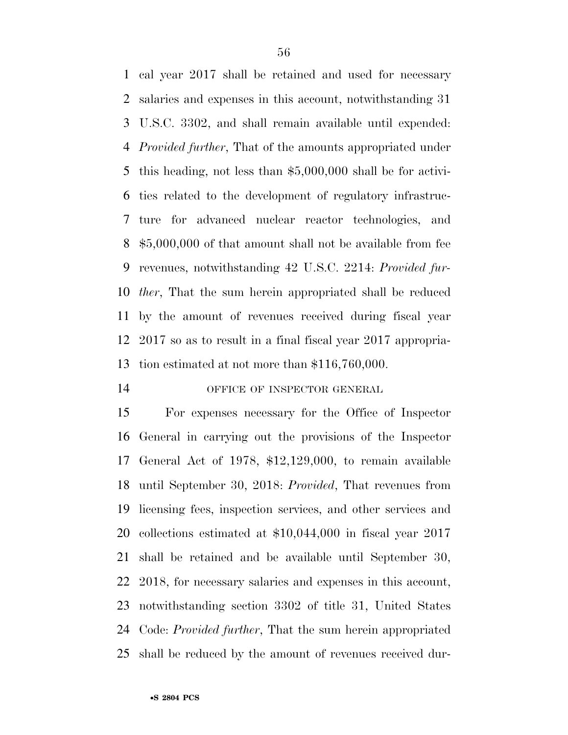cal year 2017 shall be retained and used for necessary salaries and expenses in this account, notwithstanding 31 U.S.C. 3302, and shall remain available until expended: *Provided further*, That of the amounts appropriated under this heading, not less than $5,000,000 shall be for activities related to the development of regulatory infrastructure for advanced nuclear reactor technologies, and $5,000,000 of that amount shall not be available from fee revenues, notwithstanding 42 U.S.C. 2214: *Provided further*, That the sum herein appropriated shall be reduced by the amount of revenues received during fiscal year 2017 so as to result in a final fiscal year 2017 appropriation estimated at not more than $116,760,000.

OFFICE OF INSPECTOR GENERAL

For expenses necessary for the Office of Inspector General in carrying out the provisions of the Inspector General Act of 1978, $12,129,000, to remain available until September 30, 2018: *Provided*, That revenues from licensing fees, inspection services, and other services and collections estimated at $10,044,000 in fiscal year 2017 shall be retained and be available until September 30, 2018, for necessary salaries and expenses in this account, notwithstanding section 3302 of title 31, United States Code: *Provided further*, That the sum herein appropriated shall be reduced by the amount of revenues received dur-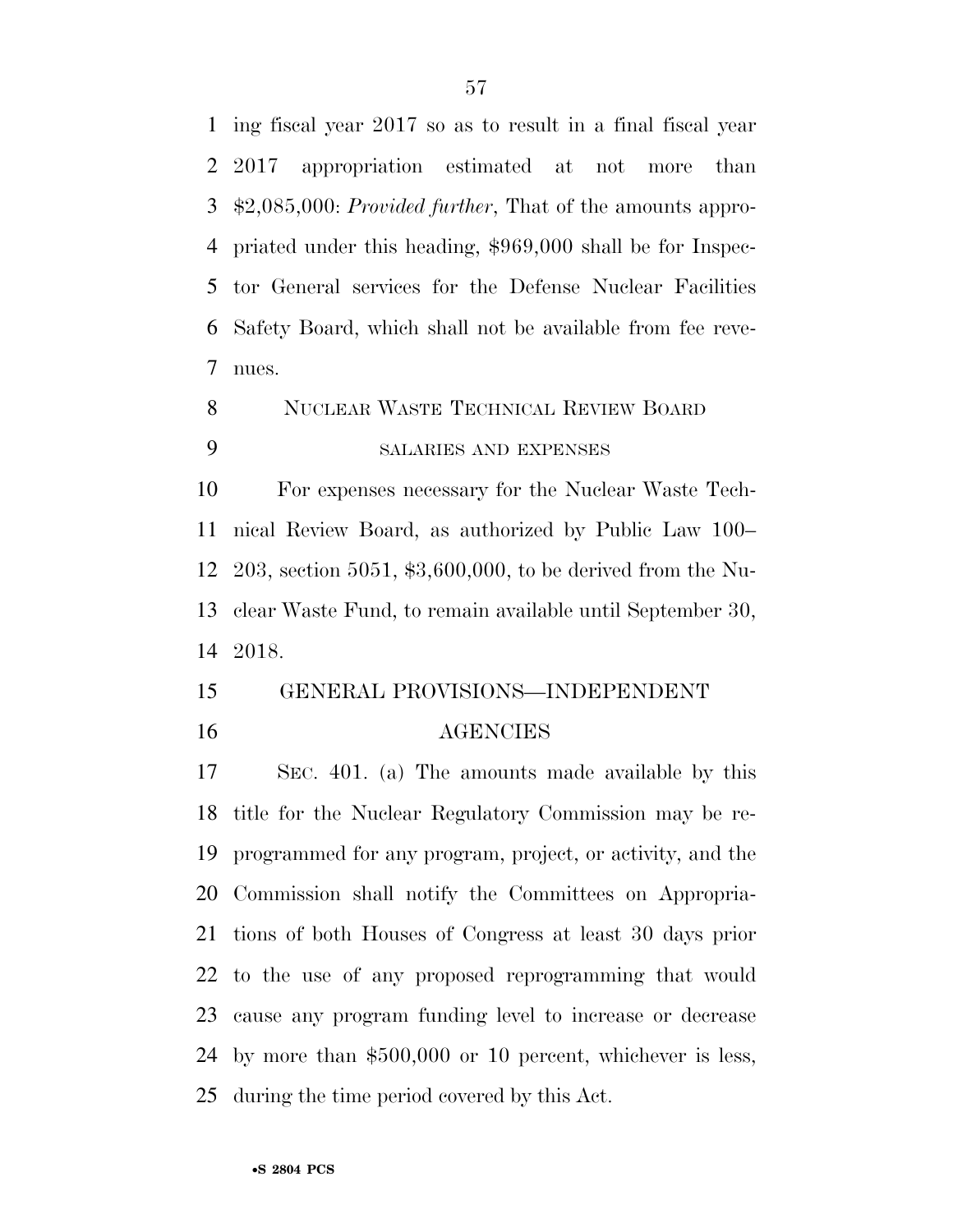ing fiscal year 2017 so as to result in a final fiscal year 2017 appropriation estimated at not more than $2,085,000: *Provided further*, That of the amounts appropriated under this heading, $969,000 shall be for Inspector General services for the Defense Nuclear Facilities Safety Board, which shall not be available from fee revenues.

## NUCLEAR WASTE TECHNICAL REVIEW BOARD

### SALARIES AND EXPENSES

For expenses necessary for the Nuclear Waste Technical Review Board, as authorized by Public Law 100–203, section 5051, $3,600,000, to be derived from the Nuclear Waste Fund, to remain available until September 30, 2018.

## GENERAL PROVISIONS—INDEPENDENT AGENCIES

SEC. 401. (a) The amounts made available by this title for the Nuclear Regulatory Commission may be reprogrammed for any program, project, or activity, and the Commission shall notify the Committees on Appropriations of both Houses of Congress at least 30 days prior to the use of any proposed reprogramming that would cause any program funding level to increase or decrease by more than $500,000 or 10 percent, whichever is less, during the time period covered by this Act.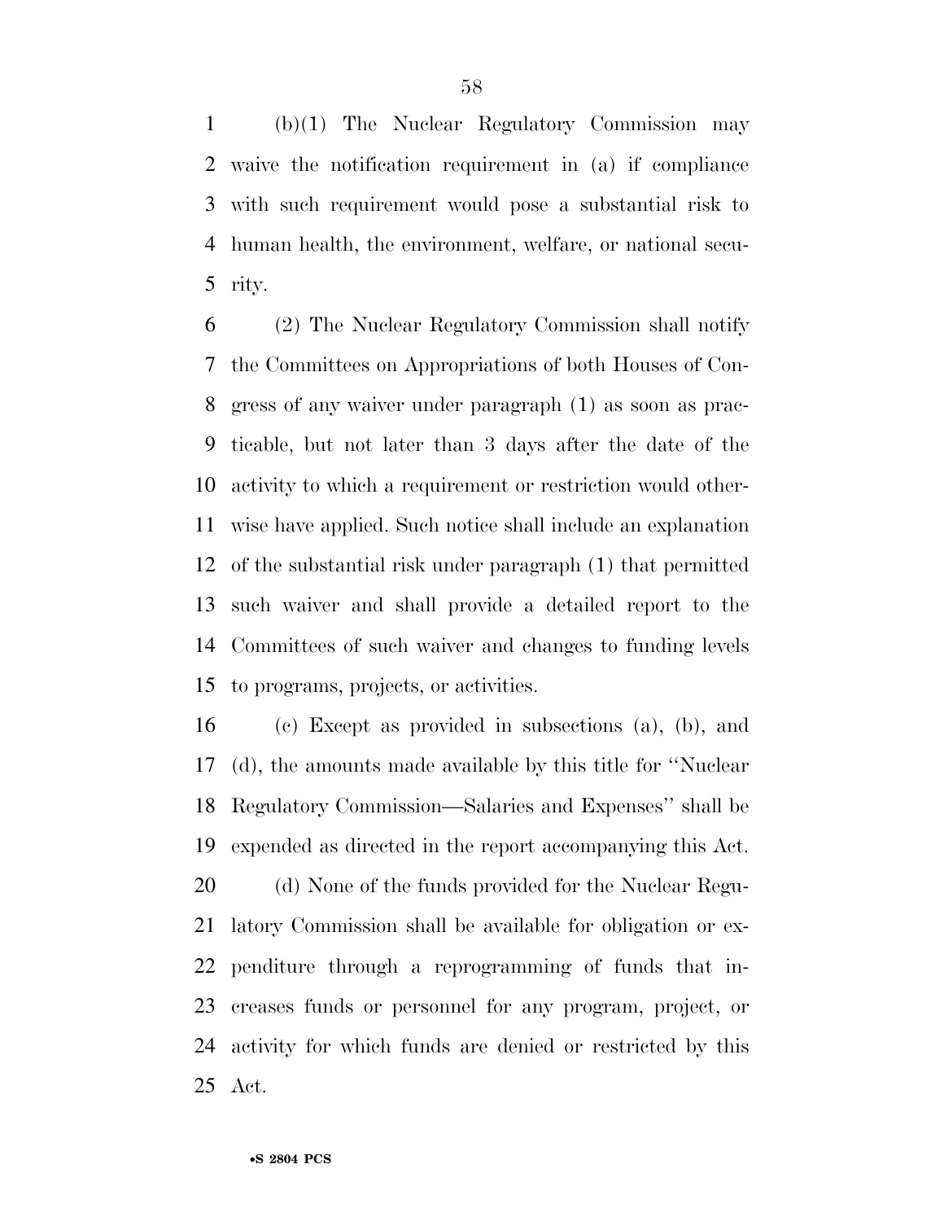(b)(1) The Nuclear Regulatory Commission may waive the notification requirement in (a) if compliance with such requirement would pose a substantial risk to human health, the environment, welfare, or national security.

(2) The Nuclear Regulatory Commission shall notify the Committees on Appropriations of both Houses of Congress of any waiver under paragraph (1) as soon as practicable, but not later than 3 days after the date of the activity to which a requirement or restriction would otherwise have applied. Such notice shall include an explanation of the substantial risk under paragraph (1) that permitted such waiver and shall provide a detailed report to the Committees of such waiver and changes to funding levels to programs, projects, or activities.

(c) Except as provided in subsections (a), (b), and (d), the amounts made available by this title for ''Nuclear Regulatory Commission—Salaries and Expenses'' shall be expended as directed in the report accompanying this Act.

(d) None of the funds provided for the Nuclear Regulatory Commission shall be available for obligation or expenditure through a reprogramming of funds that increases funds or personnel for any program, project, or activity for which funds are denied or restricted by this Act.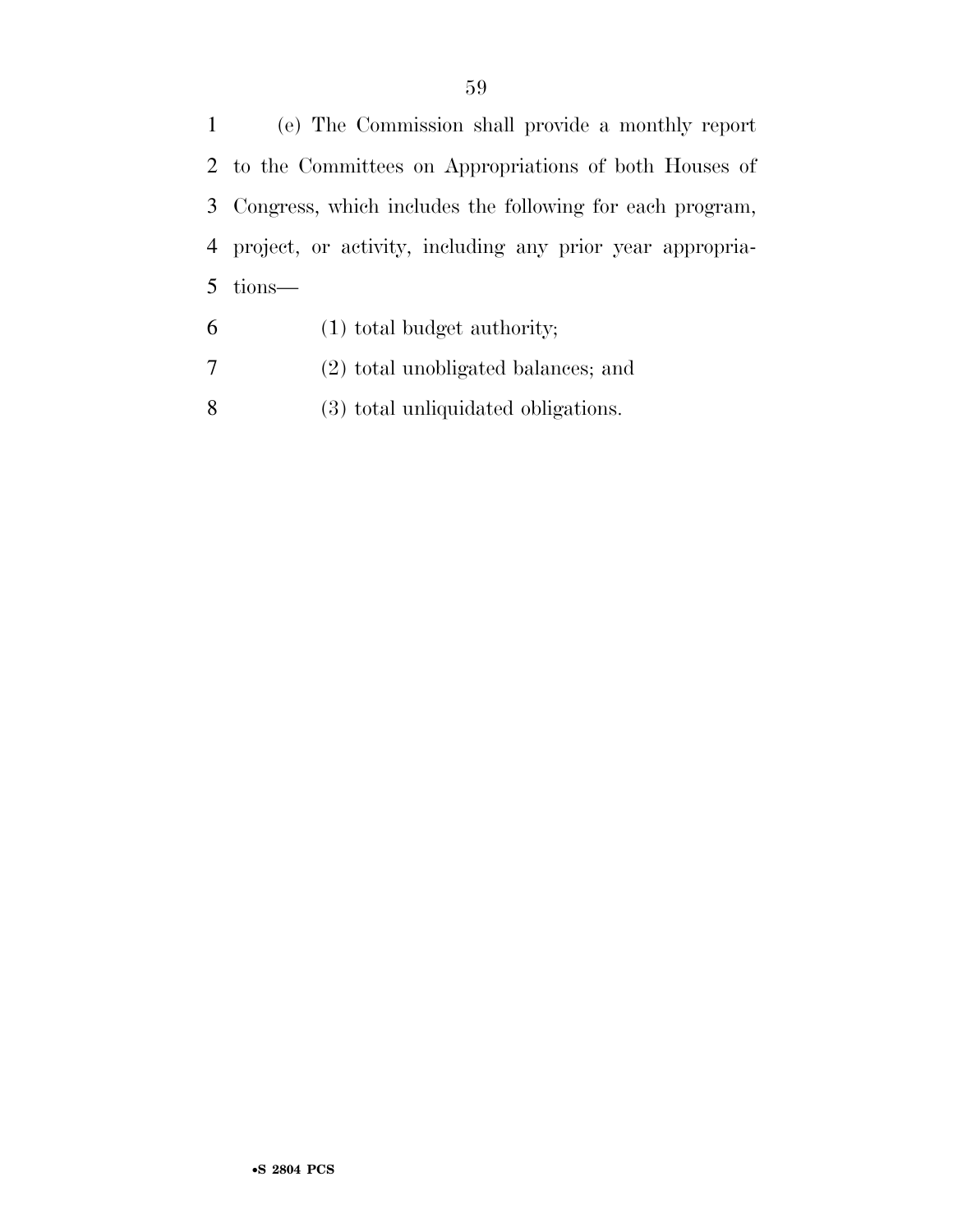(e) The Commission shall provide a monthly report to the Committees on Appropriations of both Houses of Congress, which includes the following for each program, project, or activity, including any prior year appropriations—

(1) total budget authority;

(2) total unobligated balances; and

(3) total unliquidated obligations.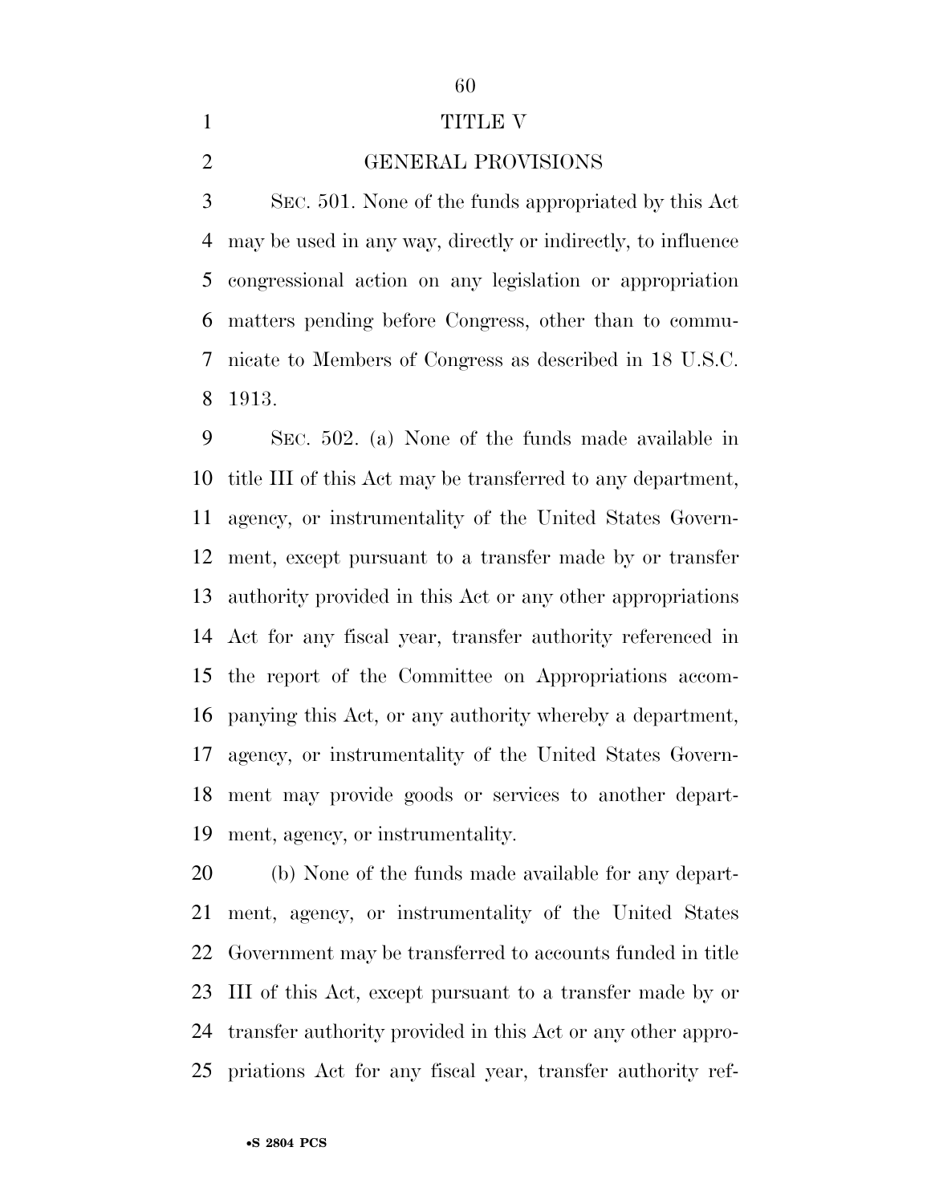# TITLE V

## GENERAL PROVISIONS

SEC. 501. None of the funds appropriated by this Act may be used in any way, directly or indirectly, to influence congressional action on any legislation or appropriation matters pending before Congress, other than to communicate to Members of Congress as described in 18 U.S.C. 1913.

SEC. 502. (a) None of the funds made available in title III of this Act may be transferred to any department, agency, or instrumentality of the United States Government, except pursuant to a transfer made by or transfer authority provided in this Act or any other appropriations Act for any fiscal year, transfer authority referenced in the report of the Committee on Appropriations accompanying this Act, or any authority whereby a department, agency, or instrumentality of the United States Government may provide goods or services to another department, agency, or instrumentality.

(b) None of the funds made available for any department, agency, or instrumentality of the United States Government may be transferred to accounts funded in title III of this Act, except pursuant to a transfer made by or transfer authority provided in this Act or any other appropriations Act for any fiscal year, transfer authority ref-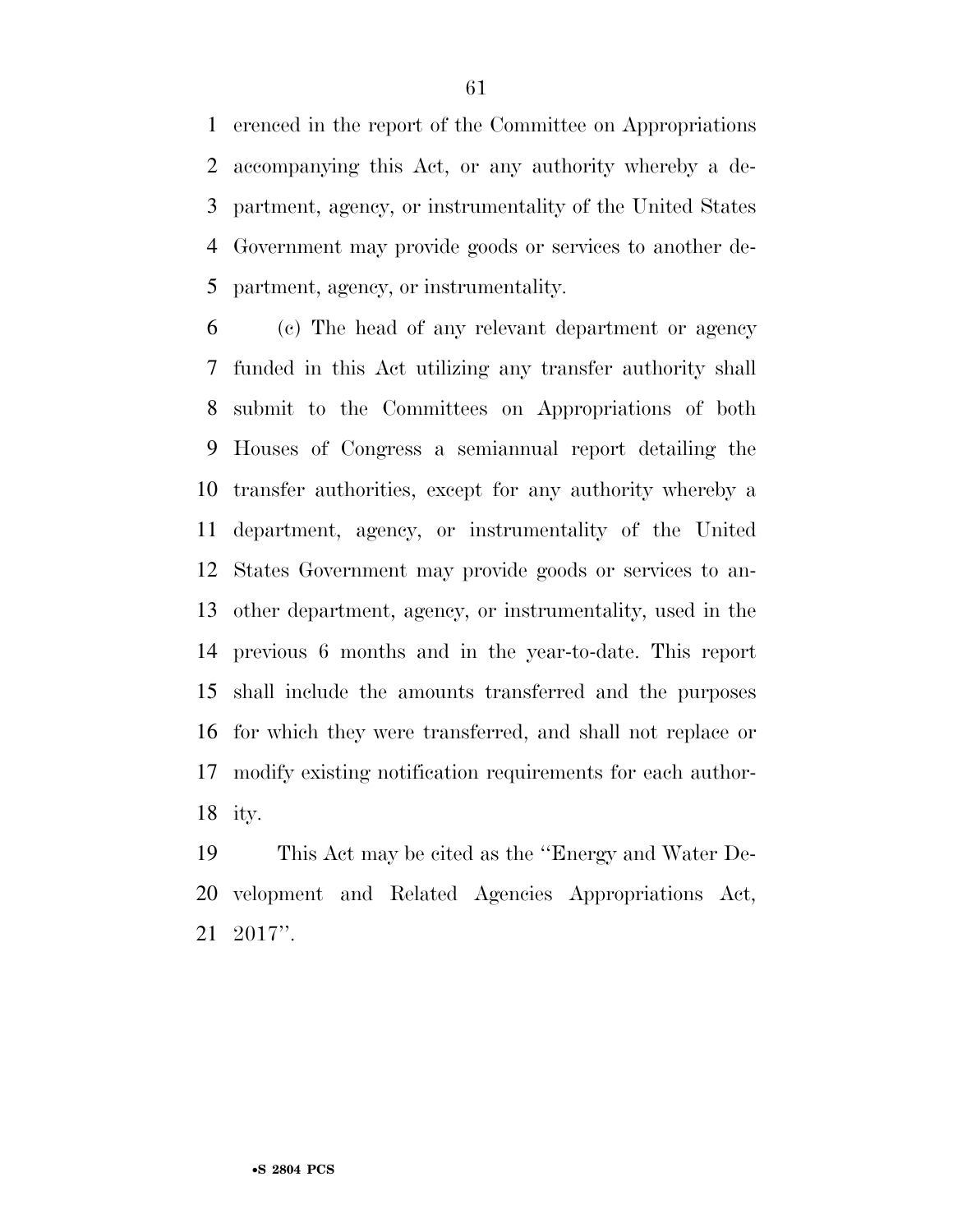erenced in the report of the Committee on Appropriations accompanying this Act, or any authority whereby a department, agency, or instrumentality of the United States Government may provide goods or services to another department, agency, or instrumentality.

(c) The head of any relevant department or agency funded in this Act utilizing any transfer authority shall submit to the Committees on Appropriations of both Houses of Congress a semiannual report detailing the transfer authorities, except for any authority whereby a department, agency, or instrumentality of the United States Government may provide goods or services to another department, agency, or instrumentality, used in the previous 6 months and in the year-to-date. This report shall include the amounts transferred and the purposes for which they were transferred, and shall not replace or modify existing notification requirements for each authority.

This Act may be cited as the "Energy and Water Development and Related Agencies Appropriations Act, 2017".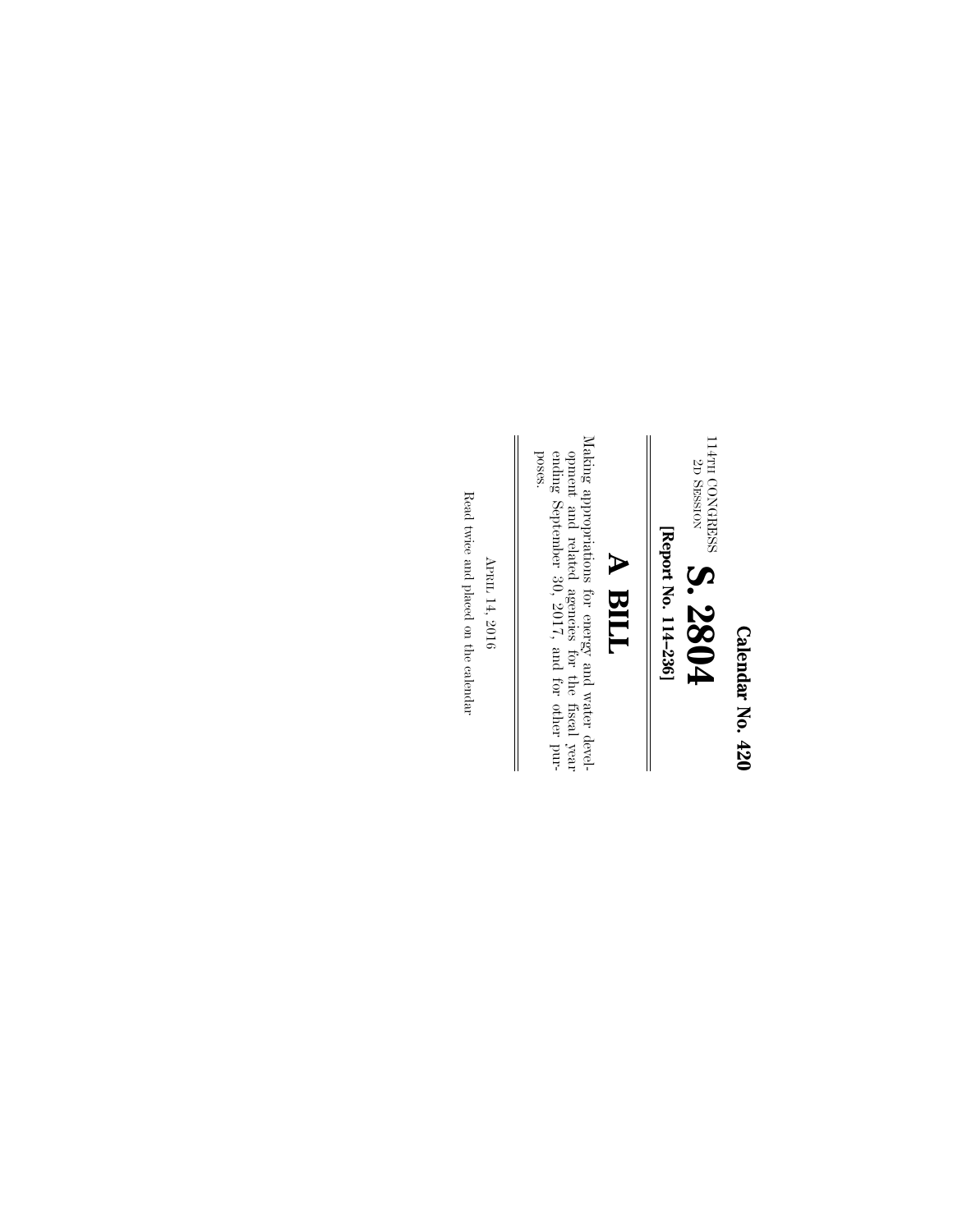Calendar No. 420

114TH CONGRESS
2D SESSION

# S. 2804

[Report No. 114–236]

# A BILL

Making appropriations for energy and water development and related agencies for the fiscal year ending September 30, 2017, and for other purposes.

APRIL 14, 2016

Read twice and placed on the calendar